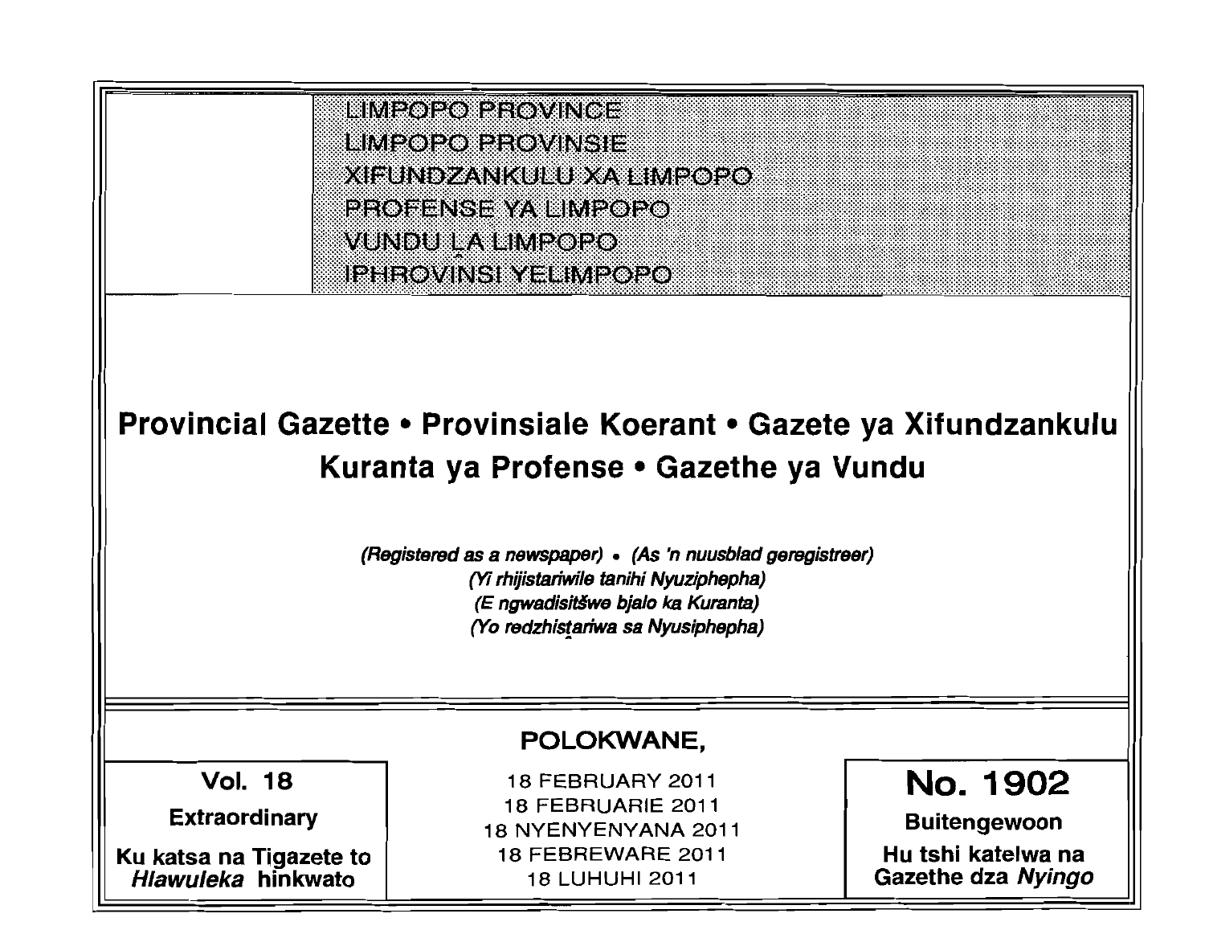LIMPOPO PROVINCE
LIMPOPO PROVINSIE
XIFUNDZANKULU XA LIMPOPO
PROFENSE YA LIMPOPO
VUNDU LA LIMPOPO
IPHROVINSI YELIMPOPO

# Provincial Gazette • Provinsiale Koerant • Gazete ya Xifundzankulu Kuranta ya Profense • Gazethe ya Vundu

*(Registered as a newspaper) • (As 'n nuusblad geregistreer)*
*(Yi rhijistariwile tanihi Nyuziphepha)*
*(E ngwadisitšwe bjalo ka Kuranta)*
*(Yo redzhistariwa sa Nyusiphepha)*

**POLOKWANE,**

| **Vol. 18** | 18 FEBRUARY 2011 | **No. 1902** |
|---|---|---|
| **Extraordinary** | 18 FEBRUARIE 2011 | **Buitengewoon** |
| **Ku katsa na Tigazete to *Hlawuleka* hinkwato** | 18 NYENYENYANA 2011 | **Hu tshi katelwa na Gazethe dza *Nyingo*** |
| | 18 FEBREWARE 2011 | |
| | 18 LUHUHI 2011 | |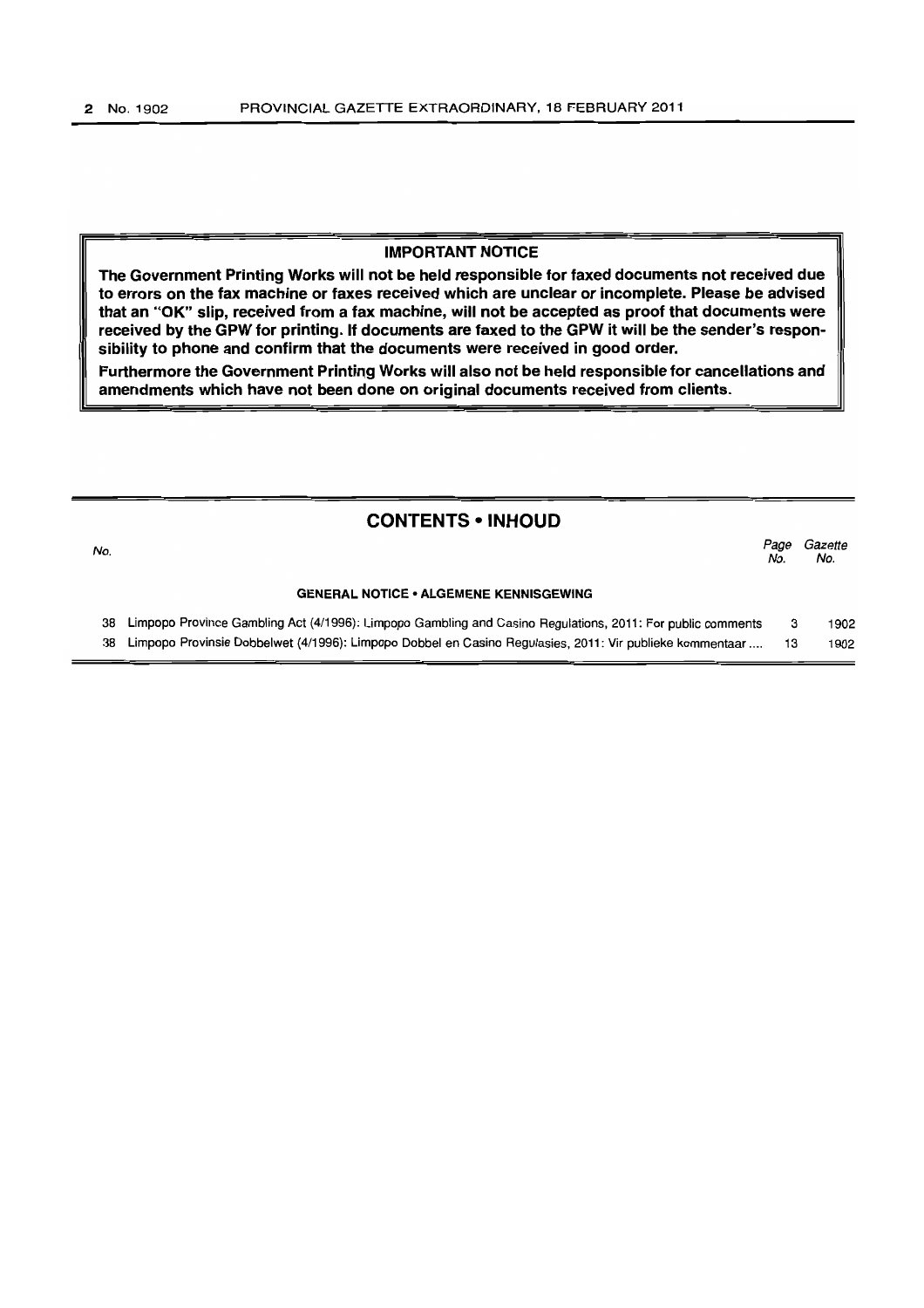## IMPORTANT NOTICE

**The Government Printing Works will not be held responsible for faxed documents not received due to errors on the fax machine or faxes received which are unclear or incomplete. Please be advised that an "OK" slip, received from a fax machine, will not be accepted as proof that documents were received by the GPW for printing. If documents are faxed to the GPW it will be the sender's responsibility to phone and confirm that the documents were received in good order.**

**Furthermore the Government Printing Works will also not be held responsible for cancellations and amendments which have not been done on original documents received from clients.**

## CONTENTS • INHOUD

| No. | | Page No. | Gazette No. |
|---|---|---|---|
| | **GENERAL NOTICE • ALGEMENE KENNISGEWING** | | |
| 38 | Limpopo Province Gambling Act (4/1996): Limpopo Gambling and Casino Regulations, 2011: For public comments | 3 | 1902 |
| 38 | Limpopo Provinsie Dobbelwet (4/1996): Limpopo Dobbel en Casino Regulasies, 2011: Vir publieke kommentaar .... | 13 | 1902 |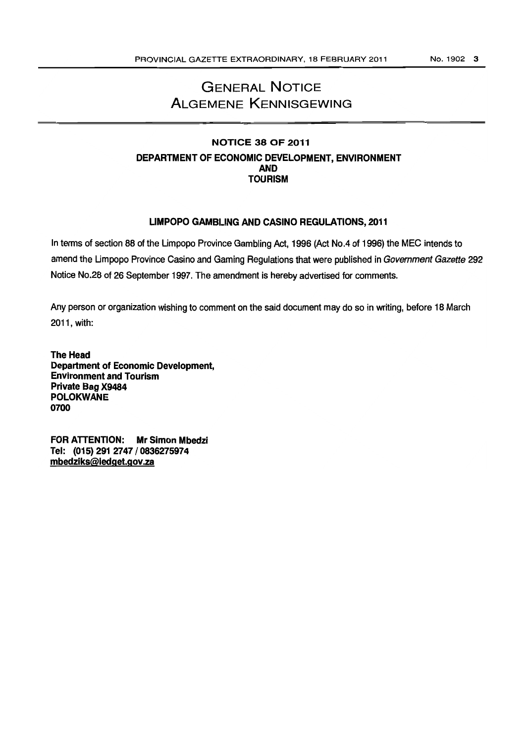# GENERAL NOTICE
# ALGEMENE KENNISGEWING

## NOTICE 38 OF 2011

## DEPARTMENT OF ECONOMIC DEVELOPMENT, ENVIRONMENT AND TOURISM

### LIMPOPO GAMBLING AND CASINO REGULATIONS, 2011

In terms of section 88 of the Limpopo Province Gambling Act, 1996 (Act No.4 of 1996) the MEC intends to amend the Limpopo Province Casino and Gaming Regulations that were published in *Government Gazette* 292 Notice No.28 of 26 September 1997. The amendment is hereby advertised for comments.

Any person or organization wishing to comment on the said document may do so in writing, before 18 March 2011, with:

**The Head**
**Department of Economic Development,**
**Environment and Tourism**
**Private Bag X9484**
**POLOKWANE**
**0700**

**FOR ATTENTION: Mr Simon Mbedzi**
**Tel: (015) 291 2747 / 0836275974**
**mbedziks@ledget.gov.za**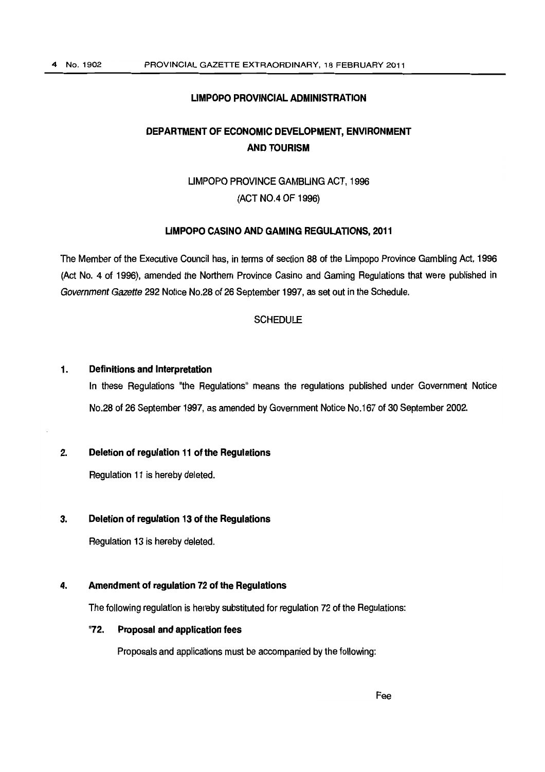**LIMPOPO PROVINCIAL ADMINISTRATION**

**DEPARTMENT OF ECONOMIC DEVELOPMENT, ENVIRONMENT AND TOURISM**

LIMPOPO PROVINCE GAMBLING ACT, 1996
(ACT NO.4 OF 1996)

**LIMPOPO CASINO AND GAMING REGULATIONS, 2011**

The Member of the Executive Council has, in terms of section 88 of the Limpopo Province Gambling Act, 1996 (Act No. 4 of 1996), amended the Northern Province Casino and Gaming Regulations that were published in *Government Gazette* 292 Notice No.28 of 26 September 1997, as set out in the Schedule.

SCHEDULE

**1. Definitions and Interpretation**

In these Regulations "the Regulations" means the regulations published under Government Notice No.28 of 26 September 1997, as amended by Government Notice No.167 of 30 September 2002.

**2. Deletion of regulation 11 of the Regulations**

Regulation 11 is hereby deleted.

**3. Deletion of regulation 13 of the Regulations**

Regulation 13 is hereby deleted.

**4. Amendment of regulation 72 of the Regulations**

The following regulation is hereby substituted for regulation 72 of the Regulations:

**"72. Proposal and application fees**

Proposals and applications must be accompanied by the following:

Fee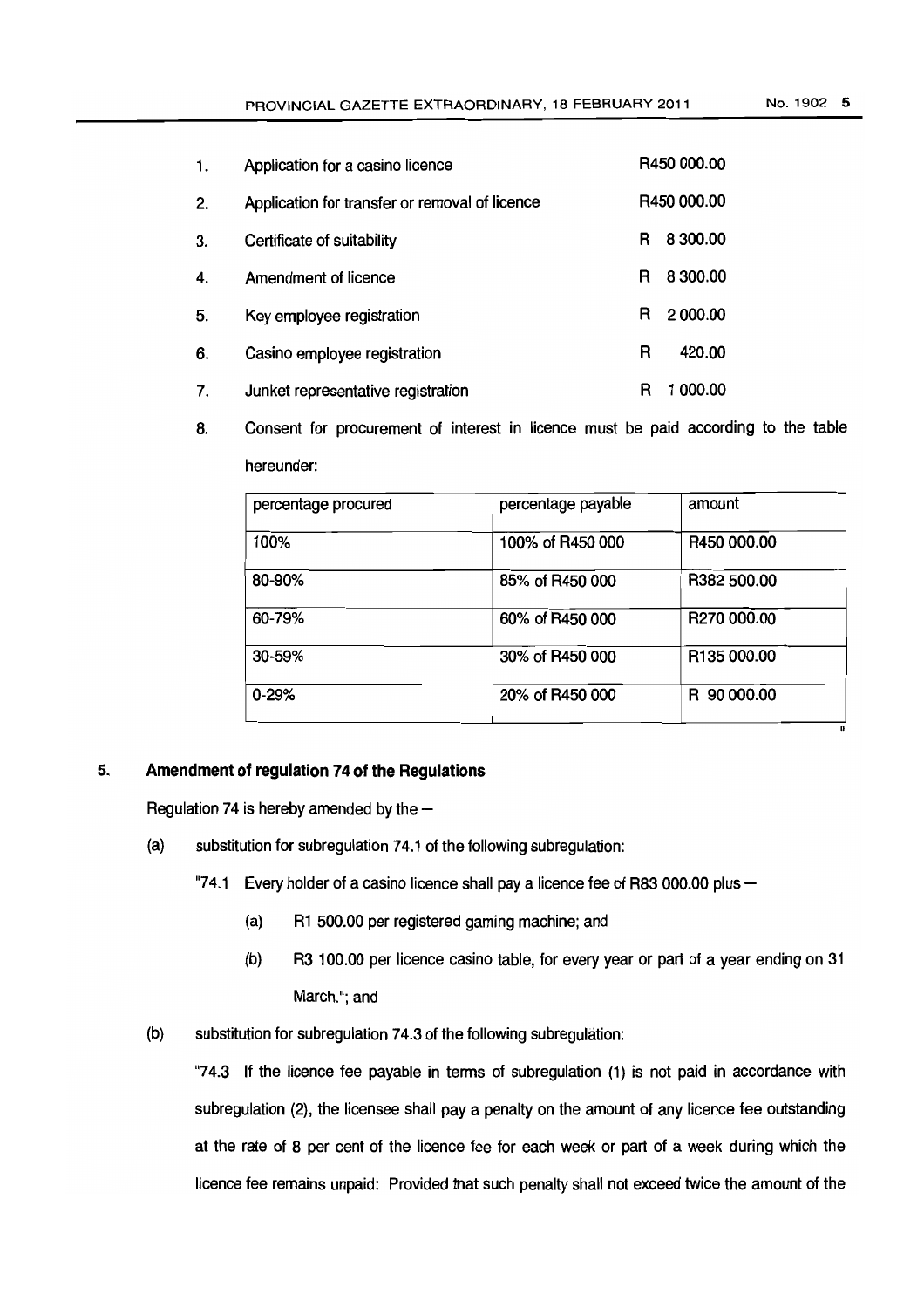| | | |
|---|---|---|
| 1. | Application for a casino licence | R450 000.00 |
| 2. | Application for transfer or removal of licence | R450 000.00 |
| 3. | Certificate of suitability | R 8 300.00 |
| 4. | Amendment of licence | R 8 300.00 |
| 5. | Key employee registration | R 2 000.00 |
| 6. | Casino employee registration | R 420.00 |
| 7. | Junket representative registration | R 1 000.00 |

8. Consent for procurement of interest in licence must be paid according to the table hereunder:

| percentage procured | percentage payable | amount |
|---|---|---|
| 100% | 100% of R450 000 | R450 000.00 |
| 80-90% | 85% of R450 000 | R382 500.00 |
| 60-79% | 60% of R450 000 | R270 000.00 |
| 30-59% | 30% of R450 000 | R135 000.00 |
| 0-29% | 20% of R450 000 | R 90 000.00 |

"

## 5. Amendment of regulation 74 of the Regulations

Regulation 74 is hereby amended by the –

(a) substitution for subregulation 74.1 of the following subregulation:

"74.1 Every holder of a casino licence shall pay a licence fee of R83 000.00 plus –

(a) R1 500.00 per registered gaming machine; and

(b) R3 100.00 per licence casino table, for every year or part of a year ending on 31 March."; and

(b) substitution for subregulation 74.3 of the following subregulation:

"74.3 If the licence fee payable in terms of subregulation (1) is not paid in accordance with subregulation (2), the licensee shall pay a penalty on the amount of any licence fee outstanding at the rate of 8 per cent of the licence fee for each week or part of a week during which the licence fee remains unpaid: Provided that such penalty shall not exceed twice the amount of the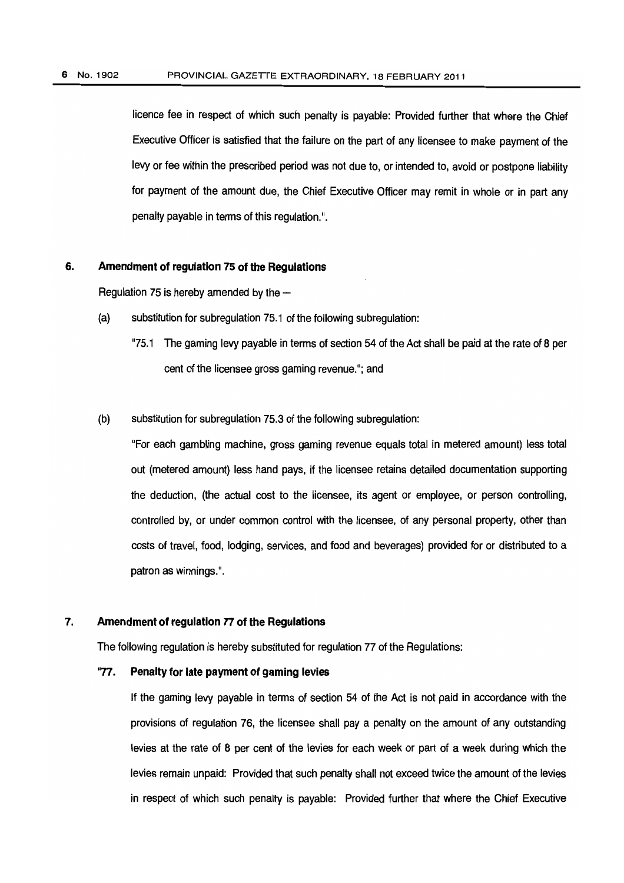licence fee in respect of which such penalty is payable: Provided further that where the Chief Executive Officer is satisfied that the failure on the part of any licensee to make payment of the levy or fee within the prescribed period was not due to, or intended to, avoid or postpone liability for payment of the amount due, the Chief Executive Officer may remit in whole or in part any penalty payable in terms of this regulation.".

### 6. Amendment of regulation 75 of the Regulations

Regulation 75 is hereby amended by the —

(a) substitution for subregulation 75.1 of the following subregulation:

"75.1 The gaming levy payable in terms of section 54 of the Act shall be paid at the rate of 8 per cent of the licensee gross gaming revenue."; and

(b) substitution for subregulation 75.3 of the following subregulation:

"For each gambling machine, gross gaming revenue equals total in metered amount) less total out (metered amount) less hand pays, if the licensee retains detailed documentation supporting the deduction, (the actual cost to the licensee, its agent or employee, or person controlling, controlled by, or under common control with the licensee, of any personal property, other than costs of travel, food, lodging, services, and food and beverages) provided for or distributed to a patron as winnings.".

### 7. Amendment of regulation 77 of the Regulations

The following regulation is hereby substituted for regulation 77 of the Regulations:

**"77. Penalty for late payment of gaming levies**

If the gaming levy payable in terms of section 54 of the Act is not paid in accordance with the provisions of regulation 76, the licensee shall pay a penalty on the amount of any outstanding levies at the rate of 8 per cent of the levies for each week or part of a week during which the levies remain unpaid: Provided that such penalty shall not exceed twice the amount of the levies in respect of which such penalty is payable: Provided further that where the Chief Executive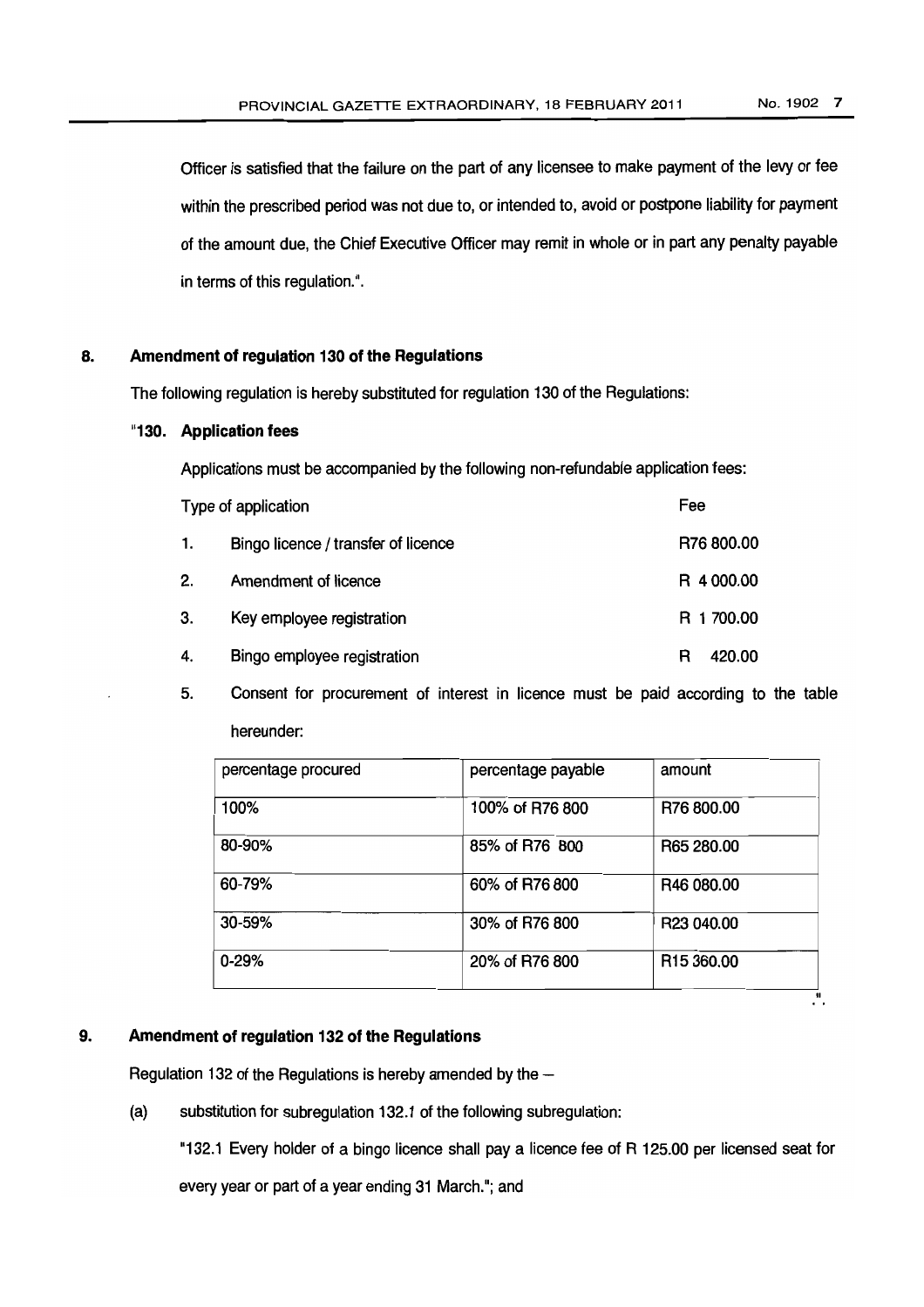Officer is satisfied that the failure on the part of any licensee to make payment of the levy or fee within the prescribed period was not due to, or intended to, avoid or postpone liability for payment of the amount due, the Chief Executive Officer may remit in whole or in part any penalty payable in terms of this regulation.".

## 8. Amendment of regulation 130 of the Regulations

The following regulation is hereby substituted for regulation 130 of the Regulations:

**"130. Application fees**

Applications must be accompanied by the following non-refundable application fees:

| Type of application | Fee |
|---|---|
| 1. Bingo licence / transfer of licence | R76 800.00 |
| 2. Amendment of licence | R 4 000.00 |
| 3. Key employee registration | R 1 700.00 |
| 4. Bingo employee registration | R 420.00 |

5. Consent for procurement of interest in licence must be paid according to the table hereunder:

| percentage procured | percentage payable | amount |
|---|---|---|
| 100% | 100% of R76 800 | R76 800.00 |
| 80-90% | 85% of R76 800 | R65 280.00 |
| 60-79% | 60% of R76 800 | R46 080.00 |
| 30-59% | 30% of R76 800 | R23 040.00 |
| 0-29% | 20% of R76 800 | R15 360.00 |

".

## 9. Amendment of regulation 132 of the Regulations

Regulation 132 of the Regulations is hereby amended by the –

(a) substitution for subregulation 132.1 of the following subregulation:

"132.1 Every holder of a bingo licence shall pay a licence fee of R 125.00 per licensed seat for every year or part of a year ending 31 March."; and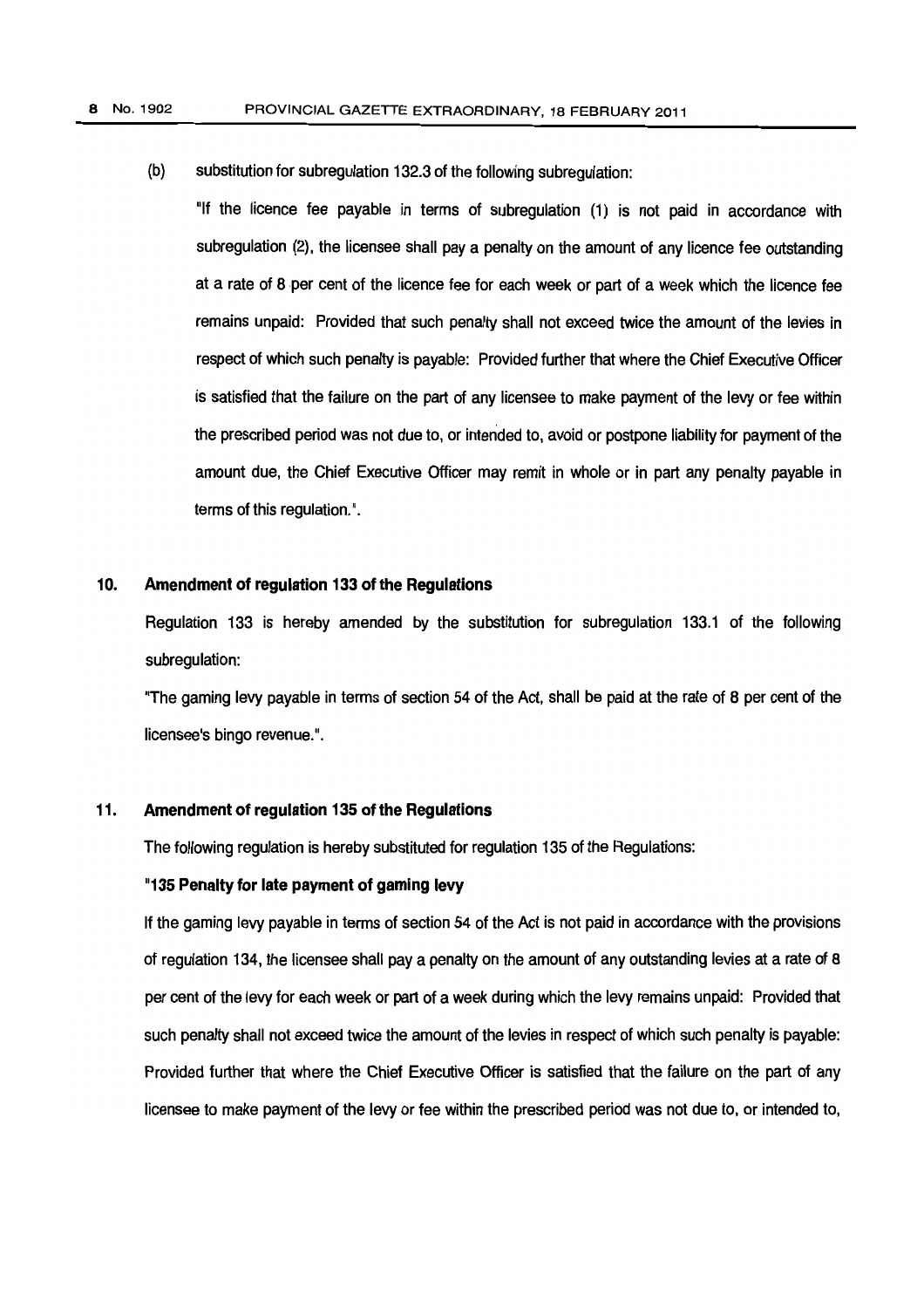(b) substitution for subregulation 132.3 of the following subregulation:

"If the licence fee payable in terms of subregulation (1) is not paid in accordance with subregulation (2), the licensee shall pay a penalty on the amount of any licence fee outstanding at a rate of 8 per cent of the licence fee for each week or part of a week which the licence fee remains unpaid: Provided that such penalty shall not exceed twice the amount of the levies in respect of which such penalty is payable: Provided further that where the Chief Executive Officer is satisfied that the failure on the part of any licensee to make payment of the levy or fee within the prescribed period was not due to, or intended to, avoid or postpone liability for payment of the amount due, the Chief Executive Officer may remit in whole or in part any penalty payable in terms of this regulation.".

## 10. Amendment of regulation 133 of the Regulations

Regulation 133 is hereby amended by the substitution for subregulation 133.1 of the following subregulation:

"The gaming levy payable in terms of section 54 of the Act, shall be paid at the rate of 8 per cent of the licensee's bingo revenue.".

## 11. Amendment of regulation 135 of the Regulations

The following regulation is hereby substituted for regulation 135 of the Regulations:

**"135 Penalty for late payment of gaming levy**

If the gaming levy payable in terms of section 54 of the Act is not paid in accordance with the provisions of regulation 134, the licensee shall pay a penalty on the amount of any outstanding levies at a rate of 8 per cent of the levy for each week or part of a week during which the levy remains unpaid: Provided that such penalty shall not exceed twice the amount of the levies in respect of which such penalty is payable: Provided further that where the Chief Executive Officer is satisfied that the failure on the part of any licensee to make payment of the levy or fee within the prescribed period was not due to, or intended to,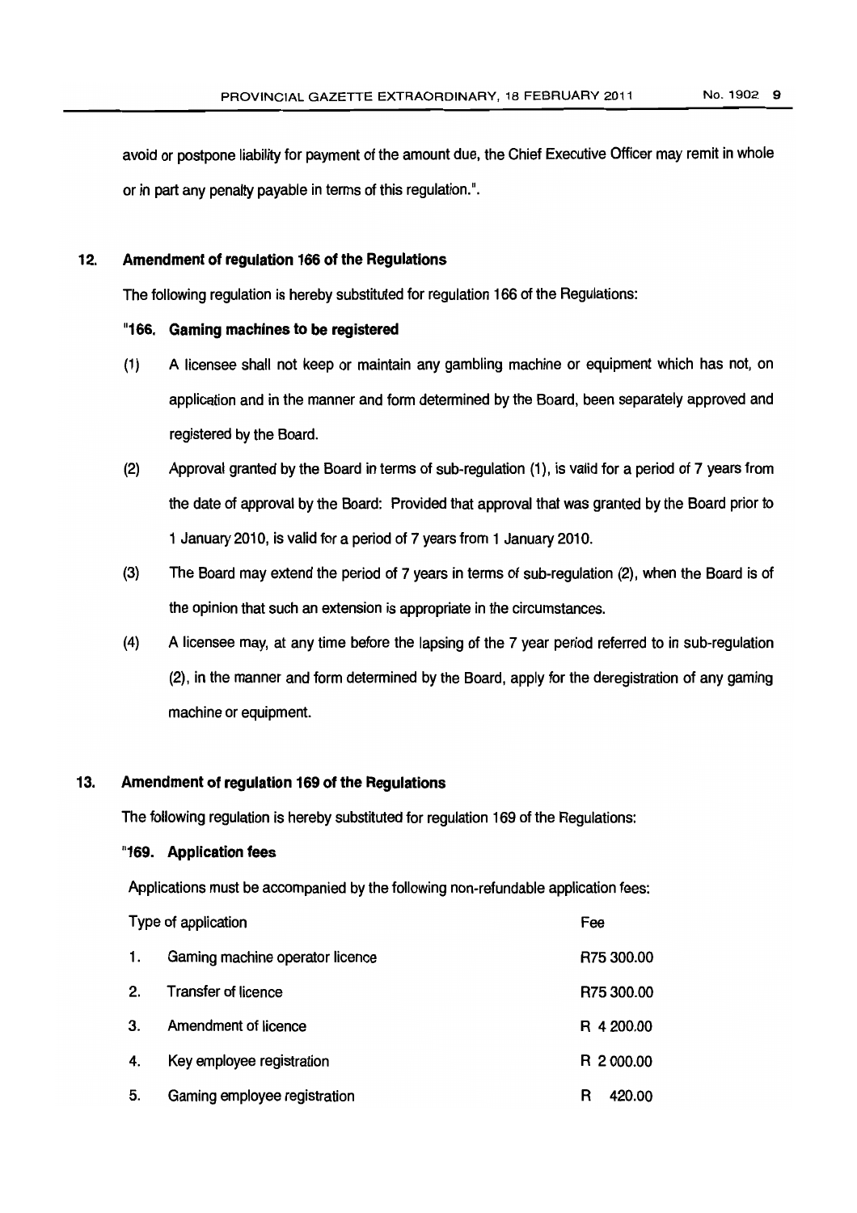avoid or postpone liability for payment of the amount due, the Chief Executive Officer may remit in whole or in part any penalty payable in terms of this regulation.".

## 12. Amendment of regulation 166 of the Regulations

The following regulation is hereby substituted for regulation 166 of the Regulations:

**"166. Gaming machines to be registered**

(1) A licensee shall not keep or maintain any gambling machine or equipment which has not, on application and in the manner and form determined by the Board, been separately approved and registered by the Board.

(2) Approval granted by the Board in terms of sub-regulation (1), is valid for a period of 7 years from the date of approval by the Board: Provided that approval that was granted by the Board prior to 1 January 2010, is valid for a period of 7 years from 1 January 2010.

(3) The Board may extend the period of 7 years in terms of sub-regulation (2), when the Board is of the opinion that such an extension is appropriate in the circumstances.

(4) A licensee may, at any time before the lapsing of the 7 year period referred to in sub-regulation (2), in the manner and form determined by the Board, apply for the deregistration of any gaming machine or equipment.

## 13. Amendment of regulation 169 of the Regulations

The following regulation is hereby substituted for regulation 169 of the Regulations:

**"169. Application fees**

Applications must be accompanied by the following non-refundable application fees:

| | Type of application | Fee |
|---|---|---|
| 1. | Gaming machine operator licence | R75 300.00 |
| 2. | Transfer of licence | R75 300.00 |
| 3. | Amendment of licence | R 4 200.00 |
| 4. | Key employee registration | R 2 000.00 |
| 5. | Gaming employee registration | R 420.00 |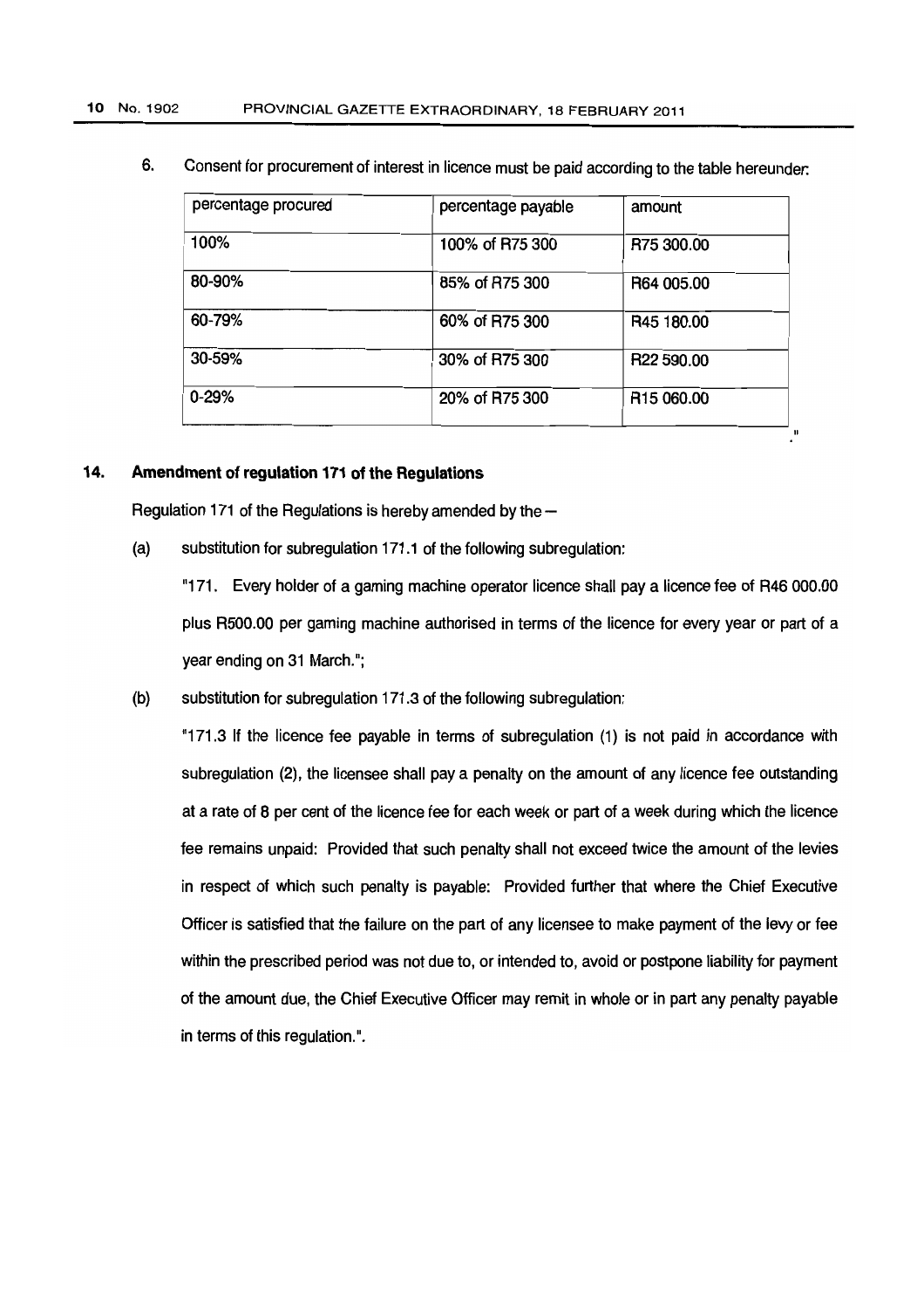6. Consent for procurement of interest in licence must be paid according to the table hereunder:

| percentage procured | percentage payable | amount |
|---|---|---|
| 100% | 100% of R75 300 | R75 300.00 |
| 80-90% | 85% of R75 300 | R64 005.00 |
| 60-79% | 60% of R75 300 | R45 180.00 |
| 30-59% | 30% of R75 300 | R22 590.00 |
| 0-29% | 20% of R75 300 | R15 060.00 |

."

**14. Amendment of regulation 171 of the Regulations**

Regulation 171 of the Regulations is hereby amended by the –

(a) substitution for subregulation 171.1 of the following subregulation:

"171. Every holder of a gaming machine operator licence shall pay a licence fee of R46 000.00 plus R500.00 per gaming machine authorised in terms of the licence for every year or part of a year ending on 31 March.";

(b) substitution for subregulation 171.3 of the following subregulation:

"171.3 If the licence fee payable in terms of subregulation (1) is not paid in accordance with subregulation (2), the licensee shall pay a penalty on the amount of any licence fee outstanding at a rate of 8 per cent of the licence fee for each week or part of a week during which the licence fee remains unpaid: Provided that such penalty shall not exceed twice the amount of the levies in respect of which such penalty is payable: Provided further that where the Chief Executive Officer is satisfied that the failure on the part of any licensee to make payment of the levy or fee within the prescribed period was not due to, or intended to, avoid or postpone liability for payment of the amount due, the Chief Executive Officer may remit in whole or in part any penalty payable in terms of this regulation.".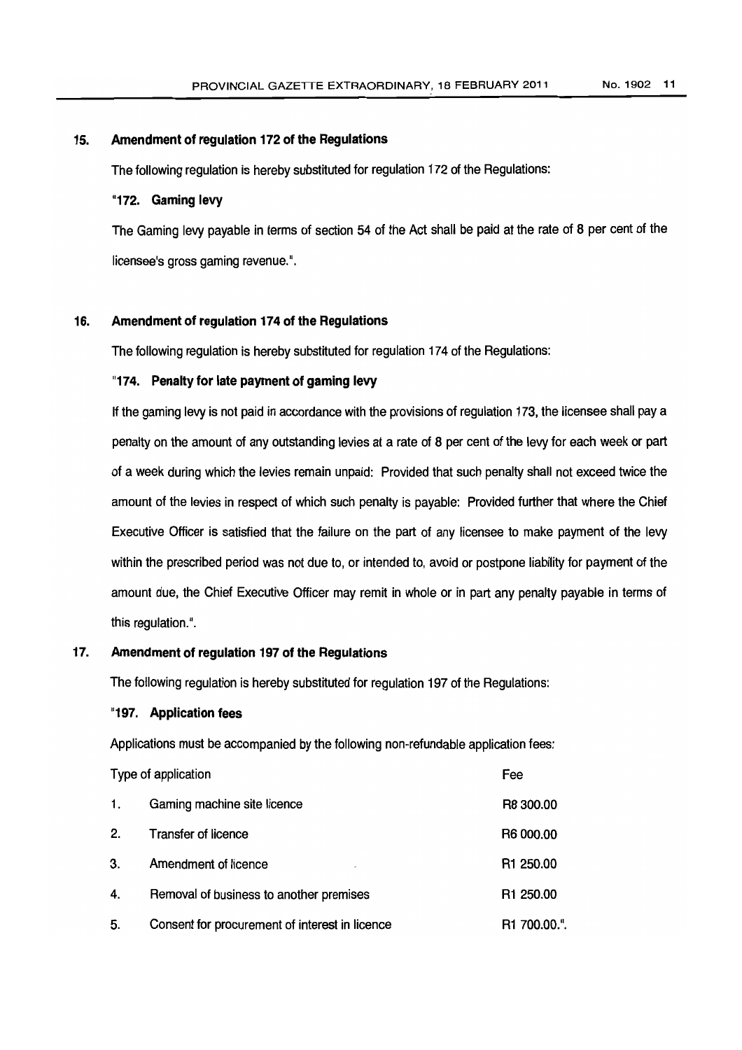### 15. Amendment of regulation 172 of the Regulations

The following regulation is hereby substituted for regulation 172 of the Regulations:

**"172. Gaming levy**

The Gaming levy payable in terms of section 54 of the Act shall be paid at the rate of 8 per cent of the licensee's gross gaming revenue.".

### 16. Amendment of regulation 174 of the Regulations

The following regulation is hereby substituted for regulation 174 of the Regulations:

**"174. Penalty for late payment of gaming levy**

If the gaming levy is not paid in accordance with the provisions of regulation 173, the licensee shall pay a penalty on the amount of any outstanding levies at a rate of 8 per cent of the levy for each week or part of a week during which the levies remain unpaid: Provided that such penalty shall not exceed twice the amount of the levies in respect of which such penalty is payable: Provided further that where the Chief Executive Officer is satisfied that the failure on the part of any licensee to make payment of the levy within the prescribed period was not due to, or intended to, avoid or postpone liability for payment of the amount due, the Chief Executive Officer may remit in whole or in part any penalty payable in terms of this regulation.".

### 17. Amendment of regulation 197 of the Regulations

The following regulation is hereby substituted for regulation 197 of the Regulations:

**"197. Application fees**

Applications must be accompanied by the following non-refundable application fees:

| | Type of application | Fee |
|---|---|---|
| 1. | Gaming machine site licence | R8 300.00 |
| 2. | Transfer of licence | R6 000.00 |
| 3. | Amendment of licence | R1 250.00 |
| 4. | Removal of business to another premises | R1 250.00 |
| 5. | Consent for procurement of interest in licence | R1 700.00.". |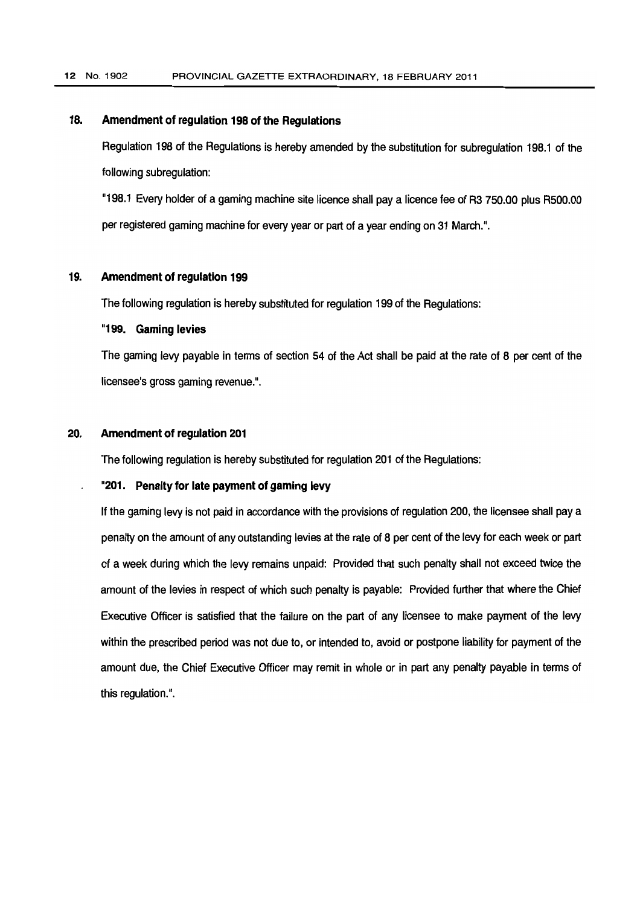### 18. Amendment of regulation 198 of the Regulations

Regulation 198 of the Regulations is hereby amended by the substitution for subregulation 198.1 of the following subregulation:

"198.1 Every holder of a gaming machine site licence shall pay a licence fee of R3 750.00 plus R500.00 per registered gaming machine for every year or part of a year ending on 31 March.".

### 19. Amendment of regulation 199

The following regulation is hereby substituted for regulation 199 of the Regulations:

**"199. Gaming levies**

The gaming levy payable in terms of section 54 of the Act shall be paid at the rate of 8 per cent of the licensee's gross gaming revenue.".

### 20. Amendment of regulation 201

The following regulation is hereby substituted for regulation 201 of the Regulations:

**"201. Penalty for late payment of gaming levy**

If the gaming levy is not paid in accordance with the provisions of regulation 200, the licensee shall pay a penalty on the amount of any outstanding levies at the rate of 8 per cent of the levy for each week or part of a week during which the levy remains unpaid: Provided that such penalty shall not exceed twice the amount of the levies in respect of which such penalty is payable: Provided further that where the Chief Executive Officer is satisfied that the failure on the part of any licensee to make payment of the levy within the prescribed period was not due to, or intended to, avoid or postpone liability for payment of the amount due, the Chief Executive Officer may remit in whole or in part any penalty payable in terms of this regulation.".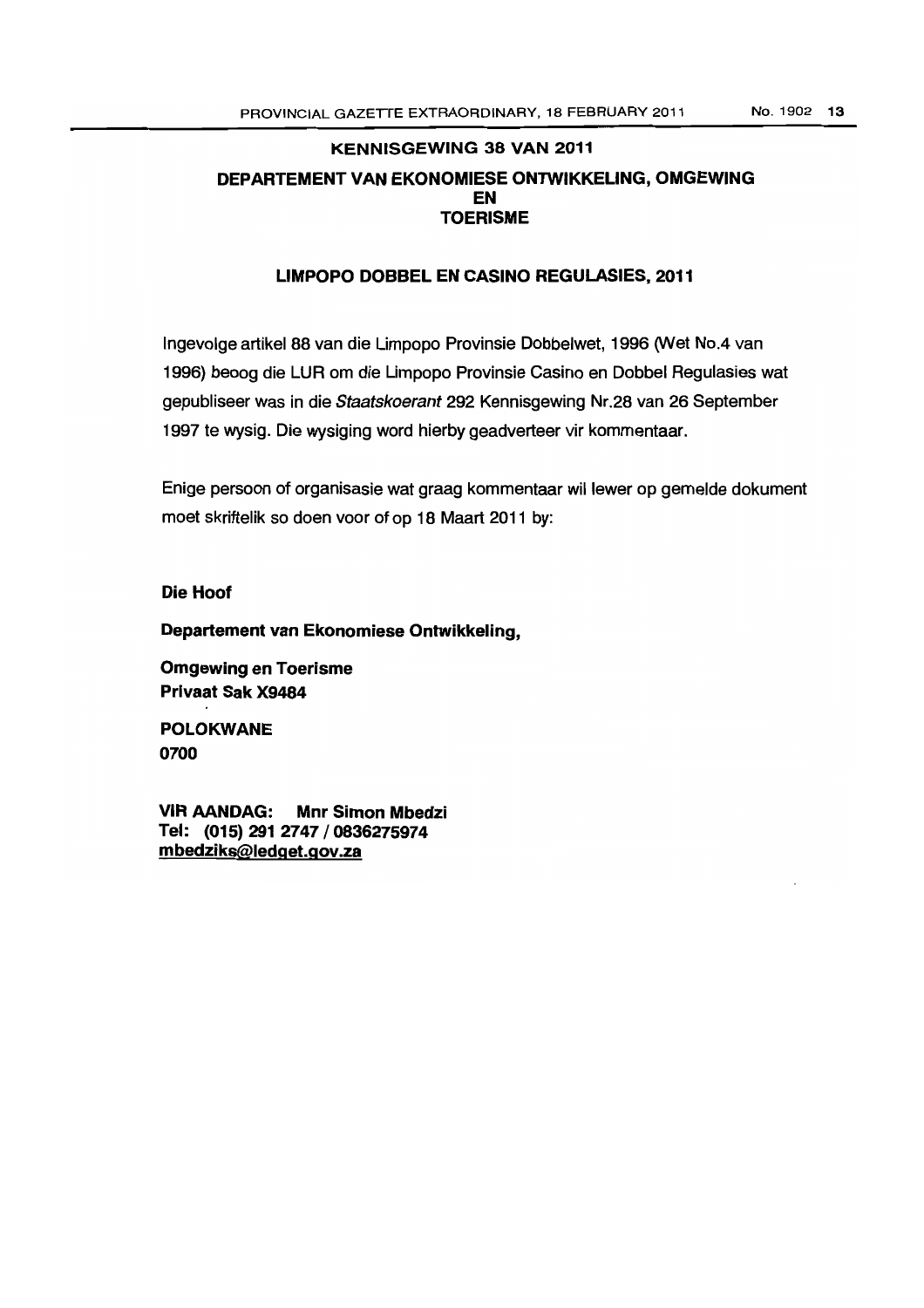## KENNISGEWING 38 VAN 2011

## DEPARTEMENT VAN EKONOMIESE ONTWIKKELING, OMGEWING EN TOERISME

### LIMPOPO DOBBEL EN CASINO REGULASIES, 2011

Ingevolge artikel 88 van die Limpopo Provinsie Dobbelwet, 1996 (Wet No.4 van 1996) beoog die LUR om die Limpopo Provinsie Casino en Dobbel Regulasies wat gepubliseer was in die *Staatskoerant* 292 Kennisgewing Nr.28 van 26 September 1997 te wysig. Die wysiging word hierby geadverteer vir kommentaar.

Enige persoon of organisasie wat graag kommentaar wil lewer op gemelde dokument moet skriftelik so doen voor of op 18 Maart 2011 by:

**Die Hoof**

**Departement van Ekonomiese Ontwikkeling,**

**Omgewing en Toerisme**
**Privaat Sak X9484**

**POLOKWANE**
**0700**

**VIR AANDAG: Mnr Simon Mbedzi**
**Tel: (015) 291 2747 / 0836275974**
**mbedziks@ledget.gov.za**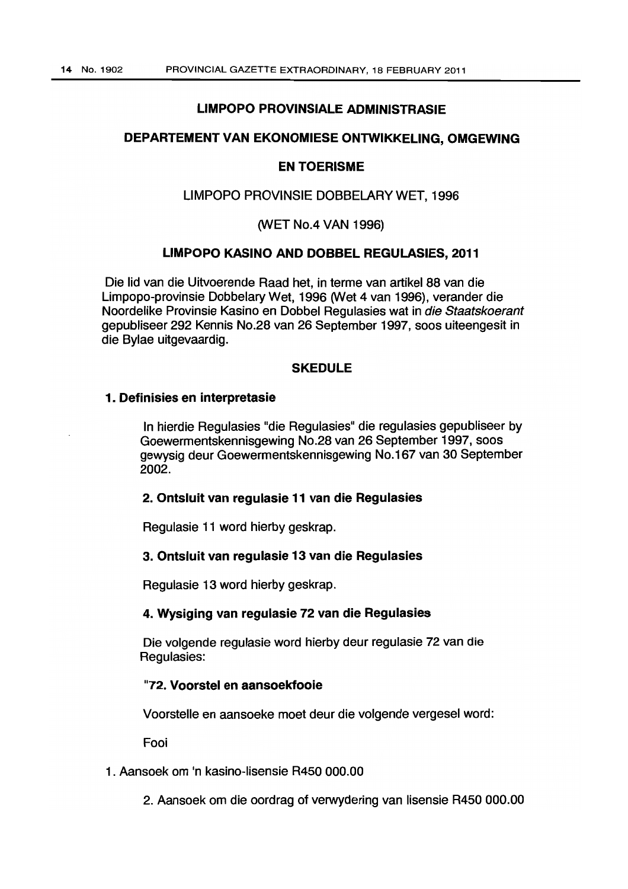## LIMPOPO PROVINSIALE ADMINISTRASIE

## DEPARTEMENT VAN EKONOMIESE ONTWIKKELING, OMGEWING EN TOERISME

LIMPOPO PROVINSIE DOBBELARY WET, 1996

(WET No.4 VAN 1996)

## LIMPOPO KASINO AND DOBBEL REGULASIES, 2011

Die lid van die Uitvoerende Raad het, in terme van artikel 88 van die Limpopo-provinsie Dobbelary Wet, 1996 (Wet 4 van 1996), verander die Noordelike Provinsie Kasino en Dobbel Regulasies wat in *die Staatskoerant* gepubliseer 292 Kennis No.28 van 26 September 1997, soos uiteengesit in die Bylae uitgevaardig.

### SKEDULE

**1. Definisies en interpretasie**

In hierdie Regulasies "die Regulasies" die regulasies gepubliseer by Goewermentskennisgewing No.28 van 26 September 1997, soos gewysig deur Goewermentskennisgewing No.167 van 30 September 2002.

**2. Ontsluit van regulasie 11 van die Regulasies**

Regulasie 11 word hierby geskrap.

**3. Ontsluit van regulasie 13 van die Regulasies**

Regulasie 13 word hierby geskrap.

**4. Wysiging van regulasie 72 van die Regulasies**

Die volgende regulasie word hierby deur regulasie 72 van die Regulasies:

**"72. Voorstel en aansoekfooie**

Voorstelle en aansoeke moet deur die volgende vergesel word:

Fooi

1. Aansoek om 'n kasino-lisensie R450 000.00
2. Aansoek om die oordrag of verwydering van lisensie R450 000.00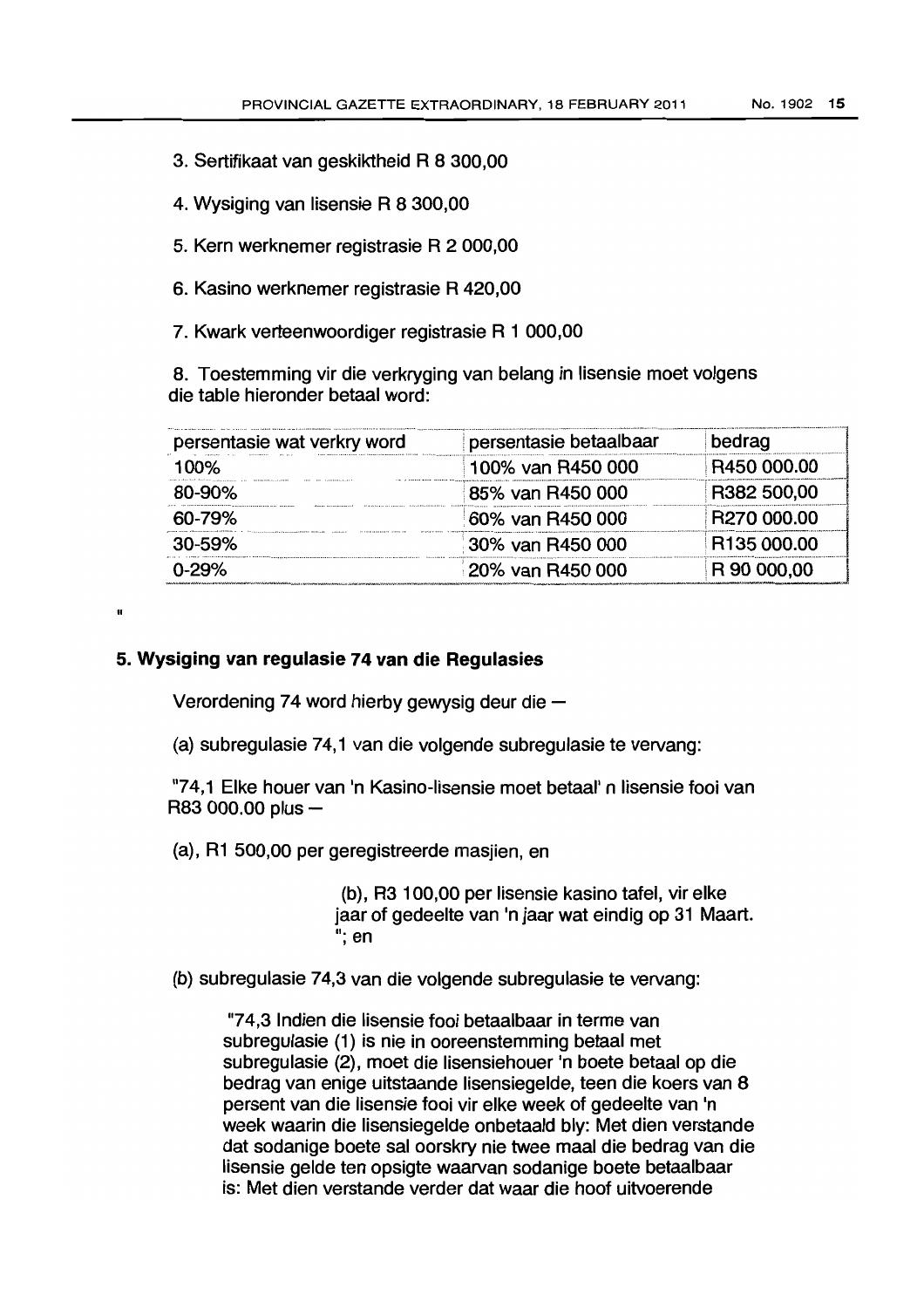3. Sertifikaat van geskiktheid R 8 300,00

4. Wysiging van lisensie R 8 300,00

5. Kern werknemer registrasie R 2 000,00

6. Kasino werknemer registrasie R 420,00

7. Kwark verteenwoordiger registrasie R 1 000,00

8. Toestemming vir die verkryging van belang in lisensie moet volgens die table hieronder betaal word:

| persentasie wat verkry word | persentasie betaalbaar | bedrag |
|---|---|---|
| 100% | 100% van R450 000 | R450 000.00 |
| 80-90% | 85% van R450 000 | R382 500,00 |
| 60-79% | 60% van R450 000 | R270 000.00 |
| 30-59% | 30% van R450 000 | R135 000.00 |
| 0-29% | 20% van R450 000 | R 90 000,00 |

"

**5. Wysiging van regulasie 74 van die Regulasies**

Verordening 74 word hierby gewysig deur die —

(a) subregulasie 74,1 van die volgende subregulasie te vervang:

"74,1 Elke houer van 'n Kasino-lisensie moet betaal' n lisensie fooi van R83 000.00 plus —

(a), R1 500,00 per geregistreerde masjien, en

(b), R3 100,00 per lisensie kasino tafel, vir elke jaar of gedeelte van 'n jaar wat eindig op 31 Maart. "; en

(b) subregulasie 74,3 van die volgende subregulasie te vervang:

"74,3 Indien die lisensie fooi betaalbaar in terme van subregulasie (1) is nie in ooreenstemming betaal met subregulasie (2), moet die lisensiehouer 'n boete betaal op die bedrag van enige uitstaande lisensiegelde, teen die koers van 8 persent van die lisensie fooi vir elke week of gedeelte van 'n week waarin die lisensiegelde onbetaald bly: Met dien verstande dat sodanige boete sal oorskry nie twee maal die bedrag van die lisensie gelde ten opsigte waarvan sodanige boete betaalbaar is: Met dien verstande verder dat waar die hoof uitvoerende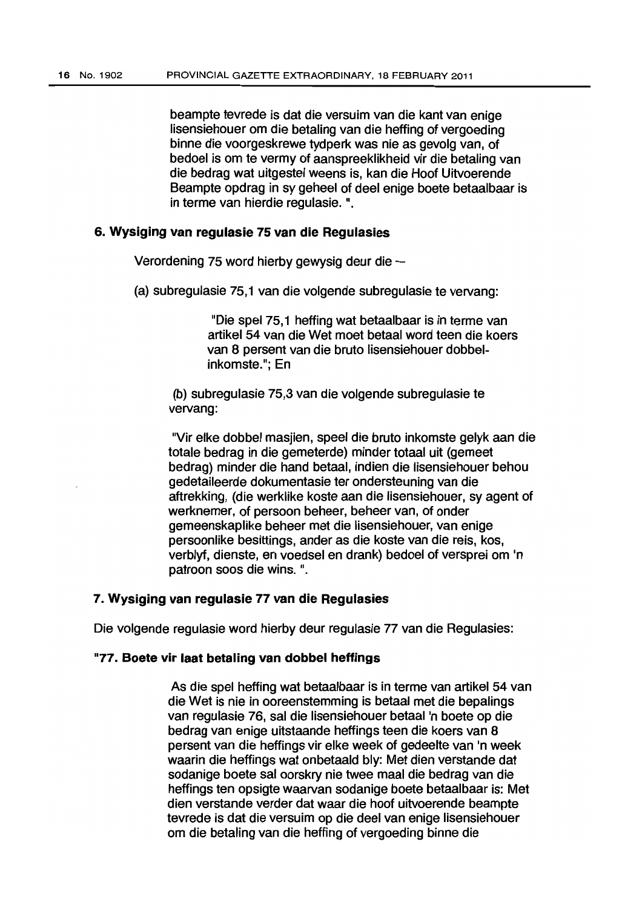beampte tevrede is dat die versuim van die kant van enige lisensiehouer om die betaling van die heffing of vergoeding binne die voorgeskrewe tydperk was nie as gevolg van, of bedoel is om te vermy of aanspreeklikheid vir die betaling van die bedrag wat uitgestel weens is, kan die Hoof Uitvoerende Beampte opdrag in sy geheel of deel enige boete betaalbaar is in terme van hierdie regulasie. ".

### 6. Wysiging van regulasie 75 van die Regulasies

Verordening 75 word hierby gewysig deur die —

(a) subregulasie 75,1 van die volgende subregulasie te vervang:

"Die spel 75,1 heffing wat betaalbaar is in terme van artikel 54 van die Wet moet betaal word teen die koers van 8 persent van die bruto lisensiehouer dobbel-inkomste."; En

(b) subregulasie 75,3 van die volgende subregulasie te vervang:

"Vir elke dobbel masjien, speel die bruto inkomste gelyk aan die totale bedrag in die gemeterde) minder totaal uit (gemeet bedrag) minder die hand betaal, indien die lisensiehouer behou gedetaileerde dokumentasie ter ondersteuning van die aftrekking, (die werklike koste aan die lisensiehouer, sy agent of werknemer, of persoon beheer, beheer van, of onder gemeenskaplike beheer met die lisensiehouer, van enige persoonlike besittings, ander as die koste van die reis, kos, verblyf, dienste, en voedsel en drank) bedoel of versprei om 'n patroon soos die wins. ".

### 7. Wysiging van regulasie 77 van die Regulasies

Die volgende regulasie word hierby deur regulasie 77 van die Regulasies:

**"77. Boete vir laat betaling van dobbel heffings**

As die spel heffing wat betaalbaar is in terme van artikel 54 van die Wet is nie in ooreenstemming is betaal met die bepalings van regulasie 76, sal die lisensiehouer betaal 'n boete op die bedrag van enige uitstaande heffings teen die koers van 8 persent van die heffings vir elke week of gedeelte van 'n week waarin die heffings wat onbetaald bly: Met dien verstande dat sodanige boete sal oorskry nie twee maal die bedrag van die heffings ten opsigte waarvan sodanige boete betaalbaar is: Met dien verstande verder dat waar die hoof uitvoerende beampte tevrede is dat die versuim op die deel van enige lisensiehouer om die betaling van die heffing of vergoeding binne die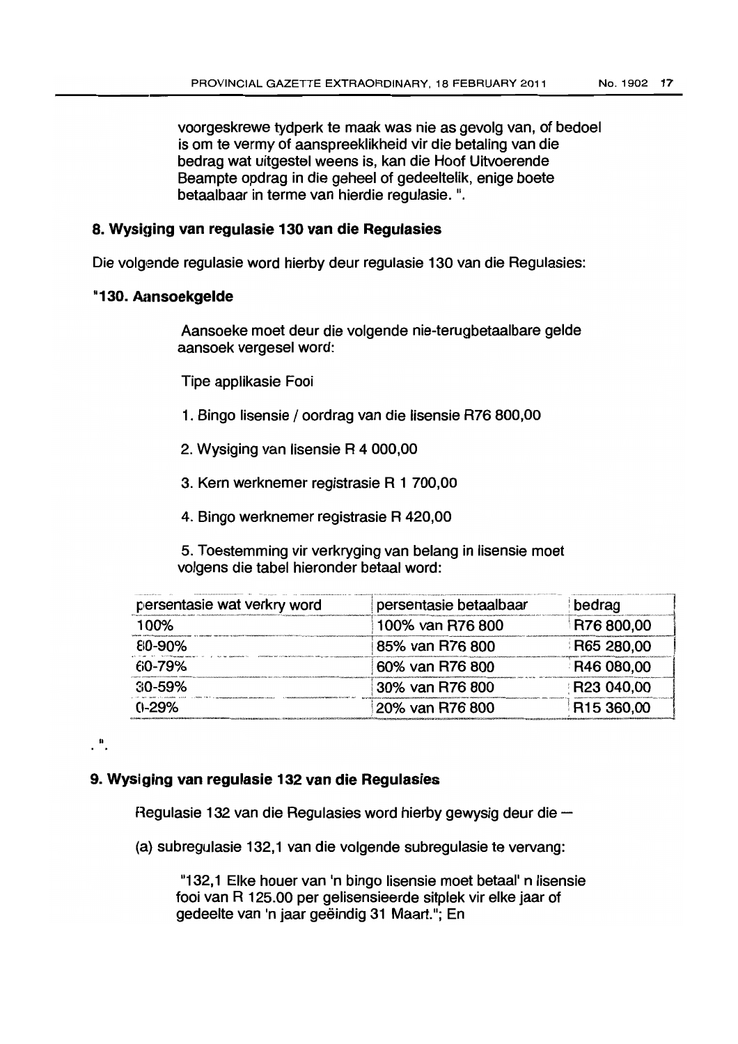voorgeskrewe tydperk te maak was nie as gevolg van, of bedoel is om te vermy of aanspreeklikheid vir die betaling van die bedrag wat uitgestel weens is, kan die Hoof Uitvoerende Beampte opdrag in die geheel of gedeeltelik, enige boete betaalbaar in terme van hierdie regulasie. ".

### 8. Wysiging van regulasie 130 van die Regulasies

Die volgende regulasie word hierby deur regulasie 130 van die Regulasies:

### "130. Aansoekgelde

Aansoeke moet deur die volgende nie-terugbetaalbare gelde aansoek vergesel word:

Tipe applikasie Fooi

1. Bingo lisensie / oordrag van die lisensie R76 800,00

2. Wysiging van lisensie R 4 000,00

3. Kern werknemer registrasie R 1 700,00

4. Bingo werknemer registrasie R 420,00

5. Toestemming vir verkryging van belang in lisensie moet volgens die tabel hieronder betaal word:

| persentasie wat verkry word | persentasie betaalbaar | bedrag |
|---|---|---|
| 100% | 100% van R76 800 | R76 800,00 |
| 80-90% | 85% van R76 800 | R65 280,00 |
| 60-79% | 60% van R76 800 | R46 080,00 |
| 30-59% | 30% van R76 800 | R23 040,00 |
| 0-29% | 20% van R76 800 | R15 360,00 |

. ".

### 9. Wysiging van regulasie 132 van die Regulasies

Regulasie 132 van die Regulasies word hierby gewysig deur die —

(a) subregulasie 132,1 van die volgende subregulasie te vervang:

"132,1 Elke houer van 'n bingo lisensie moet betaal' n lisensie fooi van R 125.00 per gelisensieerde sitplek vir elke jaar of gedeelte van 'n jaar geëindig 31 Maart."; En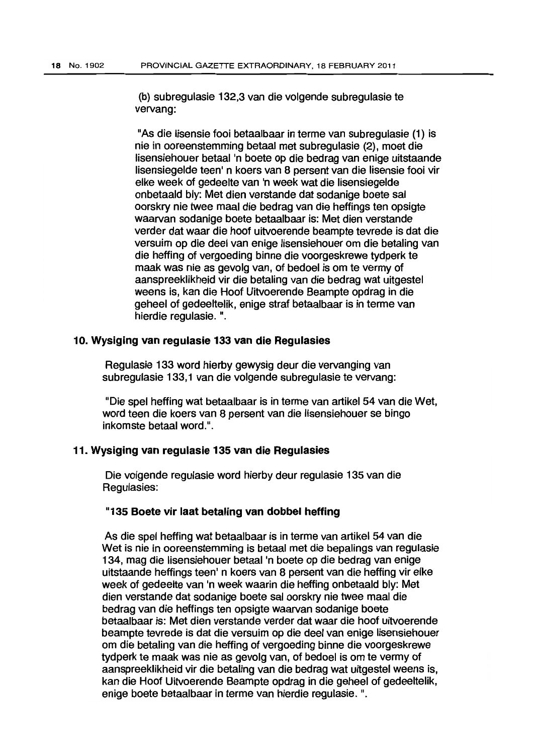(b) subregulasie 132,3 van die volgende subregulasie te vervang:

"As die lisensie fooi betaalbaar in terme van subregulasie (1) is nie in ooreenstemming betaal met subregulasie (2), moet die lisensiehouer betaal 'n boete op die bedrag van enige uitstaande lisensiegelde teen' n koers van 8 persent van die lisensie fooi vir elke week of gedeelte van 'n week wat die lisensiegelde onbetaald bly: Met dien verstande dat sodanige boete sal oorskry nie twee maal die bedrag van die heffings ten opsigte waarvan sodanige boete betaalbaar is: Met dien verstande verder dat waar die hoof uitvoerende beampte tevrede is dat die versuim op die deel van enige lisensiehouer om die betaling van die heffing of vergoeding binne die voorgeskrewe tydperk te maak was nie as gevolg van, of bedoel is om te vermy of aanspreeklikheid vir die betaling van die bedrag wat uitgestel weens is, kan die Hoof Uitvoerende Beampte opdrag in die geheel of gedeeltelik, enige straf betaalbaar is in terme van hierdie regulasie. ".

### 10. Wysiging van regulasie 133 van die Regulasies

Regulasie 133 word hierby gewysig deur die vervanging van subregulasie 133,1 van die volgende subregulasie te vervang:

"Die spel heffing wat betaalbaar is in terme van artikel 54 van die Wet, word teen die koers van 8 persent van die lisensiehouer se bingo inkomste betaal word.".

### 11. Wysiging van regulasie 135 van die Regulasies

Die volgende regulasie word hierby deur regulasie 135 van die Regulasies:

**"135 Boete vir laat betaling van dobbel heffing**

As die spel heffing wat betaalbaar is in terme van artikel 54 van die Wet is nie in ooreenstemming is betaal met die bepalings van regulasie 134, mag die lisensiehouer betaal 'n boete op die bedrag van enige uitstaande heffings teen' n koers van 8 persent van die heffing vir elke week of gedeelte van 'n week waarin die heffing onbetaald bly: Met dien verstande dat sodanige boete sal oorskry nie twee maal die bedrag van die heffings ten opsigte waarvan sodanige boete betaalbaar is: Met dien verstande verder dat waar die hoof uitvoerende beampte tevrede is dat die versuim op die deel van enige lisensiehouer om die betaling van die heffing of vergoeding binne die voorgeskrewe tydperk te maak was nie as gevolg van, of bedoel is om te vermy of aanspreeklikheid vir die betaling van die bedrag wat uitgestel weens is, kan die Hoof Uitvoerende Beampte opdrag in die geheel of gedeeltelik, enige boete betaalbaar in terme van hierdie regulasie. ".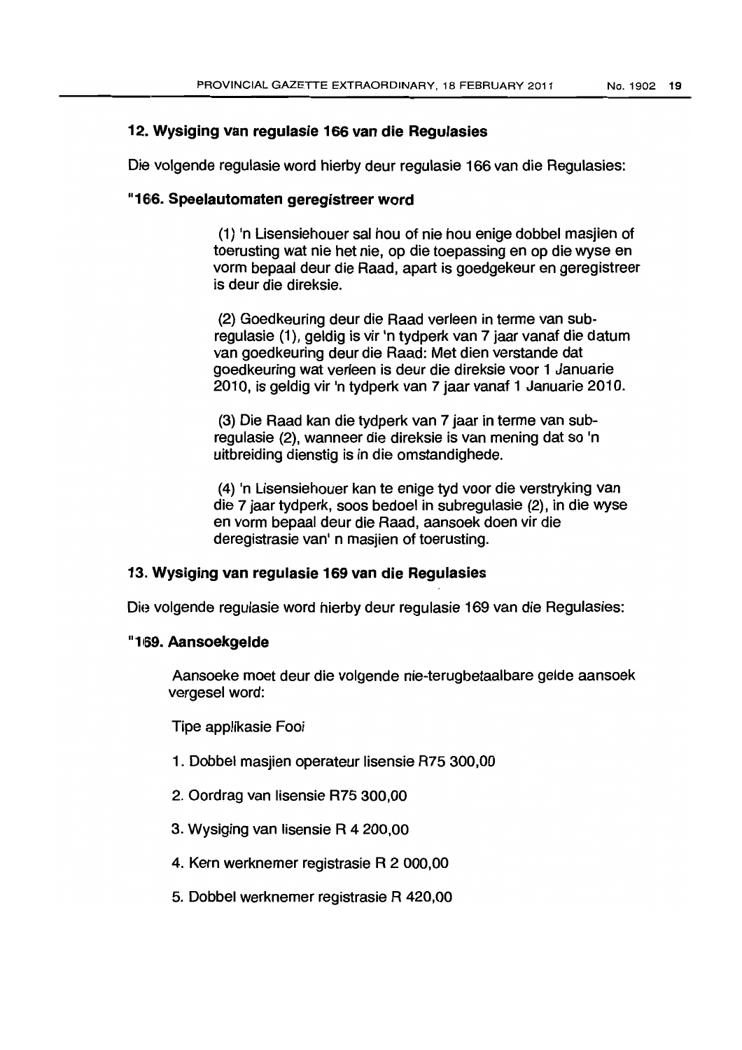## 12. Wysiging van regulasie 166 van die Regulasies

Die volgende regulasie word hierby deur regulasie 166 van die Regulasies:

### "166. Speelautomaten geregistreer word

(1) 'n Lisensiehouer sal hou of nie hou enige dobbel masjien of toerusting wat nie het nie, op die toepassing en op die wyse en vorm bepaal deur die Raad, apart is goedgekeur en geregistreer is deur die direksie.

(2) Goedkeuring deur die Raad verleen in terme van sub-regulasie (1), geldig is vir 'n tydperk van 7 jaar vanaf die datum van goedkeuring deur die Raad: Met dien verstande dat goedkeuring wat verleen is deur die direksie voor 1 Januarie 2010, is geldig vir 'n tydperk van 7 jaar vanaf 1 Januarie 2010.

(3) Die Raad kan die tydperk van 7 jaar in terme van sub-regulasie (2), wanneer die direksie is van mening dat so 'n uitbreiding dienstig is in die omstandighede.

(4) 'n Lisensiehouer kan te enige tyd voor die verstryking van die 7 jaar tydperk, soos bedoel in subregulasie (2), in die wyse en vorm bepaal deur die Raad, aansoek doen vir die deregistrasie van' n masjien of toerusting.

## 13. Wysiging van regulasie 169 van die Regulasies

Die volgende regulasie word hierby deur regulasie 169 van die Regulasies:

### "169. Aansoekgelde

Aansoeke moet deur die volgende nie-terugbetaalbare gelde aansoek vergesel word:

Tipe applikasie Fooi

1. Dobbel masjien operateur lisensie R75 300,00

2. Oordrag van lisensie R75 300,00

3. Wysiging van lisensie R 4 200,00

4. Kern werknemer registrasie R 2 000,00

5. Dobbel werknemer registrasie R 420,00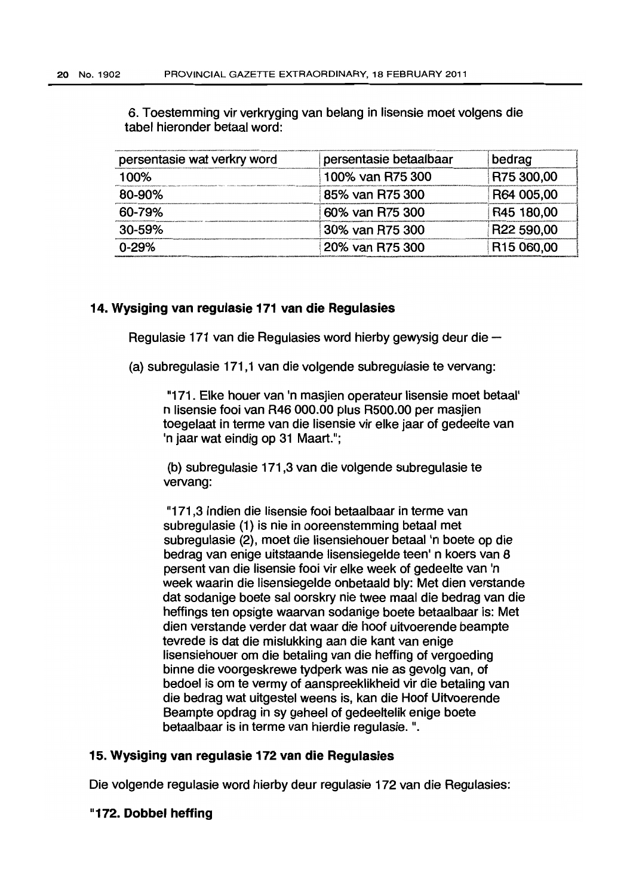6. Toestemming vir verkryging van belang in lisensie moet volgens die tabel hieronder betaal word:

| persentasie wat verkry word | persentasie betaalbaar | bedrag |
|---|---|---|
| 100% | 100% van R75 300 | R75 300,00 |
| 80-90% | 85% van R75 300 | R64 005,00 |
| 60-79% | 60% van R75 300 | R45 180,00 |
| 30-59% | 30% van R75 300 | R22 590,00 |
| 0-29% | 20% van R75 300 | R15 060,00 |

### 14. Wysiging van regulasie 171 van die Regulasies

Regulasie 171 van die Regulasies word hierby gewysig deur die —

(a) subregulasie 171,1 van die volgende subregulasie te vervang:

> "171. Elke houer van 'n masjien operateur lisensie moet betaal' n lisensie fooi van R46 000.00 plus R500.00 per masjien toegelaat in terme van die lisensie vir elke jaar of gedeelte van 'n jaar wat eindig op 31 Maart.";

> (b) subregulasie 171,3 van die volgende subregulasie te vervang:

> "171,3 Indien die lisensie fooi betaalbaar in terme van subregulasie (1) is nie in ooreenstemming betaal met subregulasie (2), moet die lisensiehouer betaal 'n boete op die bedrag van enige uitstaande lisensiegelde teen' n koers van 8 persent van die lisensie fooi vir elke week of gedeelte van 'n week waarin die lisensiegelde onbetaald bly: Met dien verstande dat sodanige boete sal oorskry nie twee maal die bedrag van die heffings ten opsigte waarvan sodanige boete betaalbaar is: Met dien verstande verder dat waar die hoof uitvoerende beampte tevrede is dat die mislukking aan die kant van enige lisensiehouer om die betaling van die heffing of vergoeding binne die voorgeskrewe tydperk was nie as gevolg van, of bedoel is om te vermy of aanspreeklikheid vir die betaling van die bedrag wat uitgestel weens is, kan die Hoof Uitvoerende Beampte opdrag in sy geheel of gedeeltelik enige boete betaalbaar is in terme van hierdie regulasie. ".

### 15. Wysiging van regulasie 172 van die Regulasies

Die volgende regulasie word hierby deur regulasie 172 van die Regulasies:

**"172. Dobbel heffing**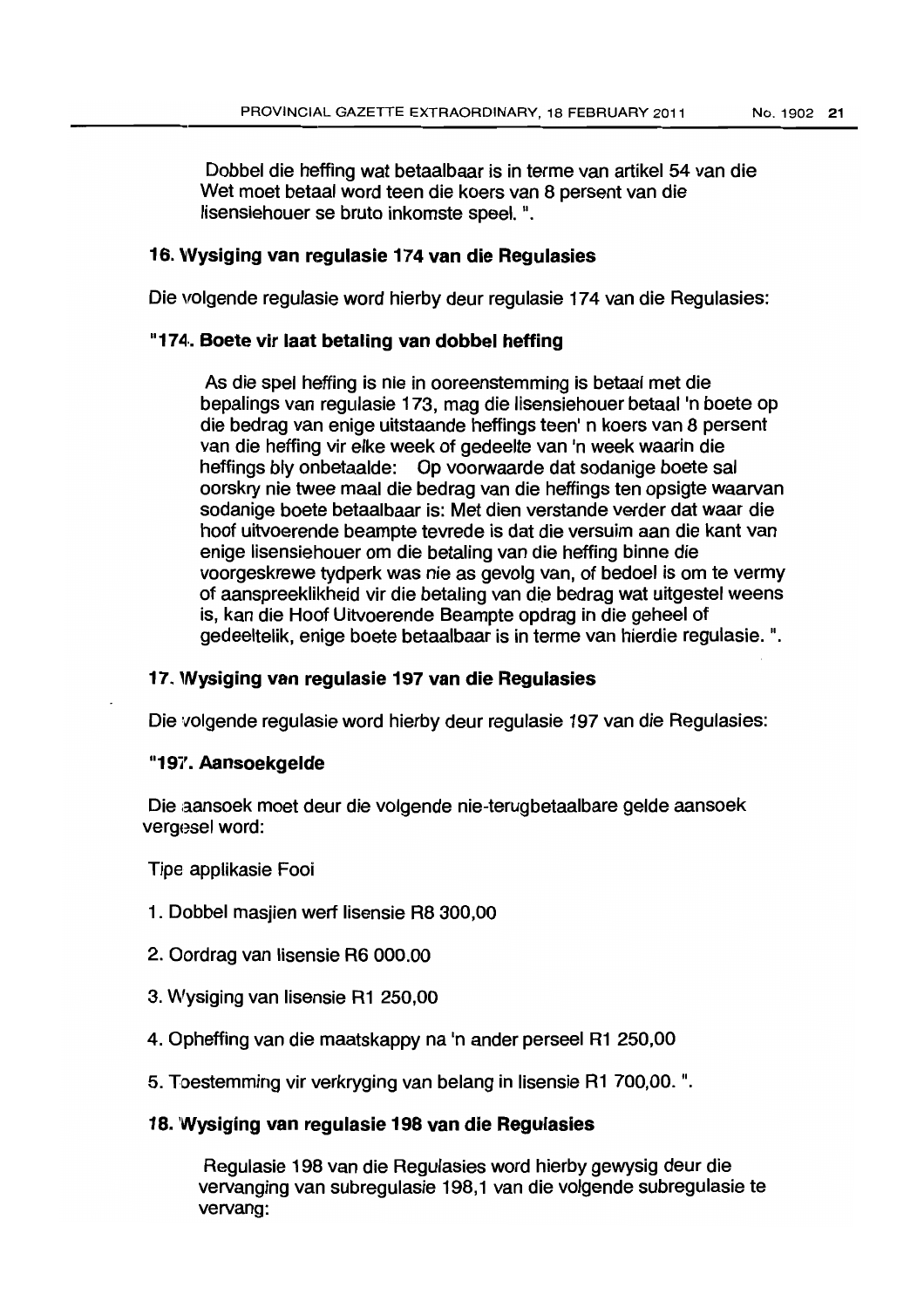Dobbel die heffing wat betaalbaar is in terme van artikel 54 van die Wet moet betaal word teen die koers van 8 persent van die lisensiehouer se bruto inkomste speel. ".

**16. Wysiging van regulasie 174 van die Regulasies**

Die volgende regulasie word hierby deur regulasie 174 van die Regulasies:

**"174. Boete vir laat betaling van dobbel heffing**

As die spel heffing is nie in ooreenstemming is betaal met die bepalings van regulasie 173, mag die lisensiehouer betaal 'n boete op die bedrag van enige uitstaande heffings teen' n koers van 8 persent van die heffing vir elke week of gedeelte van 'n week waarin die heffings bly onbetaalde: Op voorwaarde dat sodanige boete sal oorskry nie twee maal die bedrag van die heffings ten opsigte waarvan sodanige boete betaalbaar is: Met dien verstande verder dat waar die hoof uitvoerende beampte tevrede is dat die versuim aan die kant van enige lisensiehouer om die betaling van die heffing binne die voorgeskrewe tydperk was nie as gevolg van, of bedoel is om te vermy of aanspreeklikheid vir die betaling van die bedrag wat uitgestel weens is, kan die Hoof Uitvoerende Beampte opdrag in die geheel of gedeeltelik, enige boete betaalbaar is in terme van hierdie regulasie. ".

**17. Wysiging van regulasie 197 van die Regulasies**

Die volgende regulasie word hierby deur regulasie 197 van die Regulasies:

**"197. Aansoekgelde**

Die aansoek moet deur die volgende nie-terugbetaalbare gelde aansoek vergesel word:

Tipe applikasie Fooi

1. Dobbel masjien werf lisensie R8 300,00

2. Oordrag van lisensie R6 000.00

3. Wysiging van lisensie R1 250,00

4. Opheffing van die maatskappy na 'n ander perseel R1 250,00

5. Toestemming vir verkryging van belang in lisensie R1 700,00. ".

**18. Wysiging van regulasie 198 van die Regulasies**

Regulasie 198 van die Regulasies word hierby gewysig deur die vervanging van subregulasie 198,1 van die volgende subregulasie te vervang: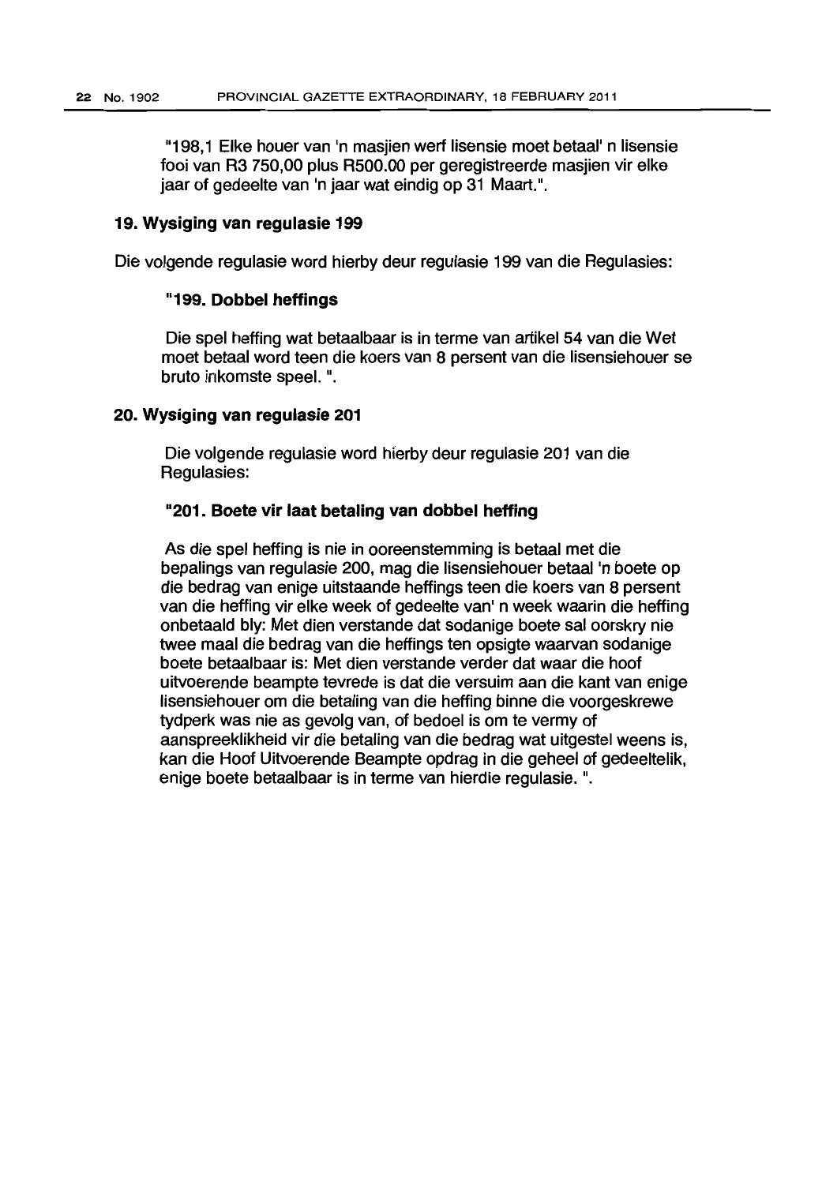"198,1 Elke houer van 'n masjien werf lisensie moet betaal' n lisensie fooi van R3 750,00 plus R500.00 per geregistreerde masjien vir elke jaar of gedeelte van 'n jaar wat eindig op 31 Maart.".

### 19. Wysiging van regulasie 199

Die volgende regulasie word hierby deur regulasie 199 van die Regulasies:

**"199. Dobbel heffings**

Die spel heffing wat betaalbaar is in terme van artikel 54 van die Wet moet betaal word teen die koers van 8 persent van die lisensiehouer se bruto inkomste speel. ".

### 20. Wysiging van regulasie 201

Die volgende regulasie word hierby deur regulasie 201 van die Regulasies:

**"201. Boete vir laat betaling van dobbel heffing**

As die spel heffing is nie in ooreenstemming is betaal met die bepalings van regulasie 200, mag die lisensiehouer betaal 'n boete op die bedrag van enige uitstaande heffings teen die koers van 8 persent van die heffing vir elke week of gedeelte van' n week waarin die heffing onbetaald bly: Met dien verstande dat sodanige boete sal oorskry nie twee maal die bedrag van die heffings ten opsigte waarvan sodanige boete betaalbaar is: Met dien verstande verder dat waar die hoof uitvoerende beampte tevrede is dat die versuim aan die kant van enige lisensiehouer om die betaling van die heffing binne die voorgeskrewe tydperk was nie as gevolg van, of bedoel is om te vermy of aanspreeklikheid vir die betaling van die bedrag wat uitgestel weens is, kan die Hoof Uitvoerende Beampte opdrag in die geheel of gedeeltelik, enige boete betaalbaar is in terme van hierdie regulasie. ".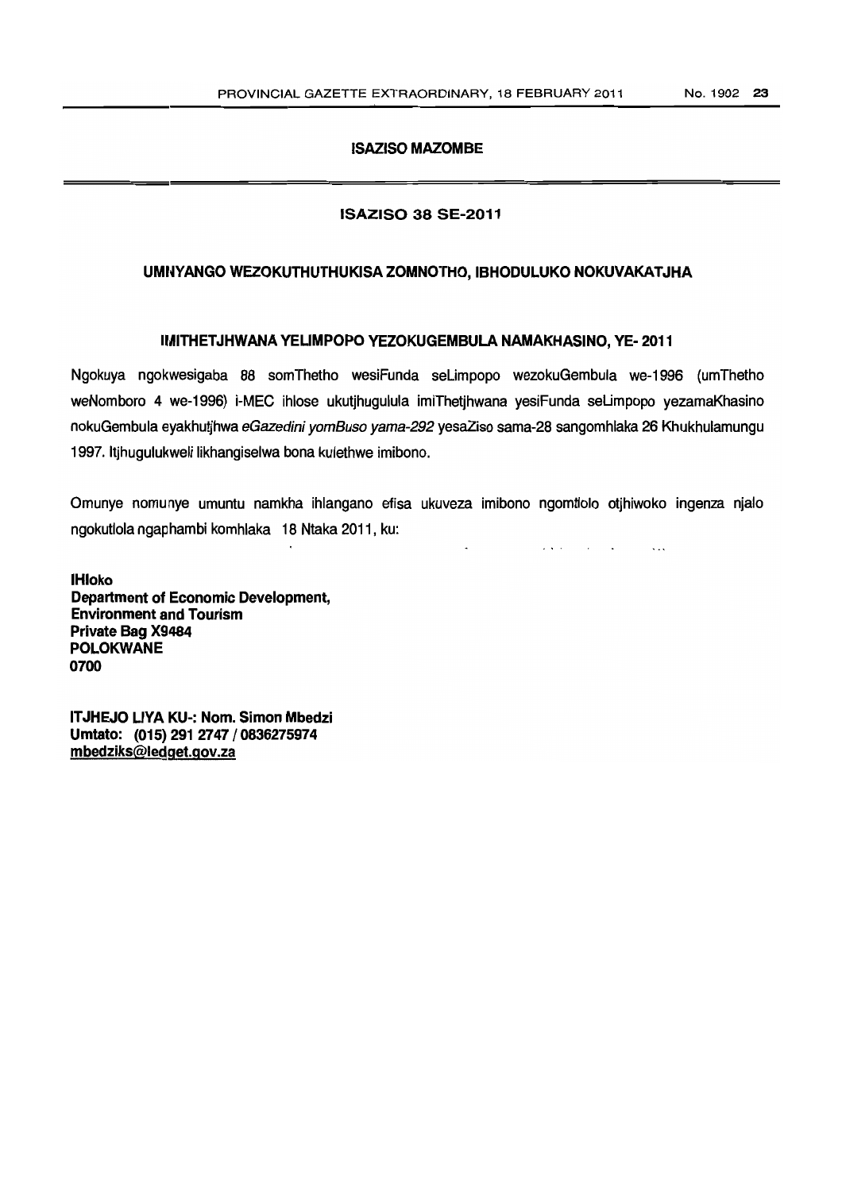## ISAZISO MAZOMBE

### ISAZISO 38 SE-2011

### UMNYANGO WEZOKUTHUTHUKISA ZOMNOTHO, IBHODULUKO NOKUVAKATJHA

### IMITHETJHWANA YELIMPOPO YEZOKUGEMBULA NAMAKHASINO, YE- 2011

Ngokuya ngokwesigaba 88 somThetho wesiFunda seLimpopo wezokuGembula we-1996 (umThetho weNomboro 4 we-1996) i-MEC ihlose ukutjhugulula imiThetjhwana yesiFunda seLimpopo yezamaKhasino nokuGembula eyakhutjhwa *eGazedini yomBuso yama-292* yesaZiso sama-28 sangomhlaka 26 Khukhulamungu 1997. Itjhugulukweli likhangiselwa bona kulethwe imibono.

Omunye nomunye umuntu namkha ihlangano efisa ukuveza imibono ngomtlolo otjhiwoko ingenza njalo ngokutlola ngaphambi komhlaka 18 Ntaka 2011, ku:

**IHloko**
**Department of Economic Development,**
**Environment and Tourism**
**Private Bag X9484**
**POLOKWANE**
**0700**

**ITJHEJO LIYA KU-: Nom. Simon Mbedzi**
**Umtato: (015) 291 2747 / 0836275974**
**mbedziks@ledget.gov.za**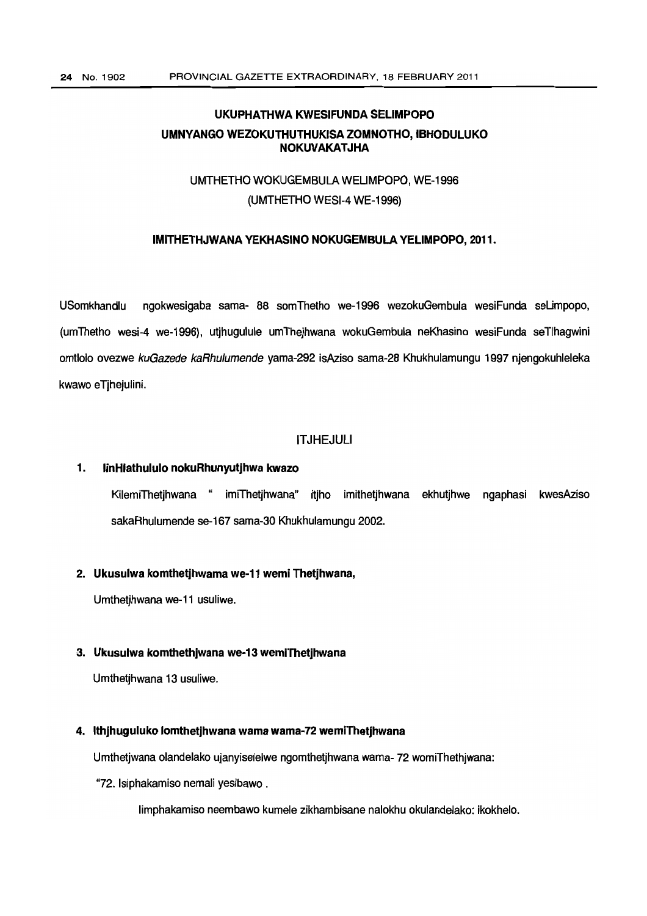## UKUPHATHWA KWESIFUNDA SELIMPOPO

## UMNYANGO WEZOKUTHUTHUKISA ZOMNOTHO, IBHODULUKO NOKUVAKATJHA

UMTHETHO WOKUGEMBULA WELIMPOPO, WE-1996

(UMTHETHO WESI-4 WE-1996)

### IMITHETHJWANA YEKHASINO NOKUGEMBULA YELIMPOPO, 2011.

USomkhandlu ngokwesigaba sama- 88 somThetho we-1996 wezokuGembula wesiFunda seLimpopo, (umThetho wesi-4 we-1996), utjhugululе umThejhwana wokuGembula neKhasino wesiFunda seTlhagwini omtlolo ovezwe *kuGazede kaRhulumende* yama-292 isAziso sama-28 Khukhulamungu 1997 njengokuhleleka kwawo eTjhejulini.

ITJHEJULI

**1. IinHlathululo nokuRhunyutjhwa kwazo**

KilemiThetjhwana " imiThetjhwana" itjho imithetjhwana ekhutjhwe ngaphasi kwesAziso sakaRhulumende se-167 sama-30 Khukhulamungu 2002.

**2. Ukusulwa komthetjhwama we-11 wemi Thetjhwana,**

Umthetjhwana we-11 usuliwe.

**3. Ukusulwa komthethjwana we-13 wemiThetjhwana**

Umthetjhwana 13 usuliwe.

**4. Ithjhuguluko lomthetjhwana wama wama-72 wemiThetjhwana**

Umthetjwana olandelako ujanyiselelwe ngomthetjhwana wama- 72 womiThethjwana:

"72. Isiphakamiso nemali yesibawo .

Iimphakamiso neembawo kumele zikhambisane nalokhu okulandelako: ikokhelo.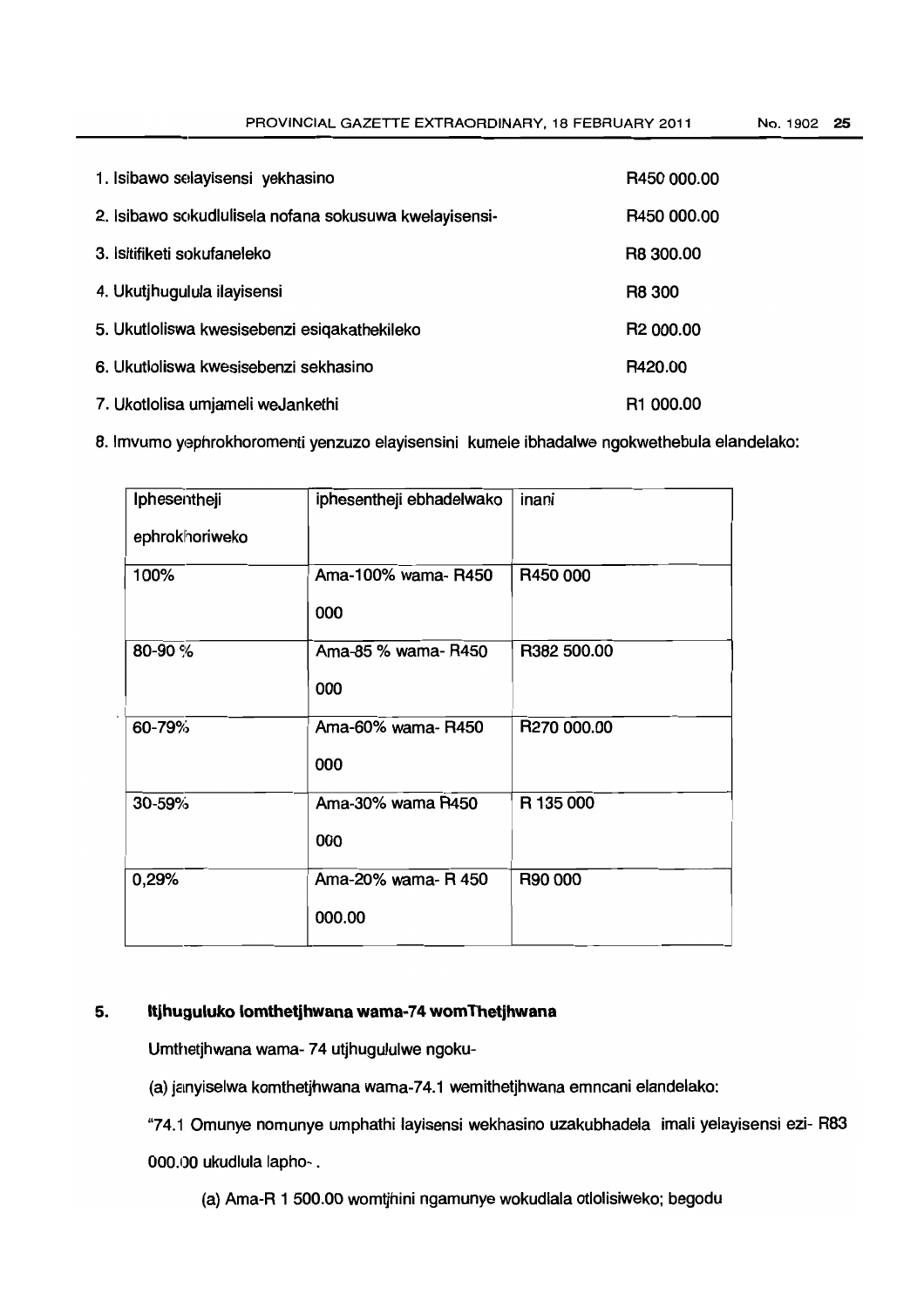1. Isibawo selayisensi yekhasino R450 000.00

2. Isibawo sokudlulisela nofana sokusuwa kwelayisensi- R450 000.00

3. Isitifiketi sokufaneleko R8 300.00

4. Ukutjhugulula ilayisensi R8 300

5. Ukutloliswa kwesisebenzi esiqakathekileko R2 000.00

6. Ukutloliswa kwesisebenzi sekhasino R420.00

7. Ukotlolisa umjameli weJankethi R1 000.00

8. Imvumo yephrokhoromenti yenzuzo elayisensini kumele ibhadalwe ngokwethebula elandelako:

| Iphesentheji ephrokhoriweko | iphesentheji ebhadelwako | inani |
|---|---|---|
| 100% | Ama-100% wama- R450 000 | R450 000 |
| 80-90 % | Ama-85 % wama- R450 000 | R382 500.00 |
| 60-79% | Ama-60% wama- R450 000 | R270 000.00 |
| 30-59% | Ama-30% wama R450 000 | R 135 000 |
| 0,29% | Ama-20% wama- R 450 000.00 | R90 000 |

**5. Itjhuguluko lomthetjhwana wama-74 womThetjhwana**

Umthetjhwana wama- 74 utjhugululwe ngoku-

(a) janyiselwa komthetjhwana wama-74.1 wemithetjhwana emncani elandelako:

"74.1 Omunye nomunye umphathi layisensi wekhasino uzakubhadela imali yelayisensi ezi- R83 000.00 ukudlula lapho-.

(a) Ama-R 1 500.00 womtjhini ngamunye wokudlala otlolisiweko; begodu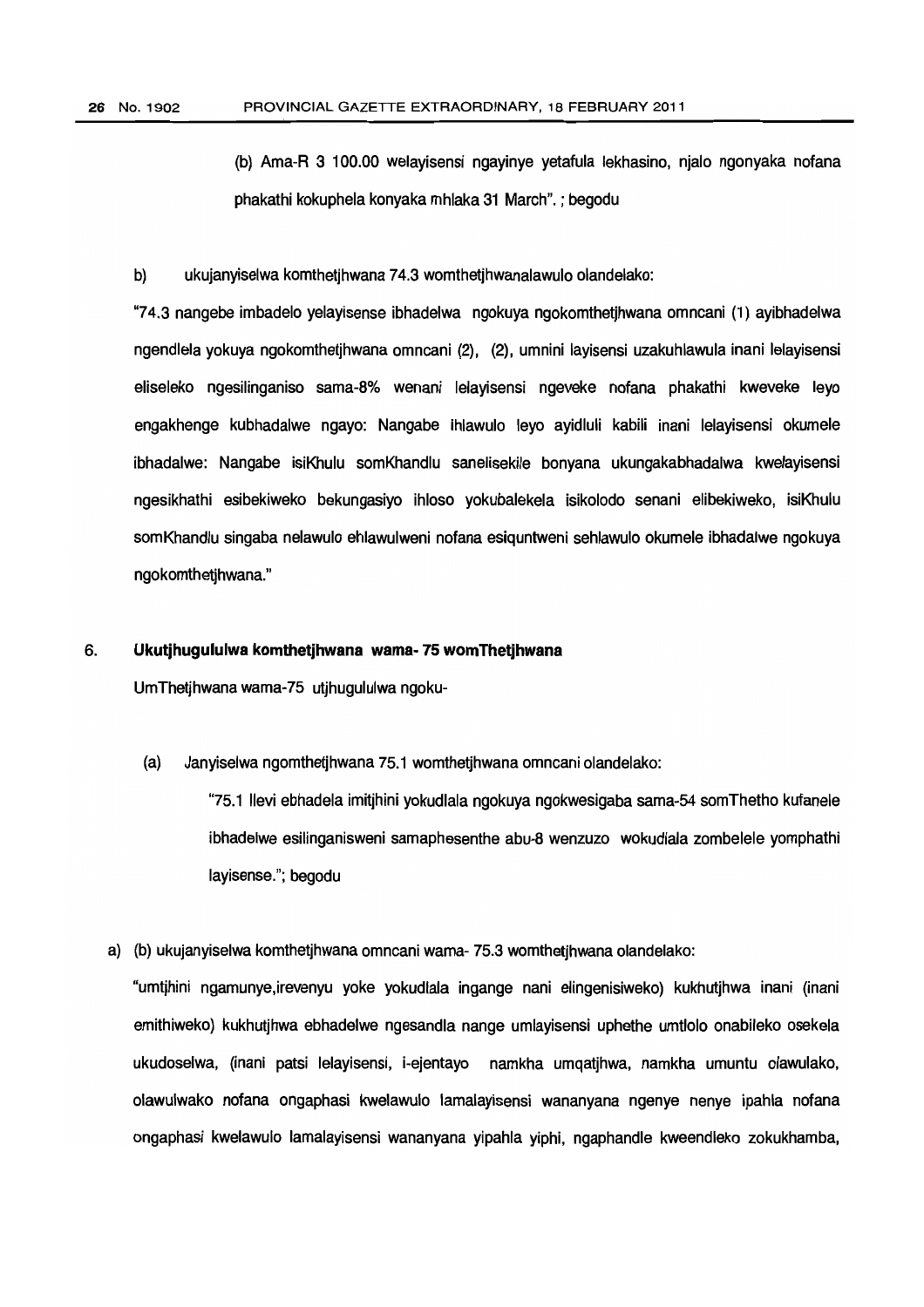(b) Ama-R 3 100.00 welayisensi ngayinye yetafula lekhasino, njalo ngonyaka nofana phakathi kokuphela konyaka mhlaka 31 March". ; begodu

b) ukujanyiselwa komthetjhwana 74.3 womthetjhwanalawulo olandelako:

"74.3 nangebe imbadelo yelayisense ibhadelwa ngokuya ngokomthetjhwana omncani (1) ayibhadelwa ngendlela yokuya ngokomthetjhwana omncani (2), (2), umnini layisensi uzakuhlawula inani lelayisensi eliseleko ngesilinganiso sama-8% wenani lelayisensi ngeveke nofana phakathi kweveke leyo engakhenge kubhadalwe ngayo: Nangabe ihlawulo leyo ayidluli kabili inani lelayisensi okumele ibhadalwe: Nangabe isiKhulu somKhandlu sanelisekile bonyana ukungakabhadalwa kwelayisensi ngesikhathi esibekiweko bekungasiyo ihloso yokubalekela isikolodo senani elibekiweko, isiKhulu somKhandlu singaba nelawulo ehlawulweni nofana esiquntweni sehlawulo okumele ibhadalwe ngokuya ngokomthetjhwana."

## 6. Ukutjhugululwa komthetjhwana wama- 75 womThetjhwana

UmThetjhwana wama-75 utjhugululwa ngoku-

(a) Janyiselwa ngomthetjhwana 75.1 womthetjhwana omncani olandelako:

"75.1 llevi ebhadela imitjhini yokudlala ngokuya ngokwesigaba sama-54 somThetho kufanele ibhadelwe esilinganisweni samaphesenthe abu-8 wenzuzo wokudlala zombelele yomphathi layisense."; begodu

a) (b) ukujanyiselwa komthetjhwana omncani wama- 75.3 womthetjhwana olandelako:

"umtjhini ngamunye,irevenyu yoke yokudlala ingange nani elingenisiweko) kukhutjhwa inani (inani emithiweko) kukhutjhwa ebhadelwe ngesandla nange umlayisensi uphethe umtlolo onabileko osekela ukudoselwa, (inani patsi lelayisensi, i-ejentayo namkha umqatjhwa, namkha umuntu olawulako, olawulwako nofana ongaphasi kwelawulo lamalayisensi wananyana ngenye nenye ipahla nofana ongaphasi kwelawulo lamalayisensi wananyana yipahla yiphi, ngaphandle kweendleko zokukhamba,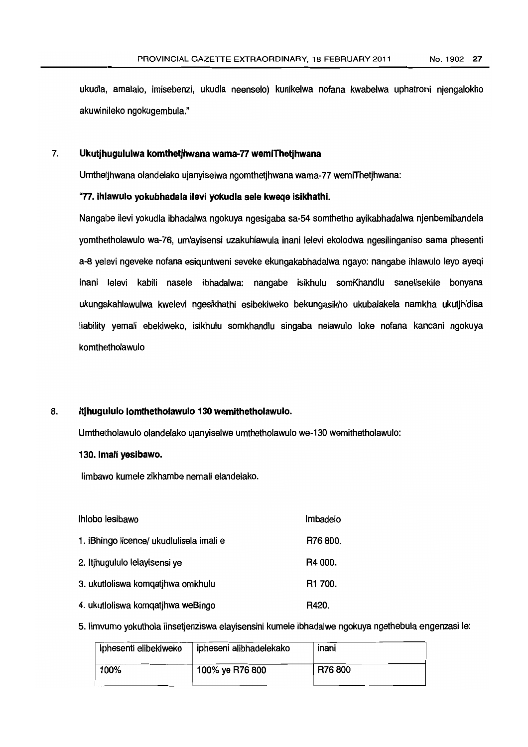ukudla, amalalo, imisebenzi, ukudla neenselo) kunikelwa nofana kwabelwa uphatroni njengalokho akuwinileko ngokugembula."

7. **Ukutjhugululwa komthetjhwana wama-77 wemiThetjhwana**

Umthetjhwana olandelako ujanyiselwa ngomthetjhwana wama-77 wemiThetjhwana:

**"77. ihlawulo yokubhadala ilevi yokudla sele kweqe isikhathi.**

Nangabe ilevi yokudla ibhadalwa ngokuya ngesigaba sa-54 somthetho ayikabhadalwa njenbemibandela yomthetholawulo wa-76, umlayisensi uzakuhlawula inani lelevi ekolodwa ngesilinganiso sama phesenti a-8 yelevi ngeveke nofana esiquntweni seveke ekungakabhadalwa ngayo: nangabe ihlawulo leyo ayeqi inani lelevi kabili nasele ibhadalwa: nangabe isikhulu somKhandlu sanelisekile bonyana ukungakahlawulwa kwelevi ngesikhathi esibekiweko bekungasikho ukubalakela namkha ukutjhidisa liability yemali ebekiweko, isikhulu somkhandlu singaba nelawulo loke nofana kancani ngokuya komthetholawulo

8. **itjhugululo lomthetholawulo 130 wemithetholawulo.**

Umthetholawulo olandelako ujanyiselwe umthetholawulo we-130 wemithetholawulo:

**130. Imali yesibawo.**

Iimbawo kumele zikhambe nemali elandelako.

| Ihlobo lesibawo | Imbadelo |
|---|---|
| 1. iBhingo licence/ ukudlulisela imali e | R76 800. |
| 2. Itjhugululo lelayisensi ye | R4 000. |
| 3. ukutloliswa komqatjhwa omkhulu | R1 700. |
| 4. ukutloliswa komqatjhwa weBingo | R420. |

5. Iimvumo yokuthola iinsetjenziswa elayisensini kumele ibhadalwe ngokuya ngethebula engenzasi le:

| Iphesenti elibekiweko | ipheseni alibhadelekako | inani |
|---|---|---|
| 100% | 100% ye R76 800 | R76 800 |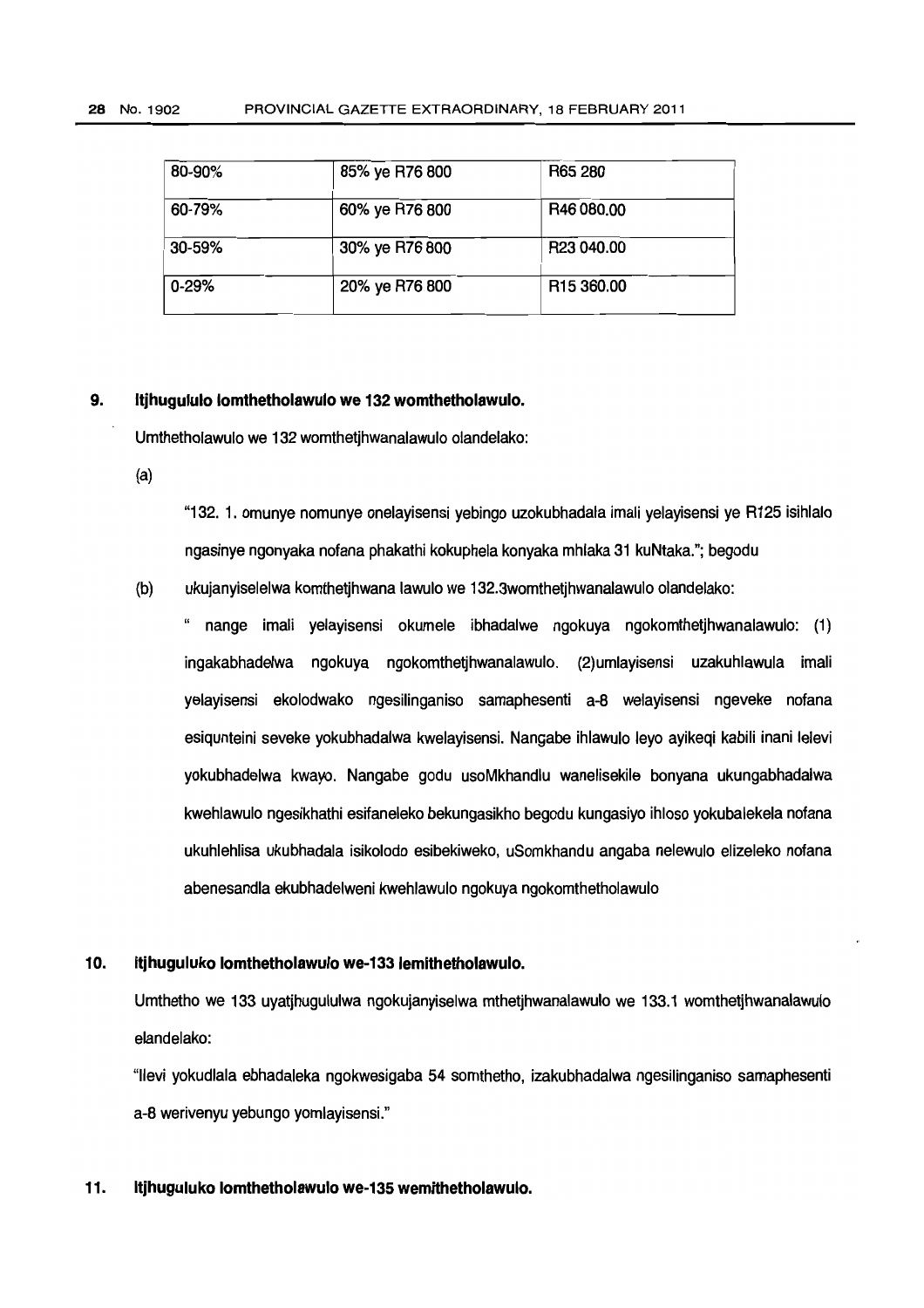| 80-90% | 85% ye R76 800 | R65 280 |
|---|---|---|
| 60-79% | 60% ye R76 800 | R46 080.00 |
| 30-59% | 30% ye R76 800 | R23 040.00 |
| 0-29% | 20% ye R76 800 | R15 360.00 |

**9. Itjhugululo lomthetholawulo we 132 womthetholawulo.**

Umthetholawulo we 132 womthetjhwanalawulo olandelako:

(a)

"132. 1. omunye nomunye onelayisensi yebingo uzokubhadala imali yelayisensi ye R125 isihlalo ngasinye ngonyaka nofana phakathi kokuphela konyaka mhlaka 31 kuNtaka."; begodu

(b) ukujanyiselelwa komthetjhwana lawulo we 132.3womthetjhwanalawulo olandelako:

" nange imali yelayisensi okumele ibhadalwe ngokuya ngokomthetjhwanalawulo: (1) ingakabhadelwa ngokuya ngokomthetjhwanalawulo. (2)umlayisensi uzakuhlawula imali yelayisensi ekolodwako ngesilinganiso samaphesenti a-8 welayisensi ngeveke nofana esiqunteini seveke yokubhadalwa kwelayisensi. Nangabe ihlawulo leyo ayikeqi kabili inani lelevi yokubhadelwa kwayo. Nangabe godu usoMkhandlu wanelisekile bonyana ukungabhadalwa kwehlawulo ngesikhathi esifaneleko bekungasikho begodu kungasiyo ihloso yokubalekela nofana ukuhlehlisa ukubhadala isikolodo esibekiweko, uSomkhandu angaba nelewulo elizeleko nofana abenesandla ekubhadelweni kwehlawulo ngokuya ngokomthetholawulo

**10. Itjhuguluko lomthetholawulo we-133 lemithetholawulo.**

Umthetho we 133 uyatjhugululwa ngokujanyiselwa mthetjhwanalawulo we 133.1 womthetjhwanalawulo elandelako:

"Ilevi yokudlala ebhadaleka ngokwesigaba 54 somthetho, izakubhadalwa ngesilinganiso samaphesenti a-8 werivenyu yebungo yomlayisensi."

**11. Itjhuguluko lomthetholawulo we-135 wemithetholawulo.**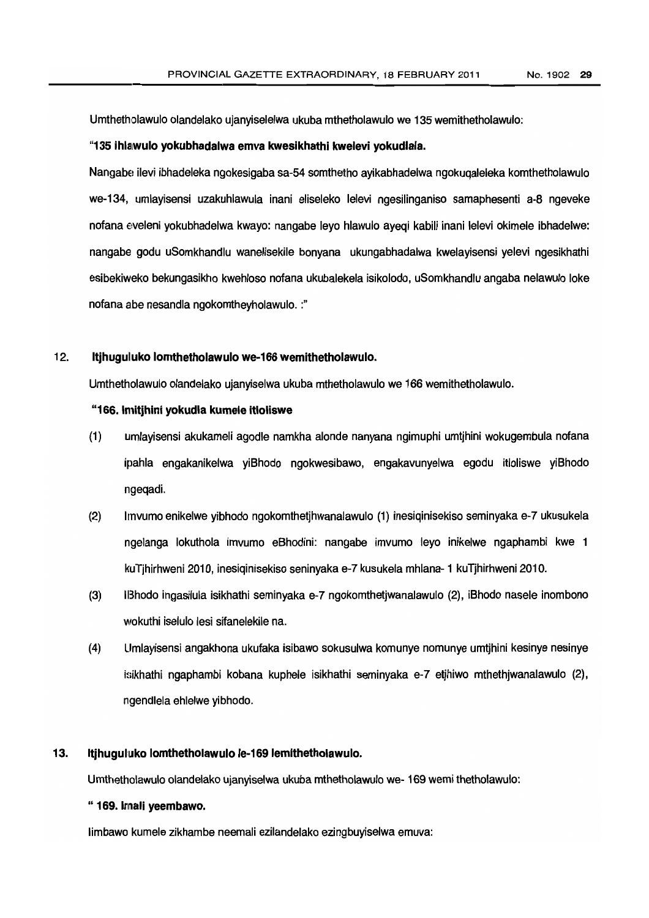Umthetholawulo olandelako ujanyiselelwa ukuba mthetholawulo we 135 wemithetholawulo:

**"135 ihlawulo yokubhadalwa emva kwesikhathi kwelevi yokudlala.**

Nangabe ilevi ibhadeleka ngokesigaba sa-54 somthetho ayikabhadelwa ngokuqaleleka komthetholawulo we-134, umlayisensi uzakuhlawula inani eliseleko lelevi ngesilinganiso samaphesenti a-8 ngeveke nofana eveleni yokubhadelwa kwayo: nangabe leyo hlawulo ayeqi kabili inani lelevi okimele ibhadelwe: nangabe godu uSomkhandlu wanelisekile bonyana ukungabhadalwa kwelayisensi yelevi ngesikhathi esibekiweko bekungasikho kwehloso nofana ukubalekela isikolodo, uSomkhandlu angaba nelawulo loke nofana abe nesandla ngokomtheyholawulo. :"

## 12. Itjhuguluko lomthetholawulo we-166 wemithetholawulo.

Umthetholawulo olandelako ujanyiselwa ukuba mthetholawulo we 166 wemithetholawulo.

**"166. Imitjhini yokudla kumele itloliswe**

(1) umlayisensi akukameli agodle namkha alonde nanyana ngimuphi umtjhini wokugembula nofana ipahla engakanikelwa yiBhodo ngokwesibawo, engakavunyelwa egodu itloliswe yiBhodo ngeqadi.

(2) Imvumo enikelwe yibhodo ngokomthetjhwanalawulo (1) inesiqinisekiso seminyaka e-7 ukusukela ngelanga lokuthola imvumo eBhodini: nangabe imvumo leyo inikelwe ngaphambi kwe 1 kuTjhirhweni 2010, inesiqinisekiso seninyaka e-7 kusukela mhlana- 1 kuTjhirhweni 2010.

(3) IBhodo ingasilula isikhathi seminyaka e-7 ngokomthetjwanalawulo (2), iBhodo nasele inombono wokuthi iselulo lesi sifanelekile na.

(4) Umlayisensi angakhona ukufaka isibawo sokusulwa komunye nomunye umtjhini kesinye nesinye isikhathi ngaphambi kobana kuphele isikhathi seminyaka e-7 etjhiwo mthethjwanalawulo (2), ngendlela ehlelwe yibhodo.

## 13. Itjhuguluko lomthetholawulo le-169 lemithetholawulo.

Umthetholawulo olandelako ujanyiselwa ukuba mthetholawulo we- 169 wemi thetholawulo:

**" 169. Imali yeembawo.**

Iimbawo kumele zikhambe neemali ezilandelako ezingbuyiselwa emuva: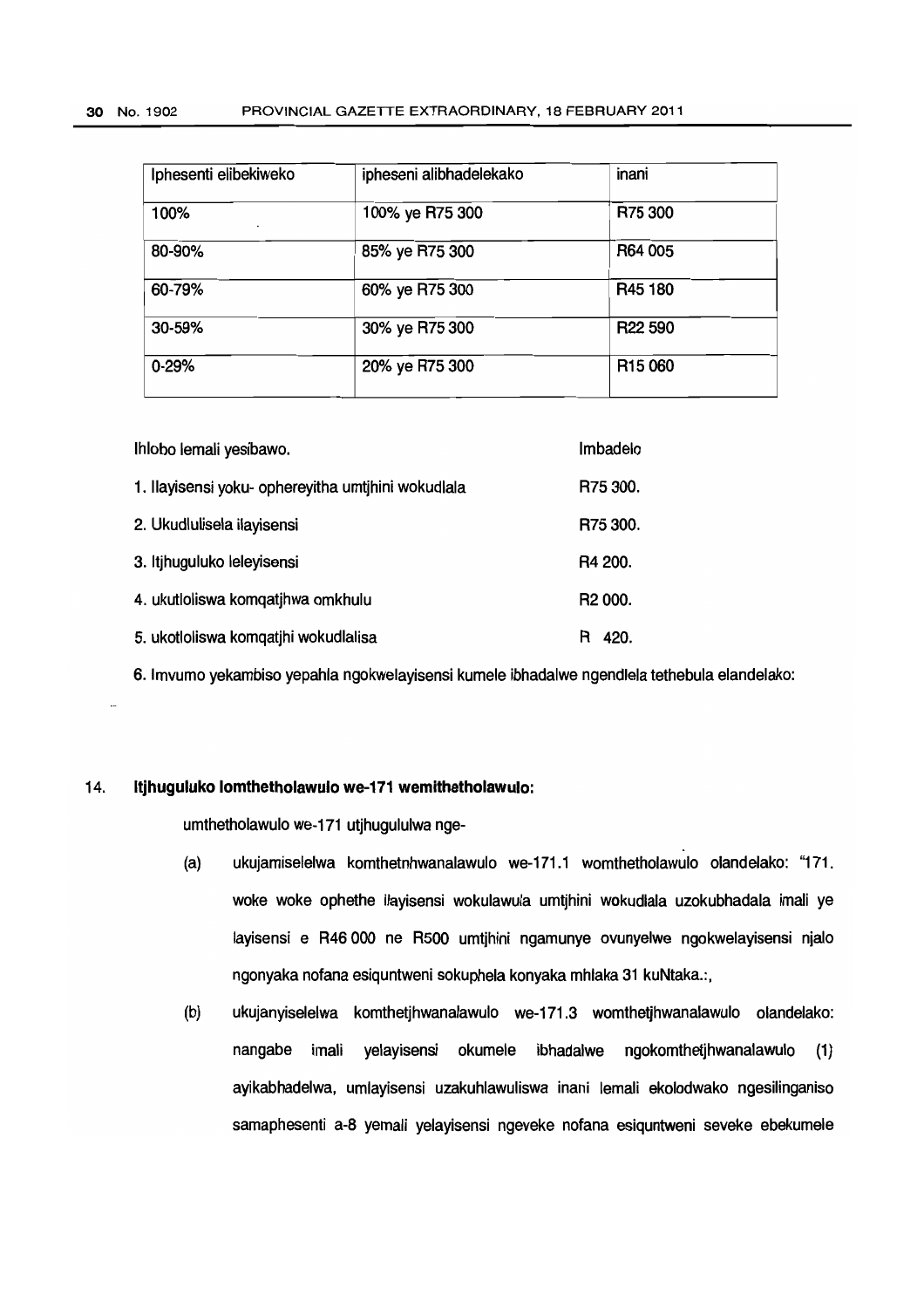| Iphesenti elibekiweko | ipheseni alibhadelekako | inani |
|---|---|---|
| 100% | 100% ye R75 300 | R75 300 |
| 80-90% | 85% ye R75 300 | R64 005 |
| 60-79% | 60% ye R75 300 | R45 180 |
| 30-59% | 30% ye R75 300 | R22 590 |
| 0-29% | 20% ye R75 300 | R15 060 |

| Ihlobo lemali yesibawo. | Imbadelo |
|---|---|
| 1. Ilayisensi yoku- ophereyitha umtjhini wokudlala | R75 300. |
| 2. Ukudlulisela ilayisensi | R75 300. |
| 3. Itjhuguluko leleyisensi | R4 200. |
| 4. ukutloliswa komqatjhwa omkhulu | R2 000. |
| 5. ukotloliswa komqatjhi wokudlalisa | R 420. |

6. Imvumo yekambiso yepahla ngokwelayisensi kumele ibhadalwe ngendlela tethebula elandelako:

14. **Itjhuguluko lomthetholawulo we-171 wemithetholawulo:**

umthetholawulo we-171 utjhugululwa nge-

(a) ukujamiselelwa komthetnhwanalawulo we-171.1 womthetholawulo olandelako: "171. woke woke ophethe ilayisensi wokulawula umtjhini wokudlala uzokubhadala imali ye layisensi e R46 000 ne R500 umtjhini ngamunye ovunyelwe ngokwelayisensi njalo ngonyaka nofana esiquntweni sokuphela konyaka mhlaka 31 kuNtaka.:,

(b) ukujanyiselelwa komthetjhwanalawulo we-171.3 womthetjhwanalawulo olandelako: nangabe imali yelayisensi okumele ibhadalwe ngokomthetjhwanalawulo (1) ayikabhadelwa, umlayisensi uzakuhlawuliswa inani lemali ekolodwako ngesilinganiso samaphesenti a-8 yemali yelayisensi ngeveke nofana esiquntweni seveke ebekumele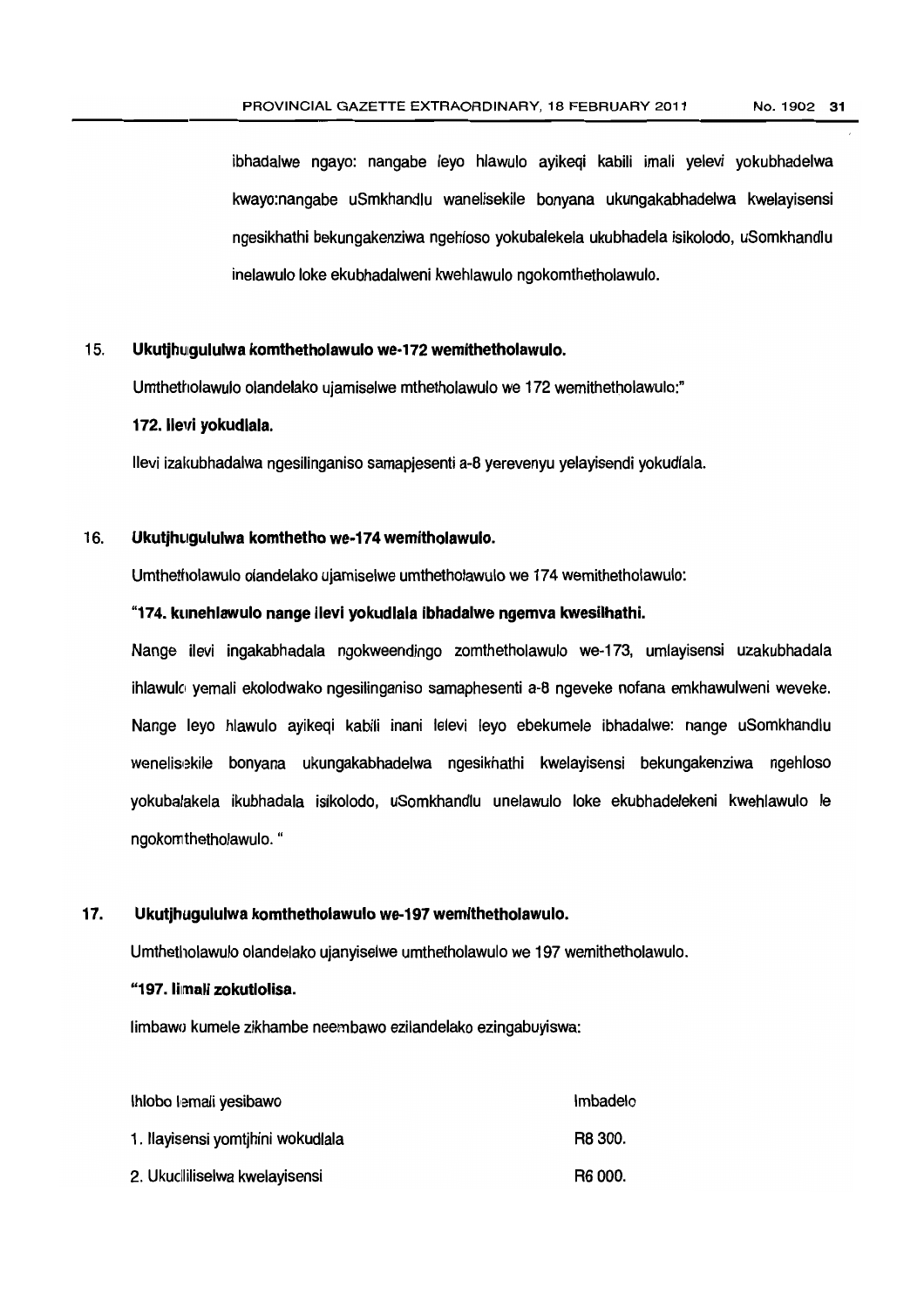ibhadalwe ngayo: nangabe leyo hlawulo ayikeqi kabili imali yelevi yokubhadelwa kwayo:nangabe uSmkhandlu wanelisekile bonyana ukungakabhadelwa kwelayisensi ngesikhathi bekungakenziwa ngehloso yokubalekela ukubhadela isikolodo, uSomkhandlu inelawulo loke ekubhadalweni kwehlawulo ngokomthetholawulo.

15. **Ukutjhugululwa komthetholawulo we-172 wemithetholawulo.**

Umthetholawulo olandelako ujamiselwe mthetholawulo we 172 wemithetholawulo:"

**172. Ilevi yokudlala.**

Ilevi izakubhadalwa ngesilinganiso samapjesenti a-8 yerevenyu yelayisendi yokudlala.

16. **Ukutjhugululwa komthetho we-174 wemitholawulo.**

Umthetholawulo olandelako ujamiselwe umthetholawulo we 174 wemithetholawulo:

**"174. Inhlawulo nange ilevi yokudlala ibhadalwe ngemva kwesilhathi.**

Nange ilevi ingakabhadala ngokweendingo zomthetholawulo we-173, umlayisensi uzakubhadala ihlawulo yemali ekolodwako ngesilinganiso samaphesenti a-8 ngeveke nofana emkhawulweni weveke. Nange leyo hlawulo ayikeqi kabili inani lelevi leyo ebekumele ibhadalwe: nange uSomkhandlu wenelisekile bonyana ukungakabhadelwa ngesikhathi kwelayisensi bekungakenziwa ngehloso yokubalakela ikubhadala isikolodo, uSomkhandlu unelawulo loke ekubhadelekeni kwehlawulo le ngokomthetholawulo. "

17. **Ukutjhugululwa komthetholawulo we-197 wemithetholawulo.**

Umthetholawulo olandelako ujanyiselwe umthetholawulo we 197 wemithetholawulo.

**"197. Iimali zokutlolisa.**

Iimbawo kumele zikhambe neembawo ezilandelako ezingabuyiswa:

| Ihlobo lemali yesibawo | Imbadelo |
|---|---|
| 1. Ilayisensi yomtjhini wokudlala | R8 300. |
| 2. Ukudliliselwa kwelayisensi | R6 000. |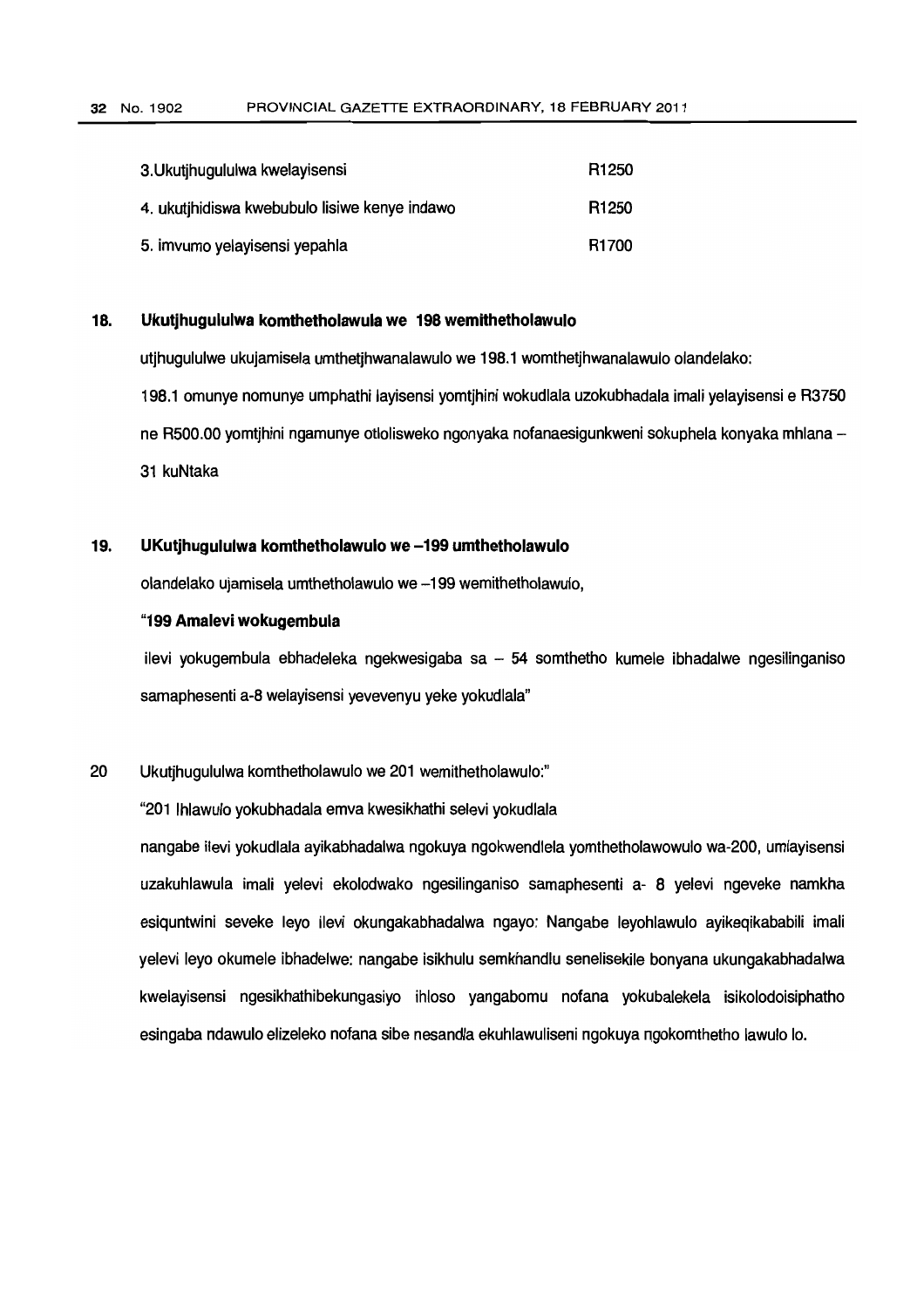| | |
|---|---|
| 3.Ukutjhugululwa kwelayisensi | R1250 |
| 4. ukutjhidiswa kwebubulo lisiwe kenye indawo | R1250 |
| 5. imvumo yelayisensi yepahla | R1700 |

**18. Ukutjhugululwa komthetholawula we 198 wemithetholawulo**

utjhugululwe ukujamisela umthetjhwanalawulo we 198.1 womthetjhwanalawulo olandelako:

198.1 omunye nomunye umphathi layisensi yomtjhini wokudlala uzokubhadala imali yelayisensi e R3750 ne R500.00 yomtjhini ngamunye otlolisweko ngonyaka nofanaesigunkweni sokuphela konyaka mhlana – 31 kuNtaka

**19. UKutjhugululwa komthetholawulo we –199 umthetholawulo**

olandelako ujamisela umthetholawulo we –199 wemithetholawulo,

**"199 Amalevi wokugembula**

ilevi yokugembula ebhadeleka ngekwesigaba sa – 54 somthetho kumele ibhadalwe ngesilinganiso samaphesenti a-8 welayisensi yevevenyu yeke yokudlala"

20 Ukutjhugululwa komthetholawulo we 201 wemithetholawulo:"

"201 Ihlawulo yokubhadala emva kwesikhathi selevi yokudlala

nangabe ilevi yokudlala ayikabhadalwa ngokuya ngokwendlela yomthetholawowulo wa-200, umlayisensi uzakuhlawula imali yelevi ekolodwako ngesilinganiso samaphesenti a- 8 yelevi ngeveke namkha esiquntwini seveke leyo ilevi okungakabhadalwa ngayo: Nangabe leyohlawulo ayikeqikababili imali yelevi leyo okumele ibhadelwe: nangabe isikhulu semkhandlu senelisekile bonyana ukungakabhadalwa kwelayisensi ngesikhathibekungasiyo ihloso yangabomu nofana yokubalekela isikolodoisiphatho esingaba ndawulo elizeleko nofana sibe nesandla ekuhlawuliseni ngokuya ngokomthetho lawulo lo.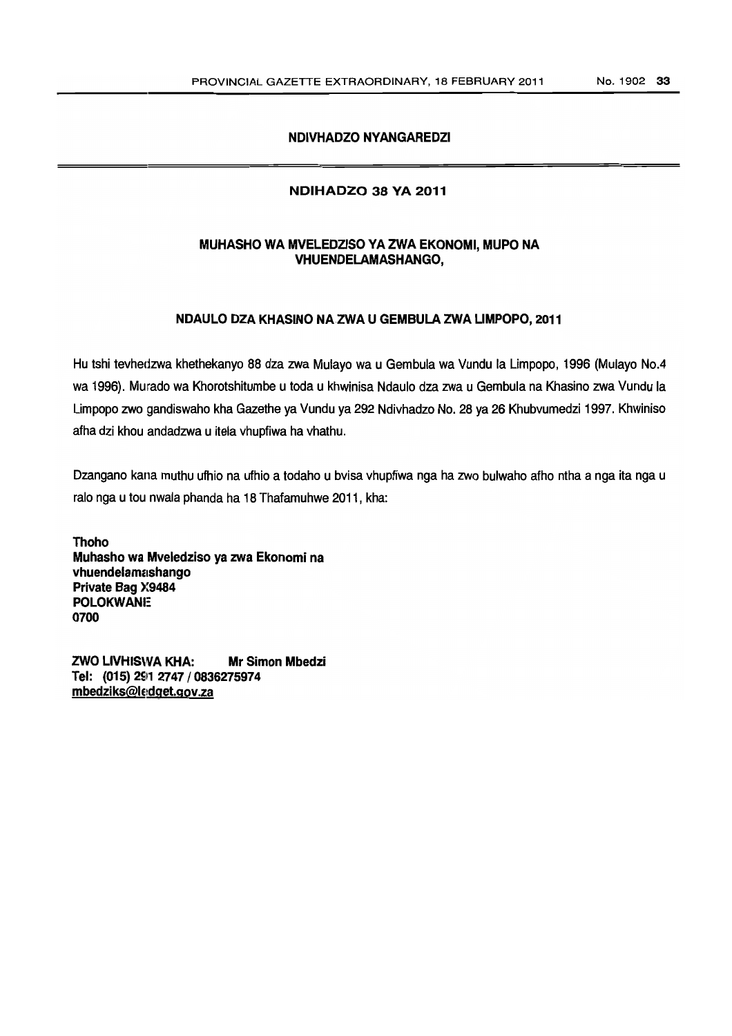## NDIVHADZO NYANGAREDZI

## NDIHADZO 38 YA 2011

### MUHASHO WA MVELEDZISO YA ZWA EKONOMI, MUPO NA VHUENDELAMASHANGO,

### NDAULO DZA KHASINO NA ZWA U GEMBULA ZWA LIMPOPO, 2011

Hu tshi tevhedzwa khethekanyo 88 dza zwa Mulayo wa u Gembula wa Vundu la Limpopo, 1996 (Mulayo No.4 wa 1996). Murado wa Khorotshitumbe u toda u khwinisa Ndaulo dza zwa u Gembula na Khasino zwa Vundu la Limpopo zwo gandiswaho kha Gazethe ya Vundu ya 292 Ndivhadzo No. 28 ya 26 Khubvumedzi 1997. Khwiniso afha dzi khou andadzwa u itela vhupfiwa ha vhathu.

Dzangano kana muthu ufhio na ufhio a todaho u bvisa vhupfiwa nga ha zwo bulwaho afho ntha a nga ita nga u ralo nga u tou nwala phanda ha 18 Thafamuhwe 2011, kha:

**Thoho**
**Muhasho wa Mveledziso ya zwa Ekonomi na vhuendelamashango**
**Private Bag X9484**
**POLOKWANE**
**0700**

**ZWO LIVHISWA KHA:** **Mr Simon Mbedzi**
**Tel: (015) 291 2747 / 0836275974**
**mbedziks@ledget.gov.za**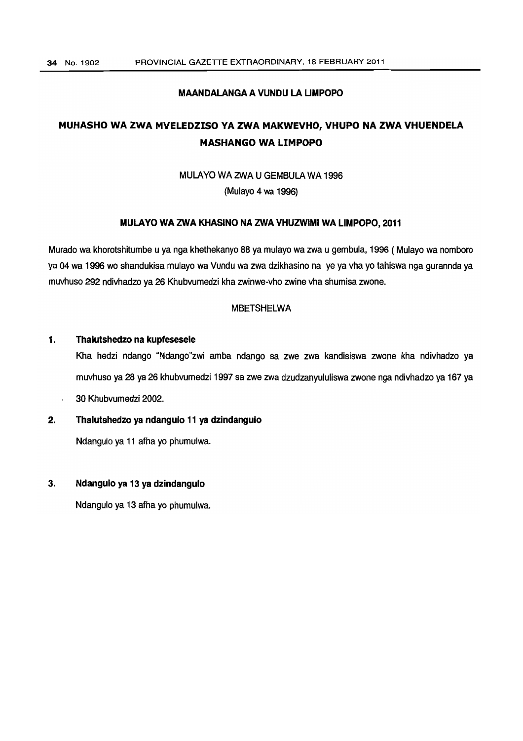**MAANDALANGA A VUNDU LA LIMPOPO**

## MUHASHO WA ZWA MVELEDZISO YA ZWA MAKWEVHO, VHUPO NA ZWA VHUENDELA MASHANGO WA LIMPOPO

MULAYO WA ZWA U GEMBULA WA 1996

(Mulayo 4 wa 1996)

**MULAYO WA ZWA KHASINO NA ZWA VHUZWIMI WA LIMPOPO, 2011**

Murado wa khorotshitumbe u ya nga khethekanyo 88 ya mulayo wa zwa u gembula, 1996 ( Mulayo wa nomboro ya 04 wa 1996 wo shandukisa mulayo wa Vundu wa zwa dzikhasino na ye ya vha yo tahiswa nga gurannda ya muvhuso 292 ndivhadzo ya 26 Khubvumedzi kha zwinwe-vho zwine vha shumisa zwone.

MBETSHELWA

1. **Thalutshedzo na kupfesesele**

   Kha hedzi ndango "Ndango"zwi amba ndango sa zwe zwa kandisiswa zwone kha ndivhadzo ya muvhuso ya 28 ya 26 khubvumedzi 1997 sa zwe zwa dzudzanyululiswa zwone nga ndivhadzo ya 167 ya 30 Khubvumedzi 2002.

2. **Thalutshedzo ya ndangulo 11 ya dzindangulo**

   Ndangulo ya 11 afha yo phumulwa.

3. **Ndangulo ya 13 ya dzindangulo**

   Ndangulo ya 13 afha yo phumulwa.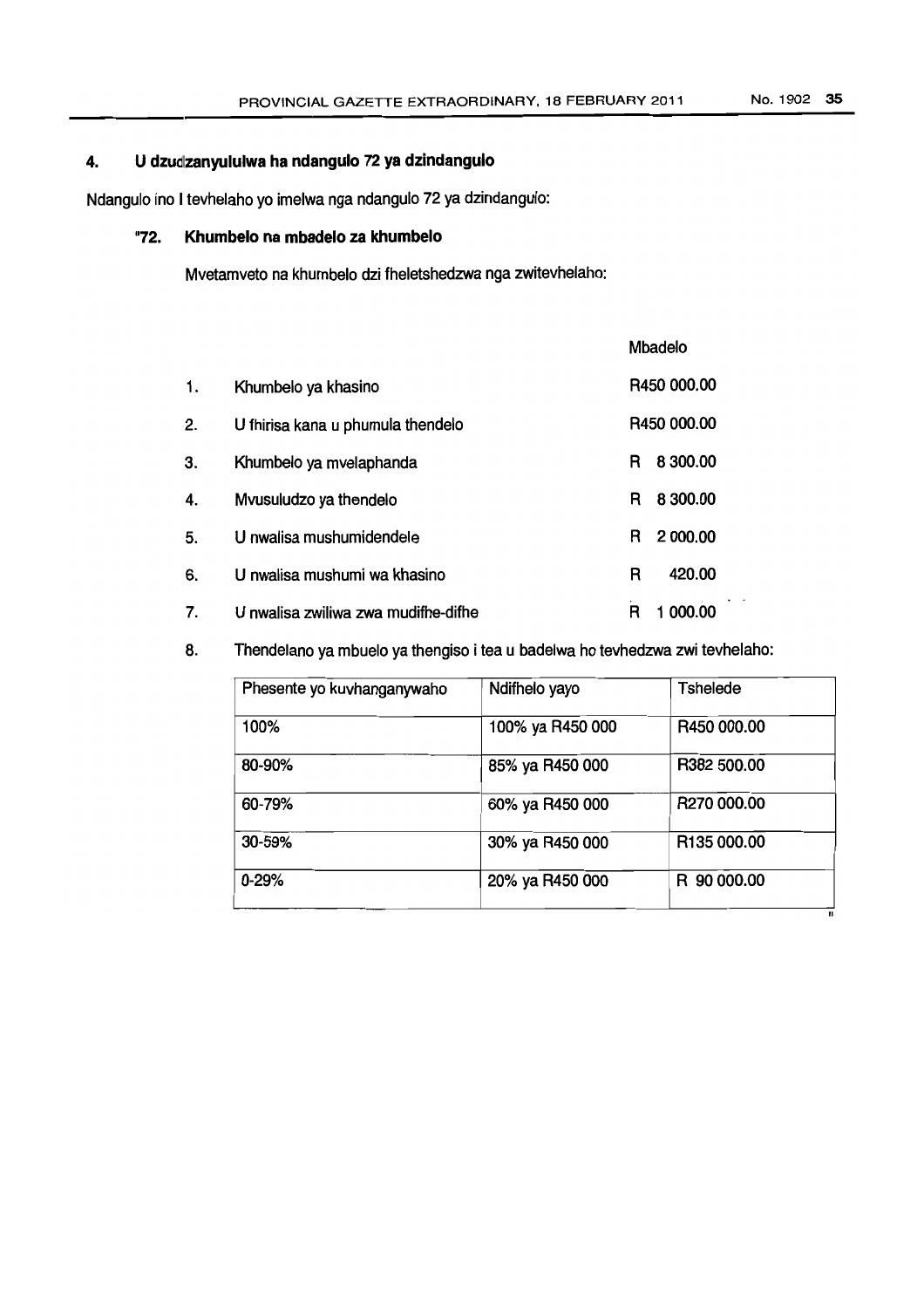## 4. U dzudzanyululwa ha ndangulo 72 ya dzindangulo

Ndangulo ino I tevhelaho yo imelwa nga ndangulo 72 ya dzindangulo:

### "72. Khumbelo na mbadelo za khumbelo

Mvetamveto na khumbelo dzi fheletshedzwa nga zwitevhelaho:

| | | Mbadelo |
|---|---|---|
| 1. | Khumbelo ya khasino | R450 000.00 |
| 2. | U fhirisa kana u phumula thendelo | R450 000.00 |
| 3. | Khumbelo ya mvelaphanda | R 8 300.00 |
| 4. | Mvusuludzo ya thendelo | R 8 300.00 |
| 5. | U nwalisa mushumidendele | R 2 000.00 |
| 6. | U nwalisa mushumi wa khasino | R 420.00 |
| 7. | U nwalisa zwiliwa zwa mudifhe-difhe | R 1 000.00 |

8. Thendelano ya mbuelo ya thengiso i tea u badelwa ho tevhedzwa zwi tevhelaho:

| Phesente yo kuvhanganywaho | Ndifhelo yayo | Tshelede |
|---|---|---|
| 100% | 100% ya R450 000 | R450 000.00 |
| 80-90% | 85% ya R450 000 | R382 500.00 |
| 60-79% | 60% ya R450 000 | R270 000.00 |
| 30-59% | 30% ya R450 000 | R135 000.00 |
| 0-29% | 20% ya R450 000 | R 90 000.00 |

"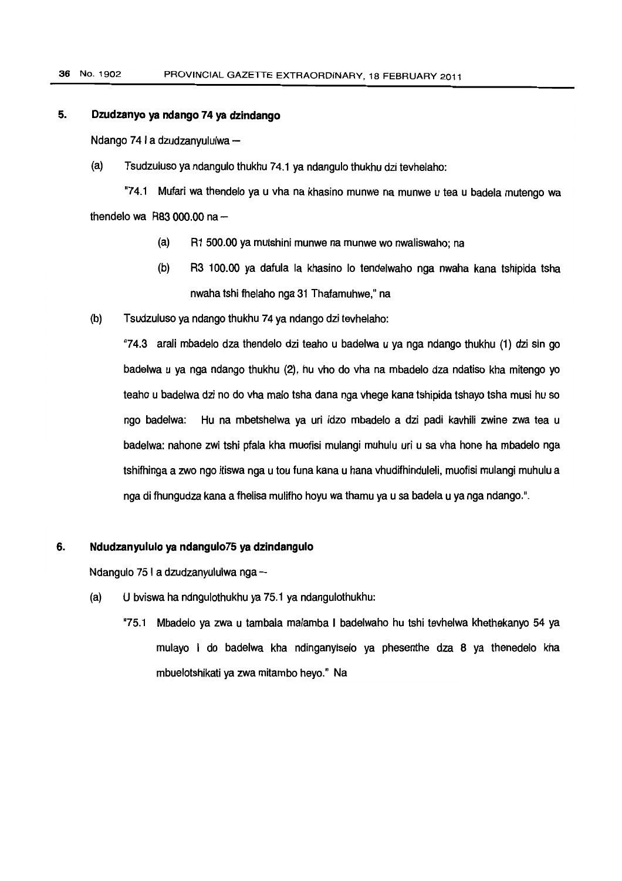## 5. Dzudzanyo ya ndango 74 ya dzindango

Ndango 74 I a dzudzanyululwa –

(a) Tsudzuluso ya ndangulo thukhu 74.1 ya ndangulo thukhu dzi tevhelaho:

"74.1 Mufari wa thendelo ya u vha na khasino munwe na munwe u tea u badela mutengo wa thendelo wa R83 000.00 na –

(a) R1 500.00 ya mutshini munwe na munwe wo nwaliswaho; na

(b) R3 100.00 ya dafula la khasino lo tendelwaho nga nwaha kana tshipida tsha nwaha tshi fhelaho nga 31 Thafamuhwe," na

(b) Tsudzuluso ya ndango thukhu 74 ya ndango dzi tevhelaho:

"74.3 arali mbadelo dza thendelo dzi teaho u badelwa u ya nga ndango thukhu (1) dzi sin go badelwa u ya nga ndango thukhu (2), hu vho do vha na mbadelo dza ndatiso kha mitengo yo teaho u badelwa dzi no do vha malo tsha dana nga vhege kana tshipida tshayo tsha musi hu so ngo badelwa: Hu na mbetshelwa ya uri idzo mbadelo a dzi padi kavhili zwine zwa tea u badelwa: nahone zwi tshi pfala kha muofisi mulangi muhulu uri u sa vha hone ha mbadelo nga tshifhinga a zwo ngo itiswa nga u tou funa kana u hana vhudifhinduleli, muofisi mulangi muhulu a nga di fhungudza kana a fhelisa mulifho hoyu wa thamu ya u sa badela u ya nga ndango.".

## 6. Ndudzanyululo ya ndangulo75 ya dzindangulo

Ndangulo 75 I a dzudzanyululwa nga --

(a) U bviswa ha ndngulothukhu ya 75.1 ya ndangulothukhu:

"75.1 Mbadelo ya zwa u tambala malamba I badelwaho hu tshi tevhelwa khethekanyo 54 ya mulayo I do badelwa kha ndinganyiselo ya phesenthe dza 8 ya thenedelo kha mbuelotshikati ya zwa mitambo heyo." Na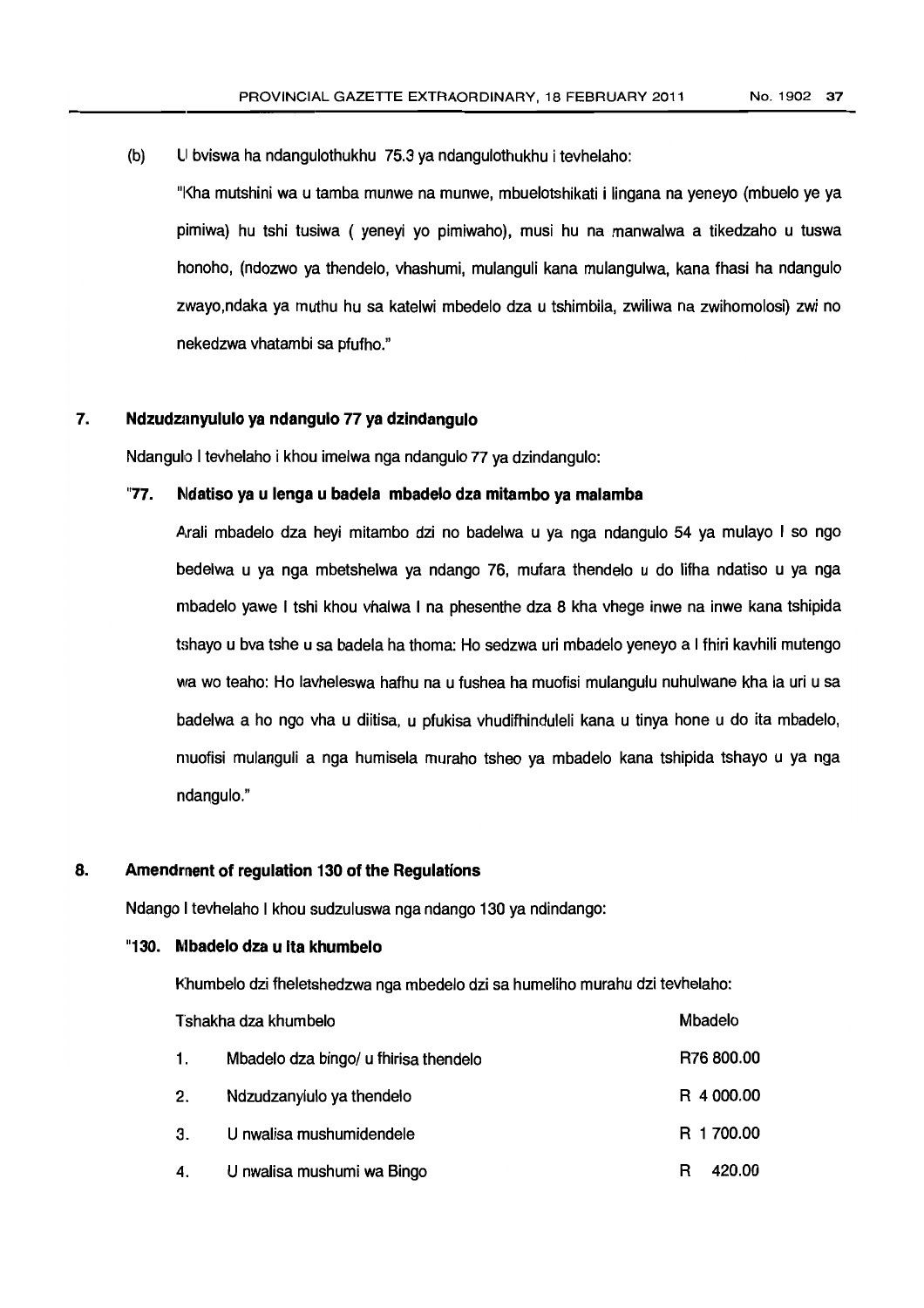(b) U bviswa ha ndangulothukhu 75.3 ya ndangulothukhu i tevhelaho:

"Kha mutshini wa u tamba munwe na munwe, mbuelotshikati i lingana na yeneyo (mbuelo ye ya pimiwa) hu tshi tusiwa ( yeneyi yo pimiwaho), musi hu na manwalwa a tikedzaho u tuswa honoho, (ndozwo ya thendelo, vhashumi, mulanguli kana mulangulwa, kana fhasi ha ndangulo zwayo,ndaka ya muthu hu sa katelwi mbedelo dza u tshimbila, zwiliwa na zwihomolosi) zwi no nekedzwa vhatambi sa pfufho."

## 7. Ndzudzanyululo ya ndangulo 77 ya dzindangulo

Ndangulo I tevhelaho i khou imelwa nga ndangulo 77 ya dzindangulo:

### "77. Ndatiso ya u lenga u badela mbadelo dza mitambo ya malamba

Arali mbadelo dza heyi mitambo dzi no badelwa u ya nga ndangulo 54 ya mulayo I so ngo bedelwa u ya nga mbetshelwa ya ndango 76, mufara thendelo u do lifha ndatiso u ya nga mbadelo yawe I tshi khou vhalwa I na phesenthe dza 8 kha vhege inwe na inwe kana tshipida tshayo u bva tshe u sa badela ha thoma: Ho sedzwa uri mbadelo yeneyo a I fhiri kavhili mutengo wa wo teaho: Ho lavheleswa hafhu na u fushea ha muofisi mulangulu nuhulwane kha la uri u sa badelwa a ho ngo vha u diitisa, u pfukisa vhudifhinduleli kana u tinya hone u do ita mbadelo, muofisi mulanguli a nga humisela muraho tsheo ya mbadelo kana tshipida tshayo u ya nga ndangulo."

## 8. Amendment of regulation 130 of the Regulations

Ndango I tevhelaho I khou sudzuluswa nga ndango 130 ya ndindango:

### "130. Mbadelo dza u ita khumbelo

Khumbelo dzi fheletshedzwa nga mbedelo dzi sa humeliho murahu dzi tevhelaho:

| | Tshakha dza khumbelo | Mbadelo |
|---|---|---|
| 1. | Mbadelo dza bingo/ u fhirisa thendelo | R76 800.00 |
| 2. | Ndzudzanyiulo ya thendelo | R 4 000.00 |
| 3. | U nwalisa mushumidendele | R 1 700.00 |
| 4. | U nwalisa mushumi wa Bingo | R 420.00 |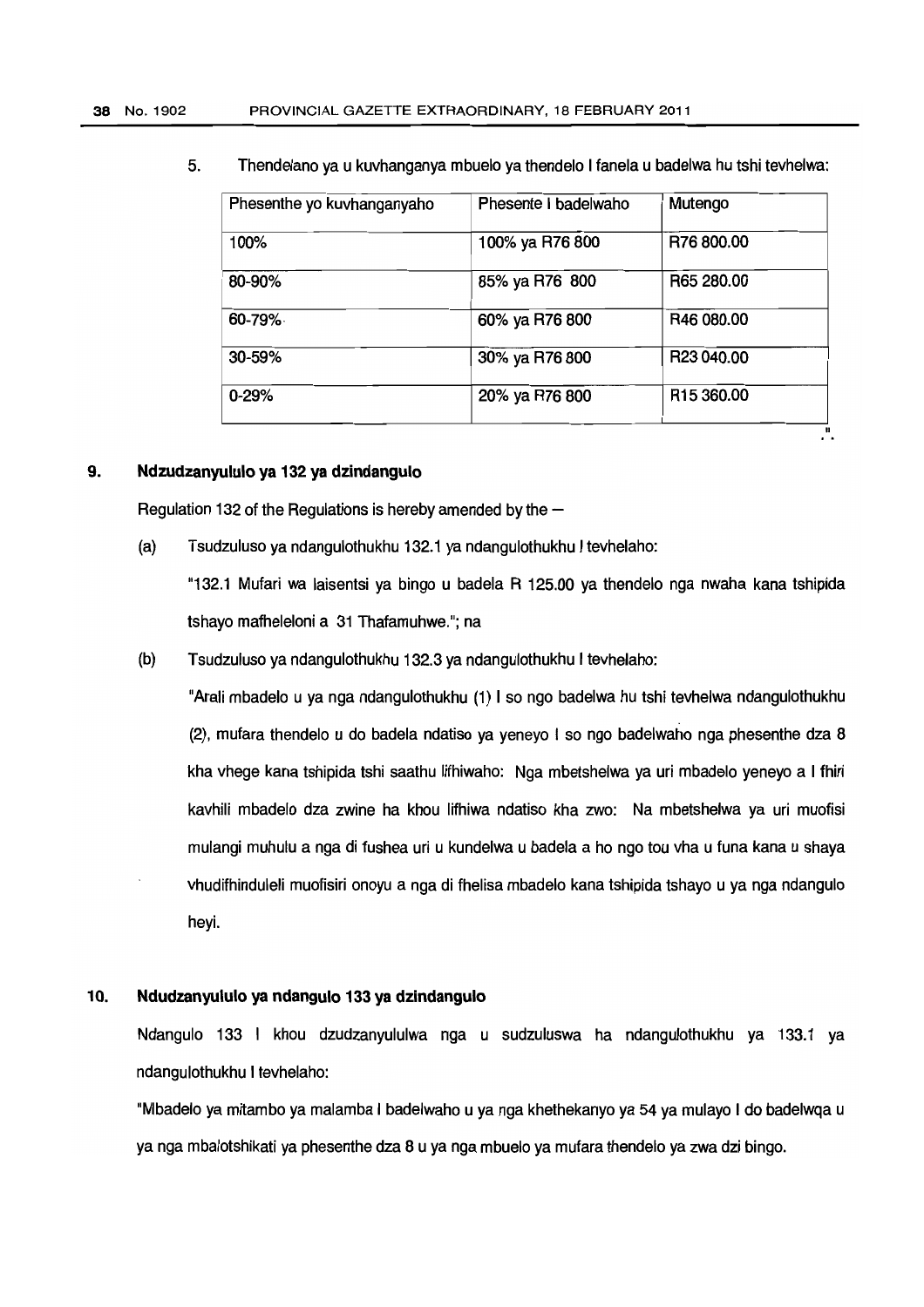5. Thendelano ya u kuvhanganya mbuelo ya thendelo I fanela u badelwa hu tshi tevhelwa:

| Phesenthe yo kuvhanganyaho | Phesente I badelwaho | Mutengo |
|---|---|---|
| 100% | 100% ya R76 800 | R76 800.00 |
| 80-90% | 85% ya R76 800 | R65 280.00 |
| 60-79% | 60% ya R76 800 | R46 080.00 |
| 30-59% | 30% ya R76 800 | R23 040.00 |
| 0-29% | 20% ya R76 800 | R15 360.00 |

".

## 9. Ndzudzanyululo ya 132 ya dzindangulo

Regulation 132 of the Regulations is hereby amended by the —

(a) Tsudzuluso ya ndangulothukhu 132.1 ya ndangulothukhu I tevhelaho:

"132.1 Mufari wa laisentsi ya bingo u badela R 125.00 ya thendelo nga nwaha kana tshipida tshayo mafheleloni a 31 Thafamuhwe."; na

(b) Tsudzuluso ya ndangulothukhu 132.3 ya ndangulothukhu I tevhelaho:

"Arali mbadelo u ya nga ndangulothukhu (1) I so ngo badelwa hu tshi tevhelwa ndangulothukhu (2), mufara thendelo u do badela ndatiso ya yeneyo I so ngo badelwaho nga phesenthe dza 8 kha vhege kana tshipida tshi saathu lifhiwaho: Nga mbetshelwa ya uri mbadelo yeneyo a I fhiri kavhili mbadelo dza zwine ha khou lifhiwa ndatiso kha zwo: Na mbetshelwa ya uri muofisi mulangi muhulu a nga di fushea uri u kundelwa u badela a ho ngo tou vha u funa kana u shaya vhudifhinduleli muofisiri onoyu a nga di fhelisa mbadelo kana tshipida tshayo u ya nga ndangulo heyi.

## 10. Ndudzanyululo ya ndangulo 133 ya dzindangulo

Ndangulo 133 I khou dzudzanyululwa nga u sudzuluswa ha ndangulothukhu ya 133.1 ya ndangulothukhu I tevhelaho:

"Mbadelo ya mitambo ya malamba I badelwaho u ya nga khethekanyo ya 54 ya mulayo I do badelwqa u ya nga mbalotshikati ya phesenthe dza 8 u ya nga mbuelo ya mufara thendelo ya zwa dzi bingo.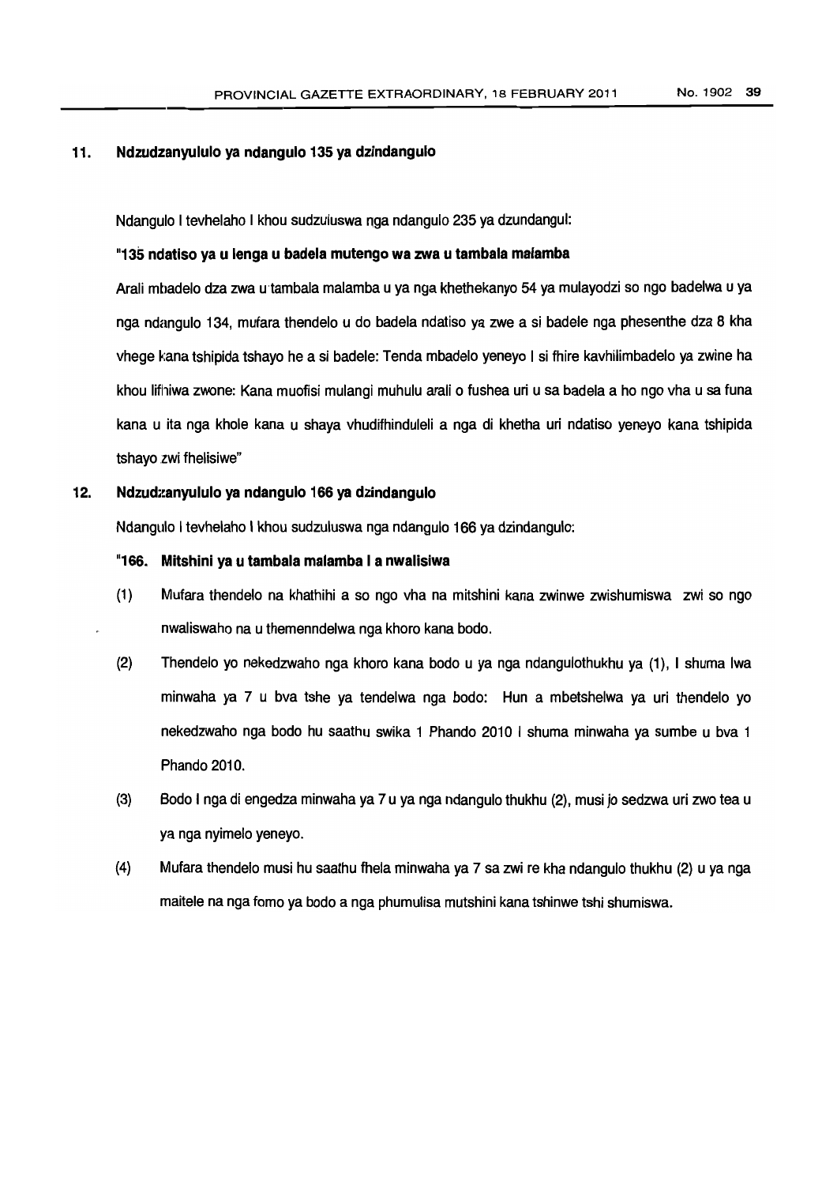## 11. Ndzudzanyululo ya ndangulo 135 ya dzindangulo

Ndangulo I tevhelaho I khou sudzuluswa nga ndangulo 235 ya dzundangul:

**"135 ndatiso ya u lenga u badela mutengo wa zwa u tambala malamba**

Arali mbadelo dza zwa u tambala malamba u ya nga khethekanyo 54 ya mulayodzi so ngo badelwa u ya nga ndangulo 134, mufara thendelo u do badela ndatiso ya zwe a si badele nga phesenthe dza 8 kha vhege kana tshipida tshayo he a si badele: Tenda mbadelo yeneyo I si fhire kavhilimbadelo ya zwine ha khou lifhiwa zwone: Kana muofisi mulangi muhulu arali o fushea uri u sa badela a ho ngo vha u sa funa kana u ita nga khole kana u shaya vhudifhinduleli a nga di khetha uri ndatiso yeneyo kana tshipida tshayo zwi fhelisiwe"

## 12. Ndzudzanyululo ya ndangulo 166 ya dzindangulo

Ndangulo I tevhelaho I khou sudzuluswa nga ndangulo 166 ya dzindangulo:

**"166. Mitshini ya u tambala malamba I a nwalisiwa**

(1) Mufara thendelo na khathihi a so ngo vha na mitshini kana zwinwe zwishumiswa zwi so ngo nwaliswaho na u themenndelwa nga khoro kana bodo.

(2) Thendelo yo nekedzwaho nga khoro kana bodo u ya nga ndangulothukhu ya (1), I shuma lwa minwaha ya 7 u bva tshe ya tendelwa nga bodo: Hun a mbetshelwa ya uri thendelo yo nekedzwaho nga bodo hu saathu swika 1 Phando 2010 I shuma minwaha ya sumbe u bva 1 Phando 2010.

(3) Bodo I nga di engedza minwaha ya 7 u ya nga ndangulo thukhu (2), musi jo sedzwa uri zwo tea u ya nga nyimelo yeneyo.

(4) Mufara thendelo musi hu saathu fhela minwaha ya 7 sa zwi re kha ndangulo thukhu (2) u ya nga maitele na nga fomo ya bodo a nga phumulisa mutshini kana tshinwe tshi shumiswa.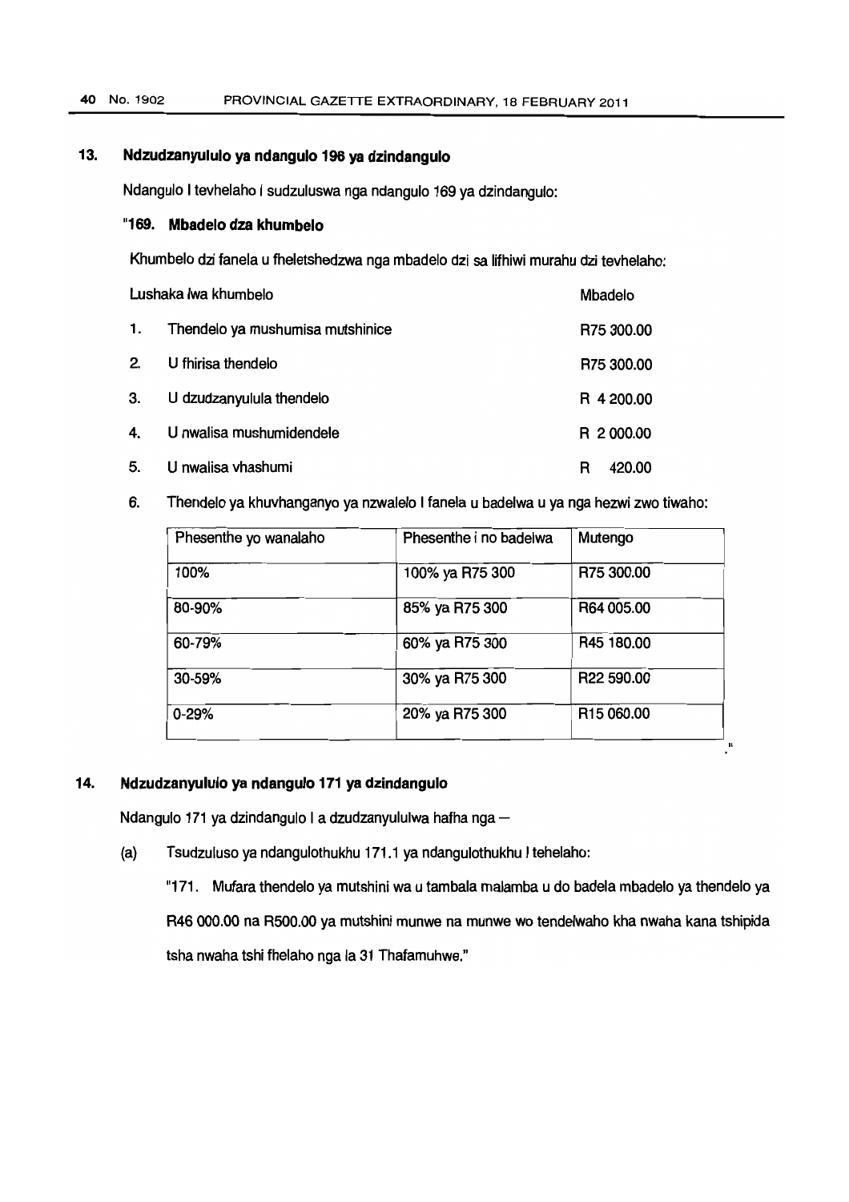## 13. Ndzudzanyululo ya ndangulo 196 ya dzindangulo

Ndangulo I tevhelaho I sudzuluswa nga ndangulo 169 ya dzindangulo:

### "169. Mbadelo dza khumbelo

Khumbelo dzi fanela u fheletshedzwa nga mbadelo dzi sa lifhiwi murahu dzi tevhelaho:

| | Lushaka lwa khumbelo | Mbadelo |
|---|---|---|
| 1. | Thendelo ya mushumisa mutshinice | R75 300.00 |
| 2. | U fhirisa thendelo | R75 300.00 |
| 3. | U dzudzanyulula thendelo | R 4 200.00 |
| 4. | U nwalisa mushumidendele | R 2 000.00 |
| 5. | U nwalisa vhashumi | R 420.00 |

6. Thendelo ya khuvhanganyo ya nzwalelo I fanela u badelwa u ya nga hezwi zwo tiwaho:

| Phesenthe yo wanalaho | Phesenthe i no badelwa | Mutengo |
|---|---|---|
| 100% | 100% ya R75 300 | R75 300.00 |
| 80-90% | 85% ya R75 300 | R64 005.00 |
| 60-79% | 60% ya R75 300 | R45 180.00 |
| 30-59% | 30% ya R75 300 | R22 590.00 |
| 0-29% | 20% ya R75 300 | R15 060.00 |

."

## 14. Ndzudzanyululo ya ndangulo 171 ya dzindangulo

Ndangulo 171 ya dzindangulo I a dzudzanyululwa hafha nga –

(a) Tsudzuluso ya ndangulothukhu 171.1 ya ndangulothukhu I tehelaho:

"171. Mufara thendelo ya mutshini wa u tambala malamba u do badela mbadelo ya thendelo ya R46 000.00 na R500.00 ya mutshini munwe na munwe wo tendelwaho kha nwaha kana tshipida tsha nwaha tshi fhelaho nga la 31 Thafamuhwe."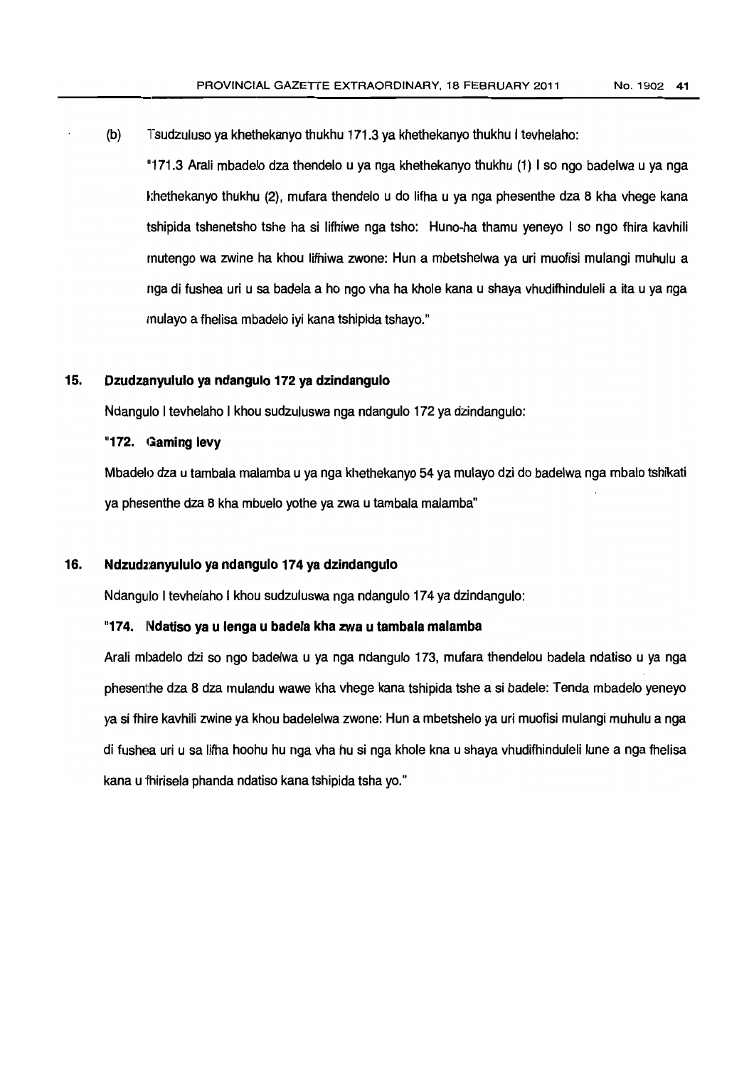(b) Tsudzuluso ya khethekanyo thukhu 171.3 ya khethekanyo thukhu I tevhelaho:

"171.3 Arali mbadelo dza thendelo u ya nga khethekanyo thukhu (1) I so ngo badelwa u ya nga khethekanyo thukhu (2), mufara thendelo u do lifha u ya nga phesenthe dza 8 kha vhege kana tshipida tshenetsho tshe ha si lifhiwe nga tsho: Huno-ha thamu yeneyo I so ngo fhira kavhili mutengo wa zwine ha khou lifhiwa zwone: Hun a mbetshelwa ya uri muofisi mulangi muhulu a nga di fushea uri u sa badela a ho ngo vha ha khole kana u shaya vhudifhinduleli a ita u ya nga mulayo a fhelisa mbadelo iyi kana tshipida tshayo."

### 15. Dzudzanyululo ya ndangulo 172 ya dzindangulo

Ndangulo I tevhelaho I khou sudzuluswa nga ndangulo 172 ya dzindangulo:

**"172. Gaming levy**

Mbadelo dza u tambala malamba u ya nga khethekanyo 54 ya mulayo dzi do badelwa nga mbalo tshikati ya phesenthe dza 8 kha mbuelo yothe ya zwa u tambala malamba"

### 16. Ndzudzanyululo ya ndangulo 174 ya dzindangulo

Ndangulo I tevhelaho I khou sudzuluswa nga ndangulo 174 ya dzindangulo:

**"174. Ndatiso ya u lenga u badela kha zwa u tambala malamba**

Arali mbadelo dzi so ngo badelwa u ya nga ndangulo 173, mufara thendelou badela ndatiso u ya nga phesenthe dza 8 dza mulandu wawe kha vhege kana tshipida tshe a si badele: Tenda mbadelo yeneyo ya si fhire kavhili zwine ya khou badelelwa zwone: Hun a mbetshelo ya uri muofisi mulangi muhulu a nga di fushea uri u sa lifha hoohu hu nga vha hu si nga khole kna u shaya vhudifhinduleli lune a nga fhelisa kana u fhirisela phanda ndatiso kana tshipida tsha yo."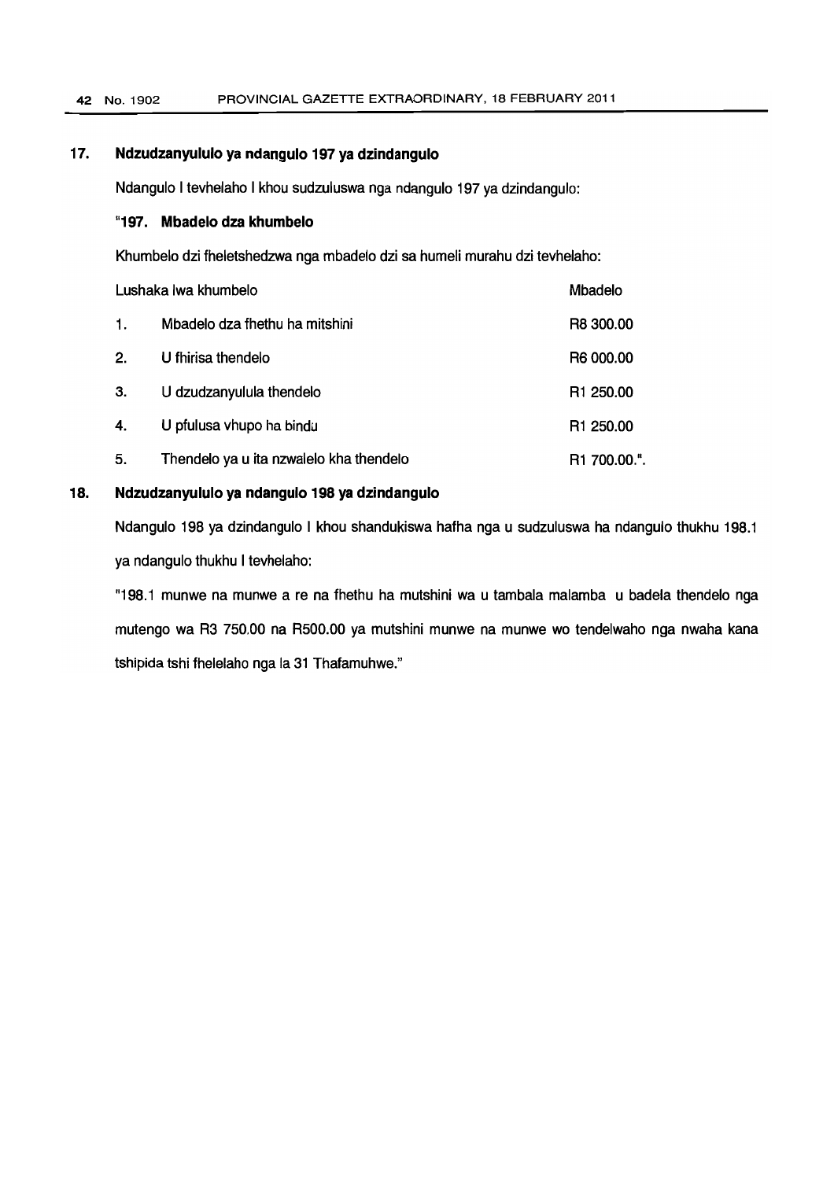## 17. Ndzudzanyululo ya ndangulo 197 ya dzindangulo

Ndangulo I tevhelaho I khou sudzuluswa nga ndangulo 197 ya dzindangulo:

### "197. Mbadelo dza khumbelo

Khumbelo dzi fheletshedzwa nga mbadelo dzi sa humeli murahu dzi tevhelaho:

| | Lushaka lwa khumbelo | Mbadelo |
|---|---|---|
| 1. | Mbadelo dza fhethu ha mitshini | R8 300.00 |
| 2. | U fhirisa thendelo | R6 000.00 |
| 3. | U dzudzanyulula thendelo | R1 250.00 |
| 4. | U pfulusa vhupo ha bindu | R1 250.00 |
| 5. | Thendelo ya u ita nzwalelo kha thendelo | R1 700.00.". |

## 18. Ndzudzanyululo ya ndangulo 198 ya dzindangulo

Ndangulo 198 ya dzindangulo I khou shandukiswa hafha nga u sudzuluswa ha ndangulo thukhu 198.1 ya ndangulo thukhu I tevhelaho:

"198.1 munwe na munwe a re na fhethu ha mutshini wa u tambala malamba u badela thendelo nga mutengo wa R3 750.00 na R500.00 ya mutshini munwe na munwe wo tendelwaho nga nwaha kana tshipida tshi fhelelaho nga la 31 Thafamuhwe."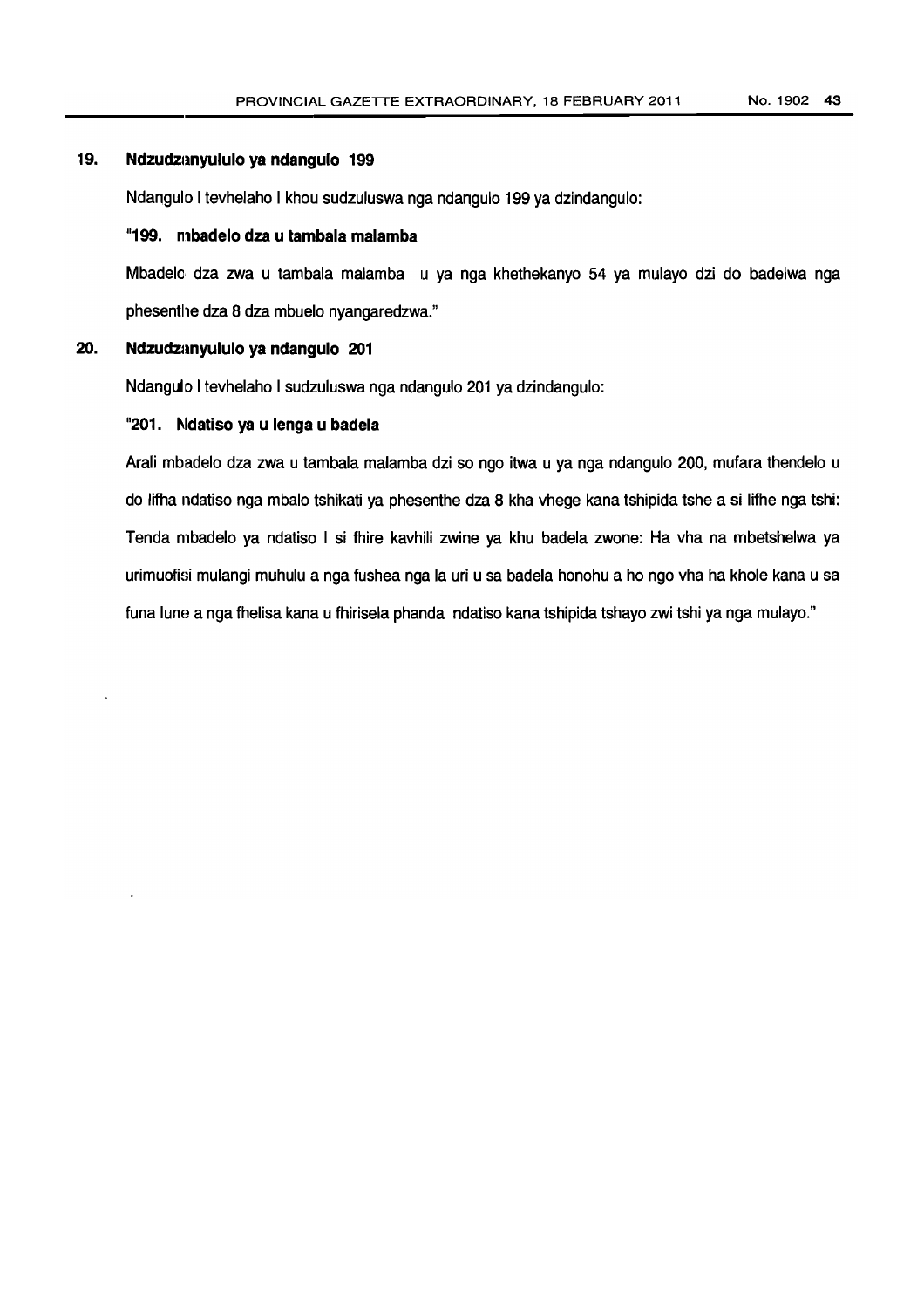## 19. Ndzudzanyululo ya ndangulo 199

Ndangulo I tevhelaho I khou sudzuluswa nga ndangulo 199 ya dzindangulo:

**"199. mbadelo dza u tambala malamba**

Mbadelo dza zwa u tambala malamba u ya nga khethekanyo 54 ya mulayo dzi do badelwa nga phesenthe dza 8 dza mbuelo nyangaredzwa."

## 20. Ndzudzanyululo ya ndangulo 201

Ndangulo I tevhelaho I sudzuluswa nga ndangulo 201 ya dzindangulo:

**"201. Ndatiso ya u lenga u badela**

Arali mbadelo dza zwa u tambala malamba dzi so ngo itwa u ya nga ndangulo 200, mufara thendelo u do lifha ndatiso nga mbalo tshikati ya phesenthe dza 8 kha vhege kana tshipida tshe a si lifhe nga tshi: Tenda mbadelo ya ndatiso I si fhire kavhili zwine ya khu badela zwone: Ha vha na mbetshelwa ya urimuofisi mulangi muhulu a nga fushea nga la uri u sa badela honohu a ho ngo vha ha khole kana u sa funa lune a nga fhelisa kana u fhirisela phanda ndatiso kana tshipida tshayo zwi tshi ya nga mulayo."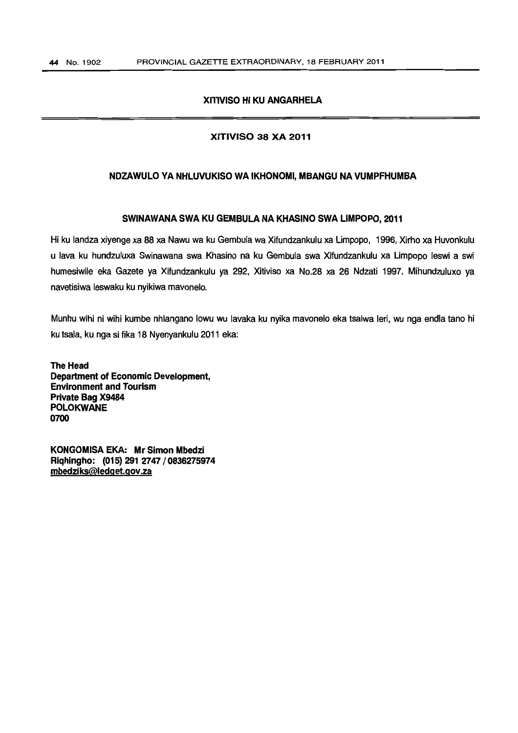## XITIVISO HI KU ANGARHELA

### XITIVISO 38 XA 2011

### NDZAWULO YA NHLUVUKISO WA IKHONOMI, MBANGU NA VUMPFHUMBA

### SWINAWANA SWA KU GEMBULA NA KHASINO SWA LIMPOPO, 2011

Hi ku landza xiyenge xa 88 xa Nawu wa ku Gembula wa Xifundzankulu xa Limpopo, 1996, Xirho xa Huvonkulu u lava ku hundzuluxa Swinawana swa Khasino na ku Gembula swa Xifundzankulu xa Limpopo leswi a swi humesiwile eka Gazete ya Xifundzankulu ya 292, Xitiviso xa No.28 xa 26 Ndzati 1997. Mihundzuluxo ya navetisiwa leswaku ku nyikiwa mavonelo.

Munhu wihi ni wihi kumbe nhlangano lowu wu lavaka ku nyika mavonelo eka tsalwa leri, wu nga endla tano hi ku tsala, ku nga si fika 18 Nyenyankulu 2011 eka:

**The Head**
**Department of Economic Development,**
**Environment and Tourism**
**Private Bag X9484**
**POLOKWANE**
**0700**

**KONGOMISA EKA: Mr Simon Mbedzi**
**Riqhingho: (015) 291 2747 / 0836275974**
**mbedziks@ledget.gov.za**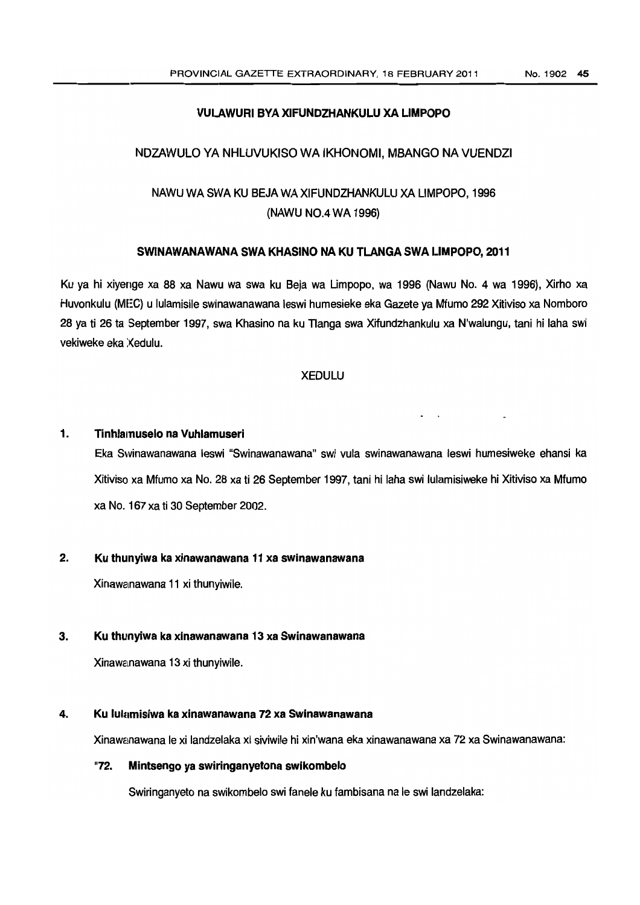**VULAWURI BYA XIFUNDZHANKULU XA LIMPOPO**

NDZAWULO YA NHLUVUKISO WA IKHONOMI, MBANGO NA VUENDZI

NAWU WA SWA KU BEJA WA XIFUNDZHANKULU XA LIMPOPO, 1996
(NAWU NO.4 WA 1996)

**SWINAWANAWANA SWA KHASINO NA KU TLANGA SWA LIMPOPO, 2011**

Ku ya hi xiyenge xa 88 xa Nawu wa swa ku Beja wa Limpopo, wa 1996 (Nawu No. 4 wa 1996), Xirho xa Huvonkulu (MEC) u lulamisile swinawanawana leswi humesieke eka Gazete ya Mfumo 292 Xitiviso xa Nomboro 28 ya ti 26 ta September 1997, swa Khasino na ku Tlanga swa Xifundzhankulu xa N'walungu, tani hi laha swi vekiweke eka Xedulu.

XEDULU

**1. Tinhlamuselo na Vuhlamuseri**

Eka Swinawanawana leswi "Swinawanawana" swi vula swinawanawana leswi humesiweke ehansi ka Xitiviso xa Mfumo xa No. 28 xa ti 26 September 1997, tani hi laha swi lulamisiweke hi Xitiviso xa Mfumo xa No. 167 xa ti 30 September 2002.

**2. Ku thunyiwa ka xinawanawana 11 xa swinawanawana**

Xinawanawana 11 xi thunyiwile.

**3. Ku thunyiwa ka xinawanawana 13 xa Swinawanawana**

Xinawanawana 13 xi thunyiwile.

**4. Ku lulamisiwa ka xinawanawana 72 xa Swinawanawana**

Xinawanawana le xi landzelaka xi siviwile hi xin'wana eka xinawanawana xa 72 xa Swinawanawana:

**"72. Mintsengo ya swiringanyetona swikombelo**

Swiringanyeto na swikombelo swi fanele ku fambisana na le swi landzelaka: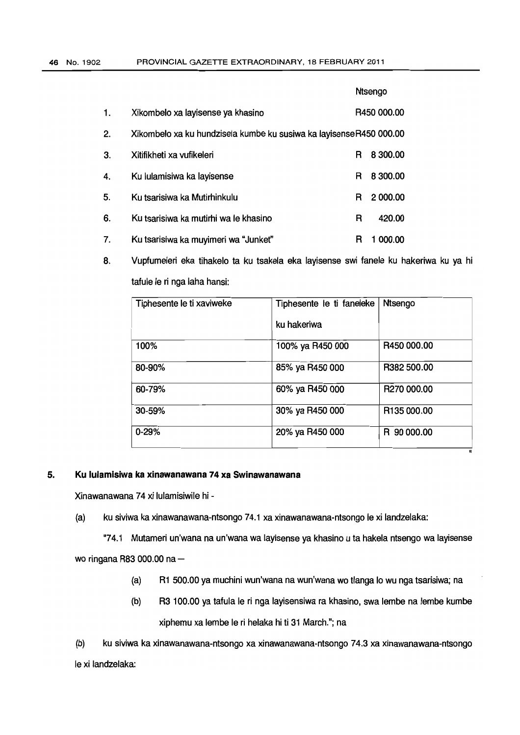| | | Ntsengo |
|---|---|---|
| 1. | Xikombelo xa layisense ya khasino | R450 000.00 |
| 2. | Xikombelo xa ku hundzisela kumbe ku susiwa ka layisense | R450 000.00 |
| 3. | Xitifikheti xa vufikeleri | R 8 300.00 |
| 4. | Ku lulamisiwa ka layisense | R 8 300.00 |
| 5. | Ku tsarisiwa ka Mutirhinkulu | R 2 000.00 |
| 6. | Ku tsarisiwa ka mutirhi wa le khasino | R 420.00 |
| 7. | Ku tsarisiwa ka muyimeri wa "Junket" | R 1 000.00 |

8. Vupfumeleri eka tihakelo ta ku tsakela eka layisense swi fanele ku hakeriwa ku ya hi tafule le ri nga laha hansi:

| Tiphesente le ti xaviweke | Tiphesente le ti faneleke ku hakeriwa | Ntsengo |
|---|---|---|
| 100% | 100% ya R450 000 | R450 000.00 |
| 80-90% | 85% ya R450 000 | R382 500.00 |
| 60-79% | 60% ya R450 000 | R270 000.00 |
| 30-59% | 30% ya R450 000 | R135 000.00 |
| 0-29% | 20% ya R450 000 | R 90 000.00 |

"

## 5. Ku lulamisiwa ka xinawanawana 74 xa Swinawanawana

Xinawanawana 74 xi lulamisiwile hi -

(a) ku siviwa ka xinawanawana-ntsongo 74.1 xa xinawanawana-ntsongo le xi landzelaka:

"74.1 Mutameri un'wana na un'wana wa layisense ya khasino u ta hakela ntsengo wa layisense wo ringana R83 000.00 na –

(a) R1 500.00 ya muchini wun'wana na wun'wana wo tlanga lo wu nga tsarisiwa; na

(b) R3 100.00 ya tafula le ri nga layisensiwa ra khasino, swa lembe na lembe kumbe xiphemu xa lembe le ri helaka hi ti 31 March."; na

(b) ku siviwa ka xinawanawana-ntsongo xa xinawanawana-ntsongo 74.3 xa xinawanawana-ntsongo le xi landzelaka: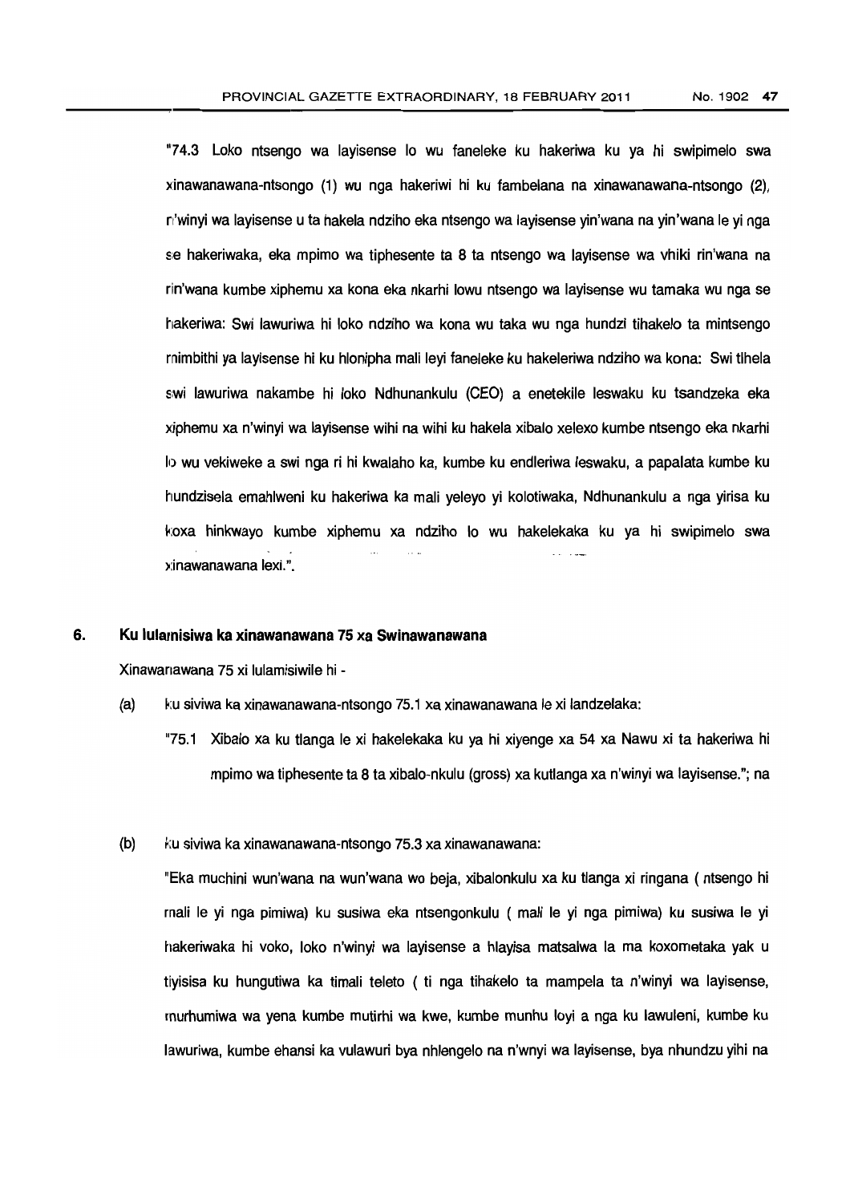"74.3 Loko ntsengo wa layisense lo wu faneleke ku hakeriwa ku ya hi swipimelo swa xinawanawana-ntsongo (1) wu nga hakeriwi hi ku fambelana na xinawanawana-ntsongo (2), n'winyi wa layisense u ta hakela ndziho eka ntsengo wa layisense yin'wana na yin'wana le yi nga se hakeriwaka, eka mpimo wa tiphesente ta 8 ta ntsengo wa layisense wa vhiki rin'wana na rin'wana kumbe xiphemu xa kona eka nkarhi lowu ntsengo wa layisense wu tamaka wu nga se hakeriwa: Swi lawuriwa hi loko ndziho wa kona wu taka wu nga hundzi tihakelo ta mintsengo mimbithi ya layisense hi ku hlonipha mali leyi faneleke ku hakeleriwa ndziho wa kona: Swi tlhela swi lawuriwa nakambe hi loko Ndhunankulu (CEO) a enetekile leswaku ku tsandzeka eka xiphemu xa n'winyi wa layisense wihi na wihi ku hakela xibalo xelexo kumbe ntsengo eka nkarhi lo wu vekiweke a swi nga ri hi kwalaho ka, kumbe ku endleriwa leswaku, a papalata kumbe ku hundzisela emahlweni ku hakeriwa ka mali yeleyo yi kolotiwaka, Ndhunankulu a nga yirisa ku koxa hinkwayo kumbe xiphemu xa ndziho lo wu hakelekaka ku ya hi swipimelo swa xinawanawana lexi.".

## 6. Ku lulamisiwa ka xinawanawana 75 xa Swinawanawana

Xinawanawana 75 xi lulamisiwile hi -

(a) ku siviwa ka xinawanawana-ntsongo 75.1 xa xinawanawana le xi landzelaka:

"75.1 Xibalo xa ku tlanga le xi hakelekaka ku ya hi xiyenge xa 54 xa Nawu xi ta hakeriwa hi mpimo wa tiphesente ta 8 ta xibalo-nkulu (gross) xa kutlanga xa n'winyi wa layisense."; na

(b) ku siviwa ka xinawanawana-ntsongo 75.3 xa xinawanawana:

"Eka muchini wun'wana na wun'wana wo beja, xibalonkulu xa ku tlanga xi ringana ( ntsengo hi mali le yi nga pimiwa) ku susiwa eka ntsengonkulu ( mali le yi nga pimiwa) ku susiwa le yi hakeriwaka hi voko, loko n'winyi wa layisense a hlayisa matsalwa la ma koxometaka yak u tiyisisa ku hungutiwa ka timali teleto ( ti nga tihakelo ta mampela ta n'winyi wa layisense, murhumiwa wa yena kumbe mutirhi wa kwe, kumbe munhu loyi a nga ku lawuleni, kumbe ku lawuriwa, kumbe ehansi ka vulawuri bya nhlengelo na n'wnyi wa layisense, bya nhundzu yihi na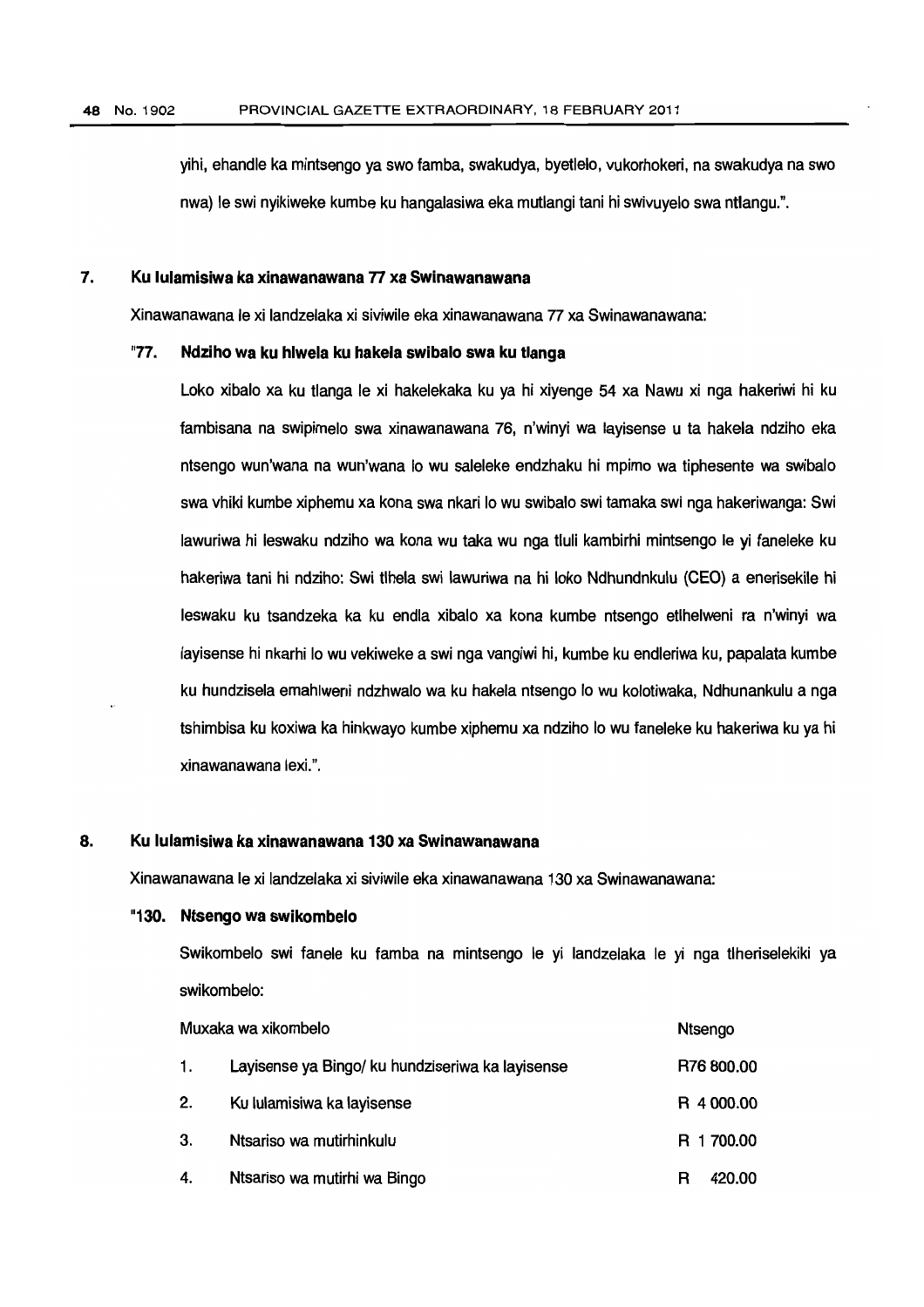yihi, ehandle ka mintsengo ya swo famba, swakudya, byetlelo, vukorhokeri, na swakudya na swo nwa) le swi nyikiweke kumbe ku hangalasiwa eka mutlangi tani hi swivuyelo swa ntlangu.".

## 7. Ku lulamisiwa ka xinawanawana 77 xa Swinawanawana

Xinawanawana le xi landzelaka xi siviwile eka xinawanawana 77 xa Swinawanawana:

### "77. Ndziho wa ku hlwela ku hakela swibalo swa ku tlanga

Loko xibalo xa ku tlanga le xi hakelekaka ku ya hi xiyenge 54 xa Nawu xi nga hakeriwi hi ku fambisana na swipimelo swa xinawanawana 76, n'winyi wa layisense u ta hakela ndziho eka ntsengo wun'wana na wun'wana lo wu saleleke endzhaku hi mpimo wa tiphesente wa swibalo swa vhiki kumbe xiphemu xa kona swa nkari lo wu swibalo swi tamaka swi nga hakeriwanga: Swi lawuriwa hi leswaku ndziho wa kona wu taka wu nga tluli kambirhi mintsengo le yi faneleke ku hakeriwa tani hi ndziho: Swi tlhela swi lawuriwa na hi loko Ndhundnkulu (CEO) a enerisekile hi leswaku ku tsandzeka ka ku endla xibalo xa kona kumbe ntsengo etlhelweni ra n'winyi wa layisense hi nkarhi lo wu vekiweke a swi nga vangiwi hi, kumbe ku endleriwa ku, papalata kumbe ku hundzisela emahlweni ndzhwalo wa ku hakela ntsengo lo wu kolotiwaka, Ndhunankulu a nga tshimbisa ku koxiwa ka hinkwayo kumbe xiphemu xa ndziho lo wu faneleke ku hakeriwa ku ya hi xinawanawana lexi.".

## 8. Ku lulamisiwa ka xinawanawana 130 xa Swinawanawana

Xinawanawana le xi landzelaka xi siviwile eka xinawanawana 130 xa Swinawanawana:

### "130. Ntsengo wa swikombelo

Swikombelo swi fanele ku famba na mintsengo le yi landzelaka le yi nga tlheriselekiki ya swikombelo:

| | Muxaka wa xikombelo | Ntsengo |
|---|---|---|
| 1. | Layisense ya Bingo/ ku hundziseriwa ka layisense | R76 800.00 |
| 2. | Ku lulamisiwa ka layisense | R 4 000.00 |
| 3. | Ntsariso wa mutirhinkulu | R 1 700.00 |
| 4. | Ntsariso wa mutirhi wa Bingo | R 420.00 |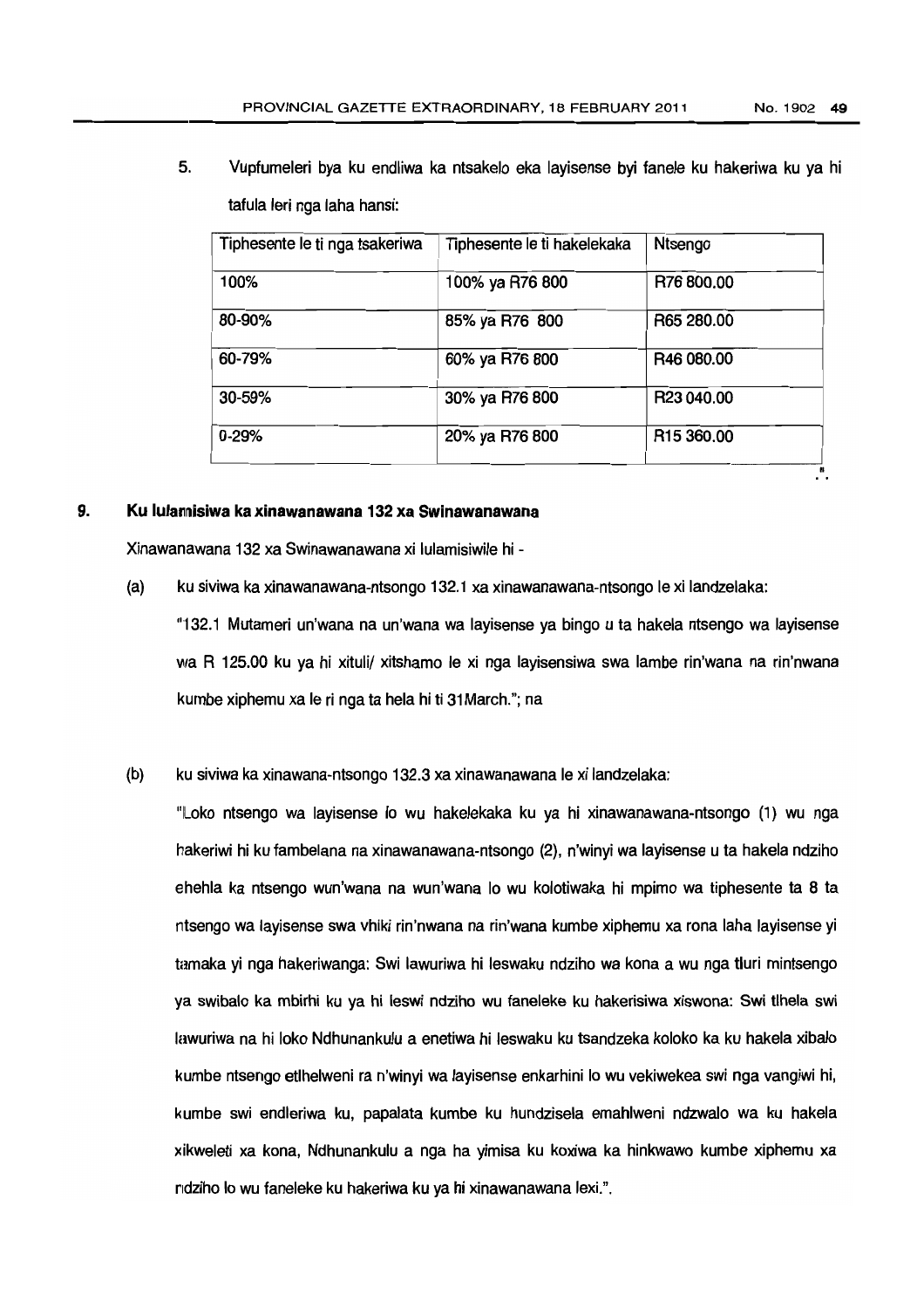5. Vupfumeleri bya ku endliwa ka ntsakelo eka layisense byi fanele ku hakeriwa ku ya hi tafula leri nga laha hansi:

| Tiphesente le ti nga tsakeriwa | Tiphesente le ti hakelekaka | Ntsengo |
|---|---|---|
| 100% | 100% ya R76 800 | R76 800.00 |
| 80-90% | 85% ya R76 800 | R65 280.00 |
| 60-79% | 60% ya R76 800 | R46 080.00 |
| 30-59% | 30% ya R76 800 | R23 040.00 |
| 0-29% | 20% ya R76 800 | R15 360.00 |

".

## 9. Ku lulamisiwa ka xinawanawana 132 xa Swinawanawana

Xinawanawana 132 xa Swinawanawana xi lulamisiwile hi -

(a) ku siviwa ka xinawanawana-ntsongo 132.1 xa xinawanawana-ntsongo le xi landzelaka:

"132.1 Mutameri un'wana na un'wana wa layisense ya bingo u ta hakela ntsengo wa layisense wa R 125.00 ku ya hi xituli/ xitshamo le xi nga layisensiwa swa lembe rin'wana na rin'nwana kumbe xiphemu xa le ri nga ta hela hi ti 31March."; na

(b) ku siviwa ka xinawana-ntsongo 132.3 xa xinawanawana le xi landzelaka:

"Loko ntsengo wa layisense lo wu hakelekaka ku ya hi xinawanawana-ntsongo (1) wu nga hakeriwi hi ku fambelana na xinawanawana-ntsongo (2), n'winyi wa layisense u ta hakela ndziho ehehla ka ntsengo wun'wana na wun'wana lo wu kolotiwaka hi mpimo wa tiphesente ta 8 ta ntsengo wa layisense swa vhiki rin'nwana na rin'wana kumbe xiphemu xa rona laha layisense yi tamaka yi nga hakeriwanga: Swi lawuriwa hi leswaku ndziho wa kona a wu nga tluri mintsengo ya swibalo ka mbirhi ku ya hi leswi ndziho wu faneleke ku hakerisiwa xiswona: Swi tlhela swi lawuriwa na hi loko Ndhunankulu a enetiwa hi leswaku ku tsandzeka koloko ka ku hakela xibalo kumbe ntsengo etlhelweni ra n'winyi wa layisense enkarhini lo wu vekiwekea swi nga vangiwi hi, kumbe swi endleriwa ku, papalata kumbe ku hundzisela emahlweni ndzwalo wa ku hakela xikweleti xa kona, Ndhunankulu a nga ha yimisa ku koxiwa ka hinkwawo kumbe xiphemu xa ndziho lo wu faneleke ku hakeriwa ku ya hi xinawanawana lexi.".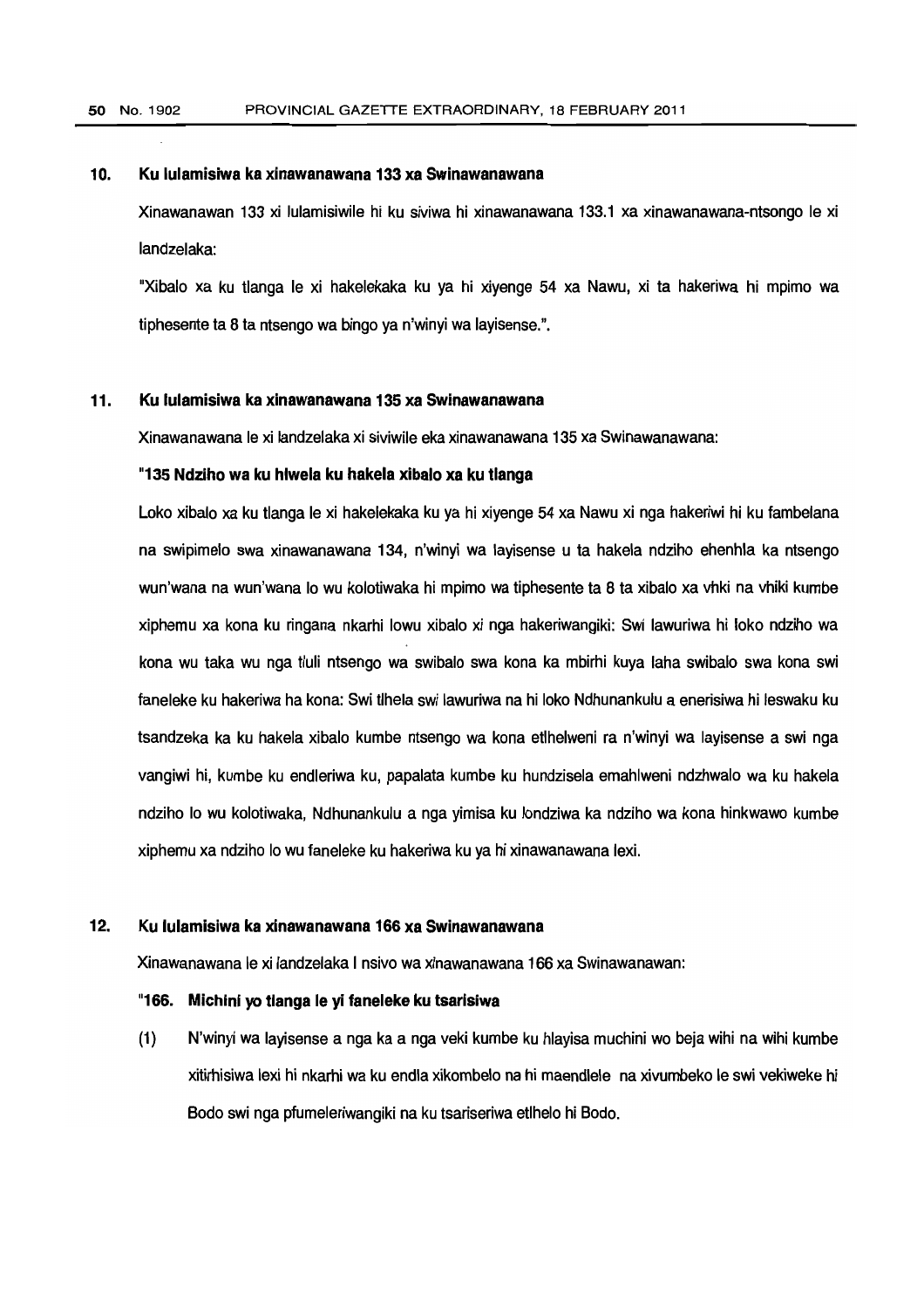## 10. Ku lulamisiwa ka xinawanawana 133 xa Swinawanawana

Xinawanawan 133 xi lulamisiwile hi ku siviwa hi xinawanawana 133.1 xa xinawanawana-ntsongo le xi landzelaka:

"Xibalo xa ku tlanga le xi hakelekaka ku ya hi xiyenge 54 xa Nawu, xi ta hakeriwa hi mpimo wa tiphesente ta 8 ta ntsengo wa bingo ya n'winyi wa layisense.".

## 11. Ku lulamisiwa ka xinawanawana 135 xa Swinawanawana

Xinawanawana le xi landzelaka xi siviwile eka xinawanawana 135 xa Swinawanawana:

**"135 Ndziho wa ku hlwela ku hakela xibalo xa ku tlanga**

Loko xibalo xa ku tlanga le xi hakelekaka ku ya hi xiyenge 54 xa Nawu xi nga hakeriwi hi ku fambelana na swipimelo swa xinawanawana 134, n'winyi wa layisense u ta hakela ndziho ehenhla ka ntsengo wun'wana na wun'wana lo wu kolotiwaka hi mpimo wa tiphesente ta 8 ta xibalo xa vhki na vhiki kumbe xiphemu xa kona ku ringana nkarhi lowu xibalo xi nga hakeriwangiki: Swi lawuriwa hi loko ndziho wa kona wu taka wu nga tluli ntsengo wa swibalo swa kona ka mbirhi kuya laha swibalo swa kona swi faneleke ku hakeriwa ha kona: Swi tlhela swi lawuriwa na hi loko Ndhunankulu a enerisiwa hi leswaku ku tsandzeka ka ku hakela xibalo kumbe ntsengo wa kona etlhelweni ra n'winyi wa layisense a swi nga vangiwi hi, kumbe ku endleriwa ku, papalata kumbe ku hundzisela emahlweni ndzhwalo wa ku hakela ndziho lo wu kolotiwaka, Ndhunankulu a nga yimisa ku londziwa ka ndziho wa kona hinkwawo kumbe xiphemu xa ndziho lo wu faneleke ku hakeriwa ku ya hi xinawanawana lexi.

## 12. Ku lulamisiwa ka xinawanawana 166 xa Swinawanawana

Xinawanawana le xi landzelaka l nsivo wa xinawanawana 166 xa Swinawanawan:

**"166. Michini yo tlanga le yi faneleke ku tsarisiwa**

(1) N'winyi wa layisense a nga ka a nga veki kumbe ku hlayisa muchini wo beja wihi na wihi kumbe xitirhisiwa lexi hi nkarhi wa ku endla xikombelo na hi maendlele na xivumbeko le swi vekiweke hi Bodo swi nga pfumeleriwangiki na ku tsariseriwa etlhelo hi Bodo.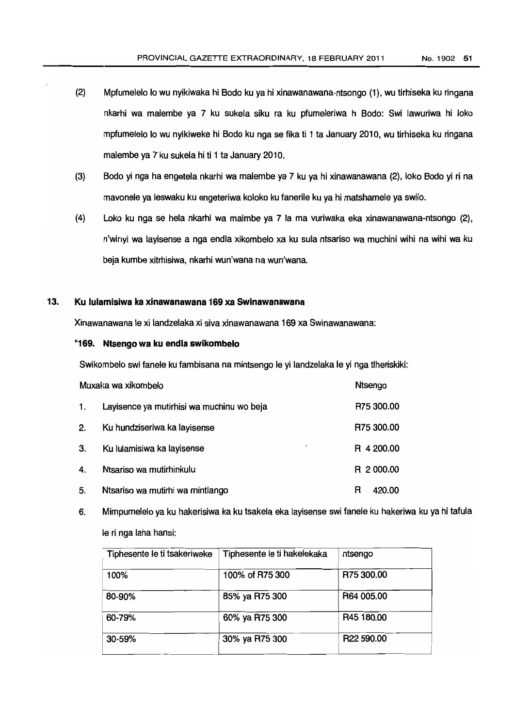(2) Mpfumelelo lo wu nyikiwaka hi Bodo ku ya hi xinawanawana-ntsongo (1), wu tirhiseka ku ringana nkarhi wa malembe ya 7 ku sukela siku ra ku pfumeleriwa h Bodo: Swi lawuriwa hi loko mpfumelelo lo wu nyikiweke hi Bodo ku nga se fika ti 1 ta January 2010, wu tirhiseka ku ringana malembe ya 7 ku sukela hi ti 1 ta January 2010.

(3) Bodo yi nga ha engetela nkarhi wa malembe ya 7 ku ya hi xinawanawana (2), loko Bodo yi ri na mavonele ya leswaku ku engeteriwa koloko ku fanerile ku ya hi matshamele ya swilo.

(4) Loko ku nga se hela nkarhi wa malmbe ya 7 la ma vuriwaka eka xinawanawana-ntsongo (2), n'winyi wa layisense a nga endla xikombelo xa ku sula ntsariso wa muchini wihi na wihi wa ku beja kumbe xitrhisiwa, nkarhi wun'wana na wun'wana.

## 13. Ku lulamisiwa ka xinawanawana 169 xa Swinawanawana

Xinawanawana le xi landzelaka xi siva xinawanawana 169 xa Swinawanawana:

**"169. Ntsengo wa ku endla swikombelo**

Swikombelo swi fanele ku fambisana na mintsengo le yi landzelaka le yi nga tlheriskiki:

| Muxaka wa xikombelo | Ntsengo |
|---|---|
| 1. Layisence ya mutirhisi wa muchinu wo beja | R75 300.00 |
| 2. Ku hundziseriwa ka layisense | R75 300.00 |
| 3. Ku lulamisiwa ka layisense | R 4 200.00 |
| 4. Ntsariso wa mutirhinkulu | R 2 000.00 |
| 5. Ntsariso wa mutirhi wa mintlango | R 420.00 |

6. Mimpumelelo ya ku hakerisiwa ka ku tsakela eka layisense swi fanele ku hakeriwa ku ya hi tafula le ri nga laha hansi:

| Tiphesente le ti tsakeriweke | Tiphesente le ti hakelekaka | ntsengo |
|---|---|---|
| 100% | 100% of R75 300 | R75 300.00 |
| 80-90% | 85% ya R75 300 | R64 005.00 |
| 60-79% | 60% ya R75 300 | R45 180.00 |
| 30-59% | 30% ya R75 300 | R22 590.00 |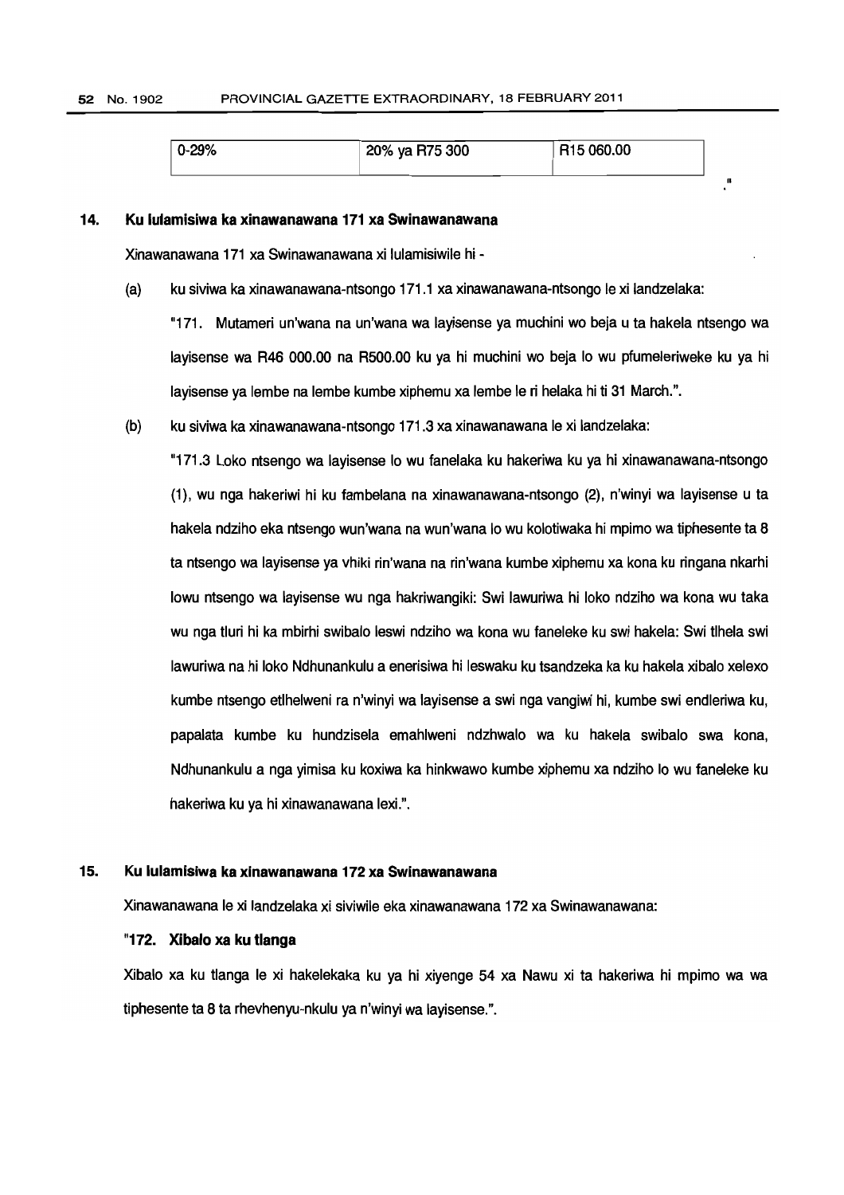| 0-29% | 20% ya R75 300 | R15 060.00 |
|---|---|---|

."

**14. Ku lulamisiwa ka xinawanawana 171 xa Swinawanawana**

Xinawanawana 171 xa Swinawanawana xi lulamisiwile hi -

(a) ku siviwa ka xinawanawana-ntsongo 171.1 xa xinawanawana-ntsongo le xi landzelaka:

"171. Mutameri un'wana na un'wana wa layisense ya muchini wo beja u ta hakela ntsengo wa layisense wa R46 000.00 na R500.00 ku ya hi muchini wo beja lo wu pfumeleriweke ku ya hi layisense ya lembe na lembe kumbe xiphemu xa lembe le ri helaka hi ti 31 March.".

(b) ku siviwa ka xinawanawana-ntsongo 171.3 xa xinawanawana le xi landzelaka:

"171.3 Loko ntsengo wa layisense lo wu fanelaka ku hakeriwa ku ya hi xinawanawana-ntsongo (1), wu nga hakeriwi hi ku fambelana na xinawanawana-ntsongo (2), n'winyi wa layisense u ta hakela ndziho eka ntsengo wun'wana na wun'wana lo wu kolotiwaka hi mpimo wa tiphesente ta 8 ta ntsengo wa layisense ya vhiki rin'wana na rin'wana kumbe xiphemu xa kona ku ringana nkarhi lowu ntsengo wa layisense wu nga hakriwangiki: Swi lawuriwa hi loko ndziho wa kona wu taka wu nga tluri hi ka mbirhi swibalo leswi ndziho wa kona wu faneleke ku swi hakela: Swi tlhela swi lawuriwa na hi loko Ndhunankulu a enerisiwa hi leswaku ku tsandzeka ka ku hakela xibalo xelexo kumbe ntsengo etlhelweni ra n'winyi wa layisense a swi nga vangiwi hi, kumbe swi endleriwa ku, papalata kumbe ku hundzisela emahlweni ndzhwalo wa ku hakela swibalo swa kona, Ndhunankulu a nga yimisa ku koxiwa ka hinkwawo kumbe xiphemu xa ndziho lo wu faneleke ku hakeriwa ku ya hi xinawanawana lexi.".

**15. Ku lulamisiwa ka xinawanawana 172 xa Swinawanawana**

Xinawanawana le xi landzelaka xi siviwile eka xinawanawana 172 xa Swinawanawana:

**"172. Xibalo xa ku tlanga**

Xibalo xa ku tlanga le xi hakelekaka ku ya hi xiyenge 54 xa Nawu xi ta hakeriwa hi mpimo wa wa tiphesente ta 8 ta rhevhenyu-nkulu ya n'winyi wa layisense.".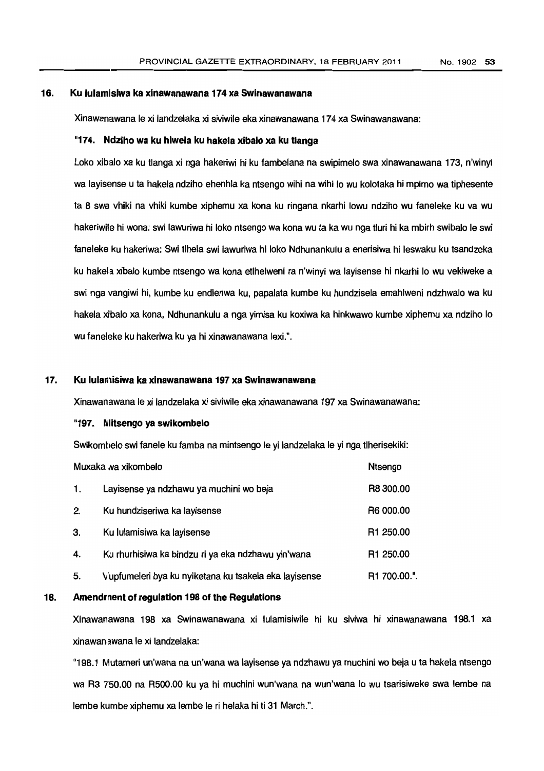## 16. Ku lulamisiwa ka xinawanawana 174 xa Swinawanawana

Xinawanawana le xi landzelaka xi siviwile eka xinawanawana 174 xa Swinawanawana:

**"174. Ndziho wa ku hlwela ku hakela xibalo xa ku tlanga**

Loko xibalo xa ku tlanga xi nga hakeriwi hi ku fambelana na swipimelo swa xinawanawana 173, n'winyi wa layisense u ta hakela ndziho ehenhla ka ntsengo wihi na wihi lo wu kolotaka hi mpimo wa tiphesente ta 8 swa vhiki na vhiki kumbe xiphemu xa kona ku ringana nkarhi lowu ndziho wu faneleke ku va wu hakeriwile hi wona: swi lawuriwa hi loko ntsengo wa kona wu ta ka wu nga tluri hi ka mbirh swibalo le swi faneleke ku hakeriwa: Swi tlhela swi lawuriwa hi loko Ndhunankulu a enerisiwa hi leswaku ku tsandzeka ku hakela xibalo kumbe ntsengo wa kona etlhelweni ra n'winyi wa layisense hi nkarhi lo wu vekiweke a swi nga vangiwi hi, kumbe ku endleriwa ku, papalata kumbe ku hundzisela emahlweni ndzhwalo wa ku hakela xibalo xa kona, Ndhunankulu a nga yimisa ku koxiwa ka hinkwawo kumbe xiphemu xa ndziho lo wu faneleke ku hakeriwa ku ya hi xinawanawana lexi.".

## 17. Ku lulamisiwa ka xinawanawana 197 xa Swinawanawana

Xinawanawana le xi landzelaka xi siviwile eka xinawanawana 197 xa Swinawanawana:

**"197. Mitsengo ya swikombelo**

Swikombelo swi fanele ku famba na mintsengo le yi landzelaka le yi nga tlherisekiki:

| | Muxaka wa xikombelo | Ntsengo |
|---|---|---|
| 1. | Layisense ya ndzhawu ya muchini wo beja | R8 300.00 |
| 2. | Ku hundziseriwa ka layisense | R6 000.00 |
| 3. | Ku lulamisiwa ka layisense | R1 250.00 |
| 4. | Ku rhurhisiwa ka bindzu ri ya eka ndzhawu yin'wana | R1 250.00 |
| 5. | Vupfumeleri bya ku nyiketana ku tsakela eka layisense | R1 700.00.". |

## 18. Amendment of regulation 198 of the Regulations

Xinawanawana 198 xa Swinawanawana xi lulamisiwile hi ku siviwa hi xinawanawana 198.1 xa xinawanawana le xi landzelaka:

"198.1 Mutameri un'wana na un'wana wa layisense ya ndzhawu ya muchini wo beja u ta hakela ntsengo wa R3 750.00 na R500.00 ku ya hi muchini wun'wana na wun'wana lo wu tsarisiweke swa lembe na lembe kumbe xiphemu xa lembe le ri helaka hi ti 31 March.".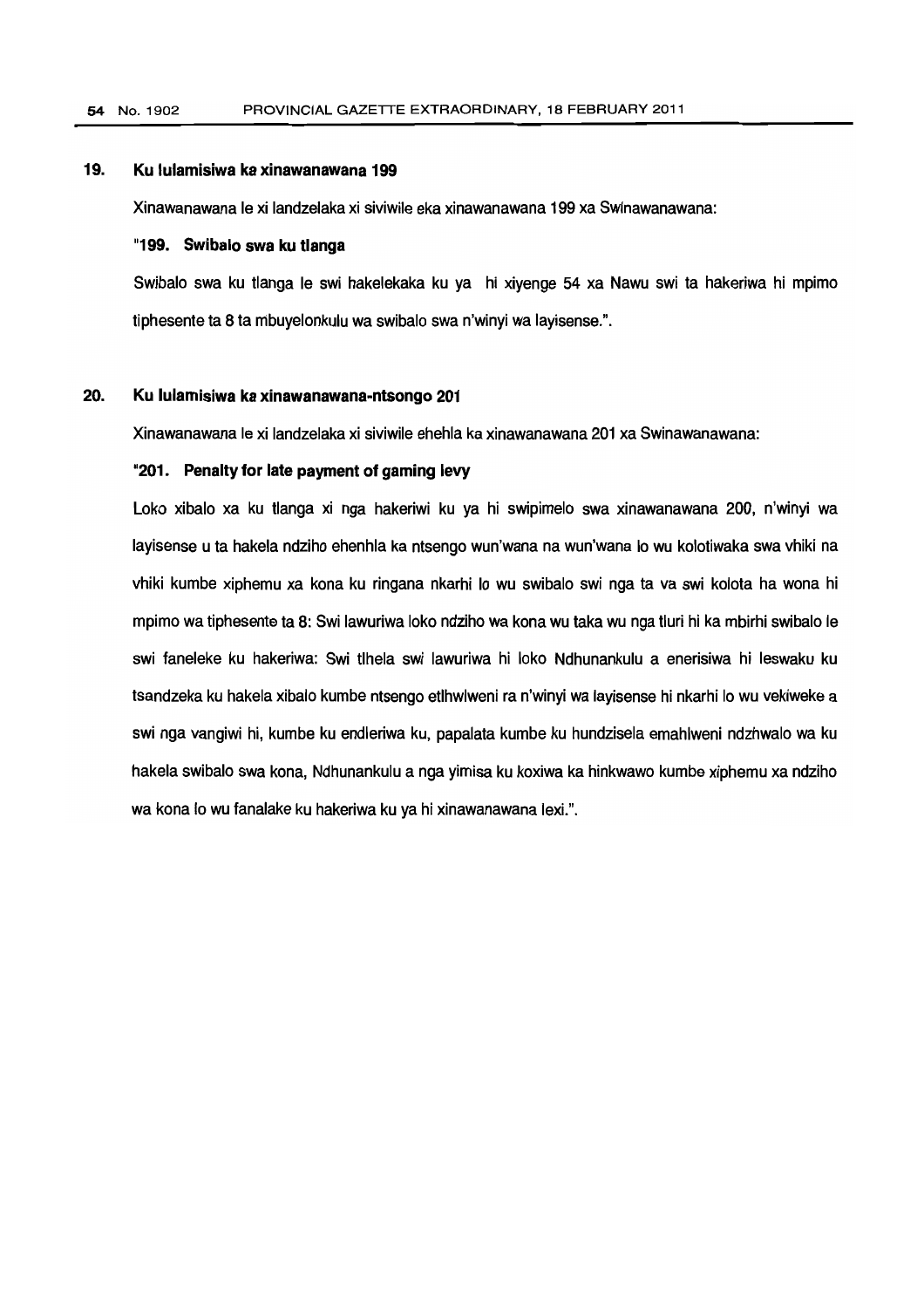## 19. Ku lulamisiwa ka xinawanawana 199

Xinawanawana le xi landzelaka xi siviwile eka xinawanawana 199 xa Swinawanawana:

### "199. Swibalo swa ku tlanga

Swibalo swa ku tlanga le swi hakelekaka ku ya hi xiyenge 54 xa Nawu swi ta hakeriwa hi mpimo tiphesente ta 8 ta mbuyelonkulu wa swibalo swa n'winyi wa layisense.".

## 20. Ku lulamisiwa ka xinawanawana-ntsongo 201

Xinawanawana le xi landzelaka xi siviwile ehehla ka xinawanawana 201 xa Swinawanawana:

### "201. Penalty for late payment of gaming levy

Loko xibalo xa ku tlanga xi nga hakeriwi ku ya hi swipimelo swa xinawanawana 200, n'winyi wa layisense u ta hakela ndziho ehenhla ka ntsengo wun'wana na wun'wana lo wu kolotiwaka swa vhiki na vhiki kumbe xiphemu xa kona ku ringana nkarhi lo wu swibalo swi nga ta va swi kolota ha wona hi mpimo wa tiphesente ta 8: Swi lawuriwa loko ndziho wa kona wu taka wu nga tluri hi ka mbirhi swibalo le swi faneleke ku hakeriwa: Swi tlhela swi lawuriwa hi loko Ndhunankulu a enerisiwa hi leswaku ku tsandzeka ku hakela xibalo kumbe ntsengo etlhwlweni ra n'winyi wa layisense hi nkarhi lo wu vekiweke a swi nga vangiwi hi, kumbe ku endleriwa ku, papalata kumbe ku hundzisela emahlweni ndzhwalo wa ku hakela swibalo swa kona, Ndhunankulu a nga yimisa ku koxiwa ka hinkwawo kumbe xiphemu xa ndziho wa kona lo wu fanalake ku hakeriwa ku ya hi xinawanawana lexi.".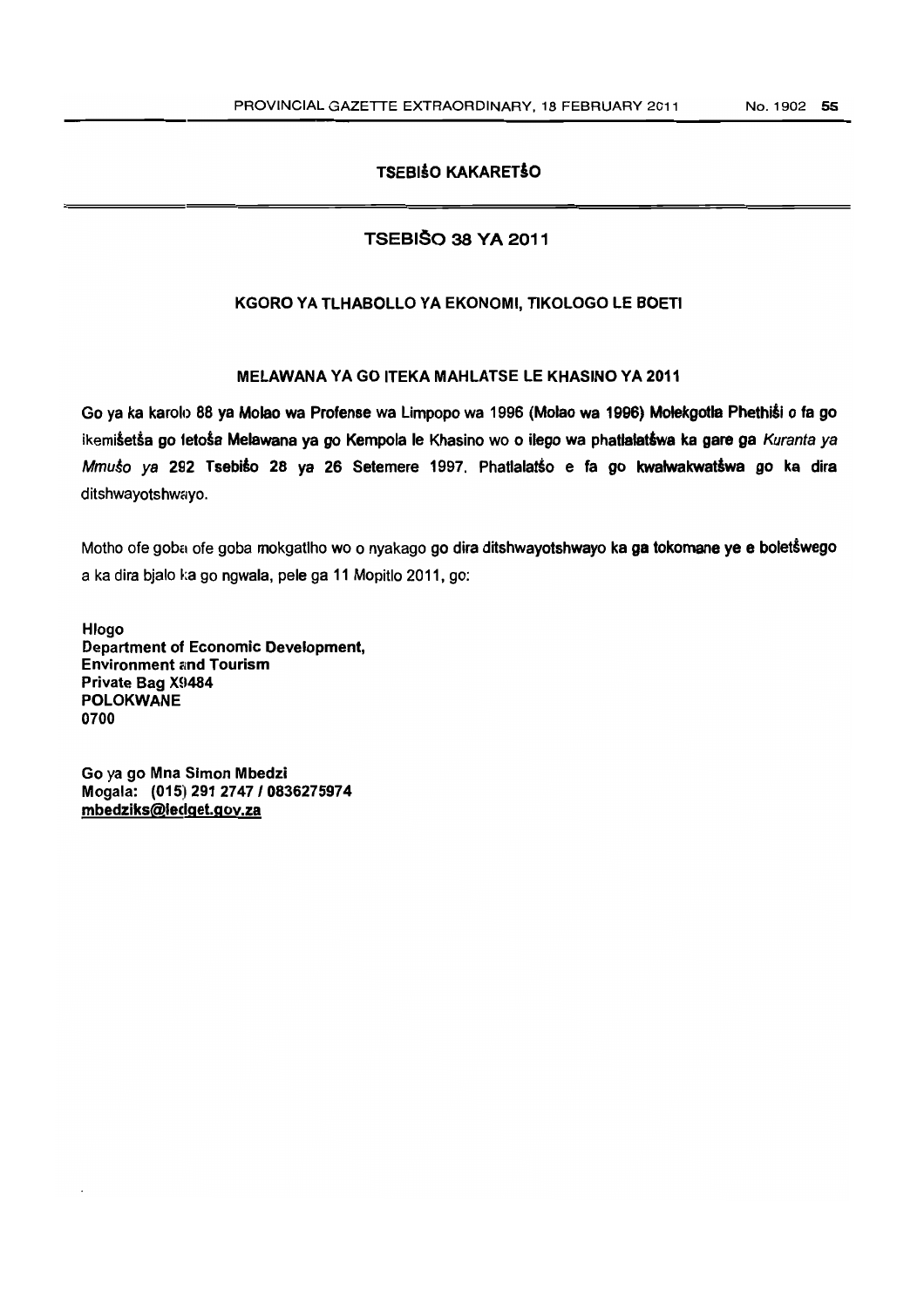## TSEBIŠO KAKARETŠO

## TSEBIŠO 38 YA 2011

### KGORO YA TLHABOLLO YA EKONOMI, TIKOLOGO LE BOETI

### MELAWANA YA GO ITEKA MAHLATSE LE KHASINO YA 2011

Go ya ka karolo 88 ya **Molao wa Profense** wa Limpopo wa 1996 **(Molao wa 1996) Molekgotla Phethiši** o fa go ikemišetša **go fetoša Melawana ya go Kempola le** Khasino wo **o ilego wa phatlalatšwa ka gare ga** *Kuranta ya Mmušo ya* 292 **Tsebišo** 28 ya 26 Setemere 1997. Phatlalatšo e **fa go kwalwakwatšwa go ka dira** ditshwayotshwayo.

Motho ofe goba ofe goba mokgatlho wo o nyakago **go dira ditshwayotshwayo ka ga tokomane ye e boletšwego** a ka dira bjalo ka go ngwala, pele ga 11 Mopitlo 2011, go:

**Hlogo**
**Department of Economic Development,**
**Environment and Tourism**
**Private Bag X9484**
**POLOKWANE**
**0700**

**Go ya go Mna Simon Mbedzi**
**Mogala: (015) 291 2747 / 0836275974**
**mbedziks@ledget.gov.za**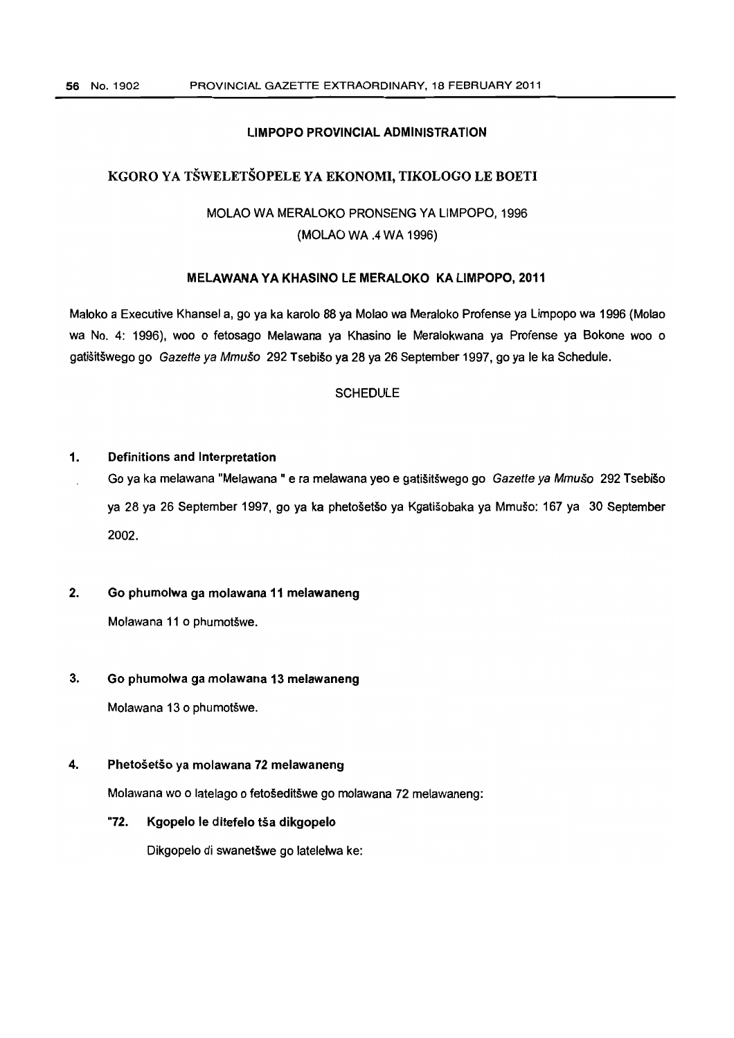**LIMPOPO PROVINCIAL ADMINISTRATION**

**KGORO YA TŠWELETŠOPELE YA EKONOMI, TIKOLOGO LE BOETI**

MOLAO WA MERALOKO PRONSENG YA LIMPOPO, 1996
(MOLAO WA .4 WA 1996)

**MELAWANA YA KHASINO LE MERALOKO KA LIMPOPO, 2011**

Maloko a Executive Khansel a, go ya ka karolo 88 ya Molao wa Meraloko Profense ya Limpopo wa 1996 (Molao wa No. 4: 1996), woo o fetosago Melawana ya Khasino le Meralokwana ya Profense ya Bokone woo o gatišitšwego go *Gazette ya Mmušo* 292 Tsebišo ya 28 ya 26 September 1997, go ya le ka Schedule.

SCHEDULE

**1. Definitions and Interpretation**

Go ya ka melawana "Melawana " e ra melawana yeo e gatišitšwego go *Gazette ya Mmušo* 292 Tsebišo ya 28 ya 26 September 1997, go ya ka phetošetšo ya Kgatišobaka ya Mmušo: 167 ya 30 September 2002.

**2. Go phumolwa ga molawana 11 melawaneng**

Molawana 11 o phumotšwe.

**3. Go phumolwa ga molawana 13 melawaneng**

Molawana 13 o phumotšwe.

**4. Phetošetšo ya molawana 72 melawaneng**

Molawana wo o latelago o fetošeditšwe go molawana 72 melawaneng:

**"72. Kgopelo le ditefelo tša dikgopelo**

Dikgopelo di swanetšwe go latelelwa ke: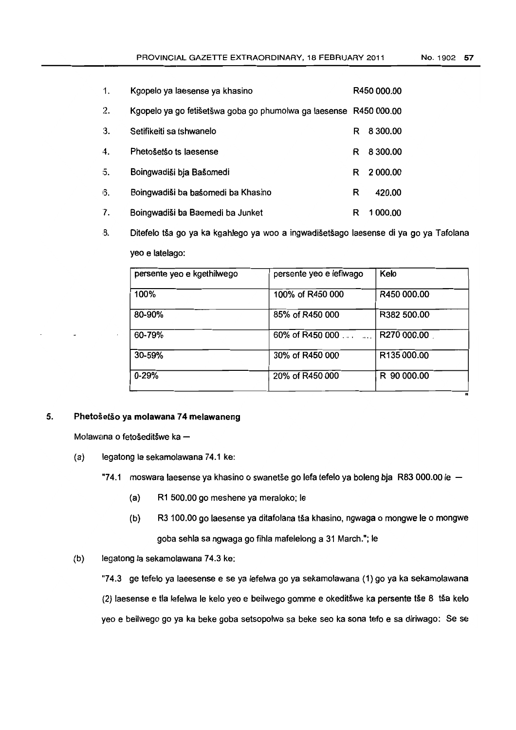1. Kgopelo ya laesense ya khasino R450 000.00
2. Kgopelo ya go fetišetšwa goba go phumolwa ga laesense R450 000.00
3. Setifikeiti sa tshwanelo R 8 300.00
4. Phetošetšo ts laesense R 8 300.00
5. Boingwadiši bja Bašomedi R 2 000.00
6. Boingwadiši ba bašomedi ba Khasino R 420.00
7. Boingwadiši ba Baemedi ba Junket R 1 000.00
8. Ditefelo tša go ya ka kgahlego ya woo a ingwadišetšago laesense di ya go ya Tafolana yeo e latelago:

| persente yeo e kgethilwego | persente yeo e lefiwago | Kelo |
|---|---|---|
| 100% | 100% of R450 000 | R450 000.00 |
| 80-90% | 85% of R450 000 | R382 500.00 |
| 60-79% | 60% of R450 000 .... .... | R270 000.00 |
| 30-59% | 30% of R450 000 | R135 000.00 |
| 0-29% | 20% of R450 000 | R 90 000.00 |

"

## 5. Phetošetšo ya molawana 74 melawaneng

Molawana o fetošeditšwe ka —

(a) legatong la sekamolawana 74.1 ke:

"74.1 moswara laesense ya khasino o swanetše go lefa tefelo ya boleng bja R83 000.00 le —

(a) R1 500.00 go meshene ya meraloko; le

(b) R3 100.00 go laesense ya ditafolana tša khasino, ngwaga o mongwe le o mongwe goba sehla sa ngwaga go fihla mafelelong a 31 March."; le

(b) legatong la sekamolawana 74.3 ke:

"74.3 ge tefelo ya laeesense e se ya lefelwa go ya sekamolawana (1) go ya ka sekamolawana (2) laesense e tla lefelwa le kelo yeo e beilwego gomme e okeditšwe ka persente tše 8 tša kelo yeo e beilwego go ya ka beke goba setsopolwa sa beke seo ka sona tefo e sa diriwago: Se se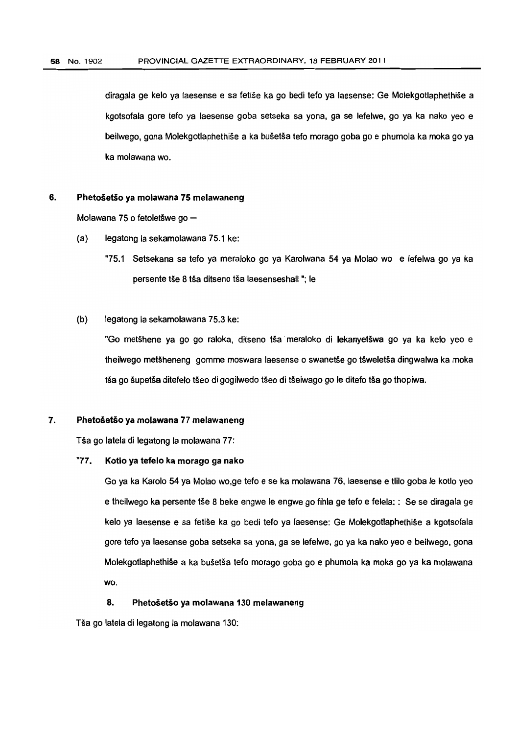diragala ge kelo ya laesense e sa fetiše ka go bedi tefo ya laesense: Ge Molekgotlaphethiše a kgotsofala gore tefo ya laesense goba setseka sa yona, ga se lefelwe, go ya ka nako yeo e beilwego, gona Molekgotlaphethiše a ka bušetša tefo morago goba go e phumola ka moka go ya ka molawana wo.

**6. Phetošetšo ya molawana 75 melawaneng**

Molawana 75 o fetoletšwe go —

(a) legatong la sekamolawana 75.1 ke:

"75.1 Setsekana sa tefo ya meraloko go ya Karolwana 54 ya Molao wo e lefelwa go ya ka persente tše 8 tša ditseno tša laesenseshall "; le

(b) legatong la sekamolawana 75.3 ke:

"Go metšhene ya go go raloka, ditseno tša meraloko di lekanyetšwa go ya ka kelo yeo e theilwego metšheneng gomme moswara laesense o swanetše go tšweletša dingwalwa ka moka tša go šupetša ditefelo tšeo di gogilwedo tšeo di tšeiwago go le ditefo tša go thopiwa.

**7. Phetošetšo ya molawana 77 melawaneng**

Tša go latela di legatong la molawana 77:

**"77. Kotlo ya tefelo ka morago ga nako**

Go ya ka Karolo 54 ya Molao wo,ge tefo e se ka molawana 76, laesense e tlilo goba le kotlo yeo e theilwego ka persente tše 8 beke engwe le engwe go fihla ge tefo e felela: : Se se diragala ge kelo ya laesense e sa fetiše ka go bedi tefo ya laesense: Ge Molekgotlaphethiše a kgotsofala gore tefo ya laesense goba setseka sa yona, ga se lefelwe, go ya ka nako yeo e beilwego, gona Molekgotlaphethiše a ka bušetša tefo morago goba go e phumola ka moka go ya ka molawana wo.

**8. Phetošetšo ya molawana 130 melawaneng**

Tša go latela di legatong la molawana 130: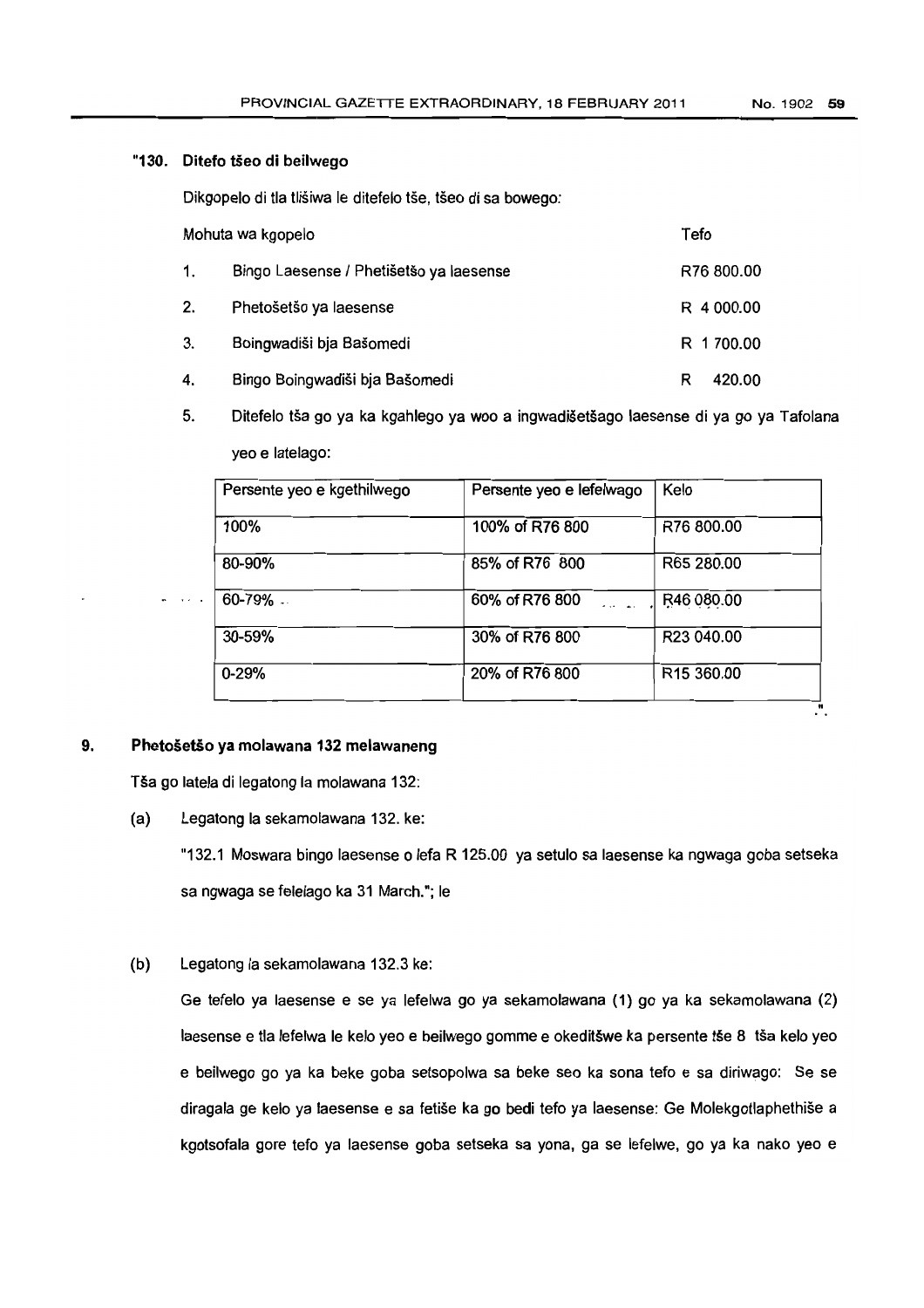**"130. Ditefo tšeo di beilwego**

Dikgopelo di tla tlišiwa le ditefelo tše, tšeo di sa bowego:

| Mohuta wa kgopelo | | Tefo |
|---|---|---|
| 1. | Bingo Laesense / Phetišetšo ya laesense | R76 800.00 |
| 2. | Phetošetšo ya laesense | R 4 000.00 |
| 3. | Boingwadiši bja Bašomedi | R 1 700.00 |
| 4. | Bingo Boingwadiši bja Bašomedi | R 420.00 |

5. Ditefelo tša go ya ka kgahlego ya woo a ingwadišetšago laesense di ya go ya Tafolana yeo e latelago:

| Persente yeo e kgethilwego | Persente yeo e lefelwago | Kelo |
|---|---|---|
| 100% | 100% of R76 800 | R76 800.00 |
| 80-90% | 85% of R76 800 | R65 280.00 |
| 60-79% | 60% of R76 800 | R46 080.00 |
| 30-59% | 30% of R76 800 | R23 040.00 |
| 0-29% | 20% of R76 800 | R15 360.00 |

".

**9. Phetošetšo ya molawana 132 melawaneng**

Tša go latela di legatong la molawana 132:

(a) Legatong la sekamolawana 132. ke:

"132.1 Moswara bingo laesense o lefa R 125.00 ya setulo sa laesense ka ngwaga goba setseka sa ngwaga se felelago ka 31 March."; le

(b) Legatong la sekamolawana 132.3 ke:

Ge tefelo ya laesense e se ya lefelwa go ya sekamolawana (1) go ya ka sekamolawana (2) laesense e tla lefelwa le kelo yeo e beilwego gomme e okeditšwe ka persente tše 8 tša kelo yeo e beilwego go ya ka beke goba setsopolwa sa beke seo ka sona tefo e sa diriwago: Se se diragala ge kelo ya laesense e sa fetiše ka go bedi tefo ya laesense: Ge Molekgotlaphethiše a kgotsofala gore tefo ya laesense goba setseka sa yona, ga se lefelwe, go ya ka nako yeo e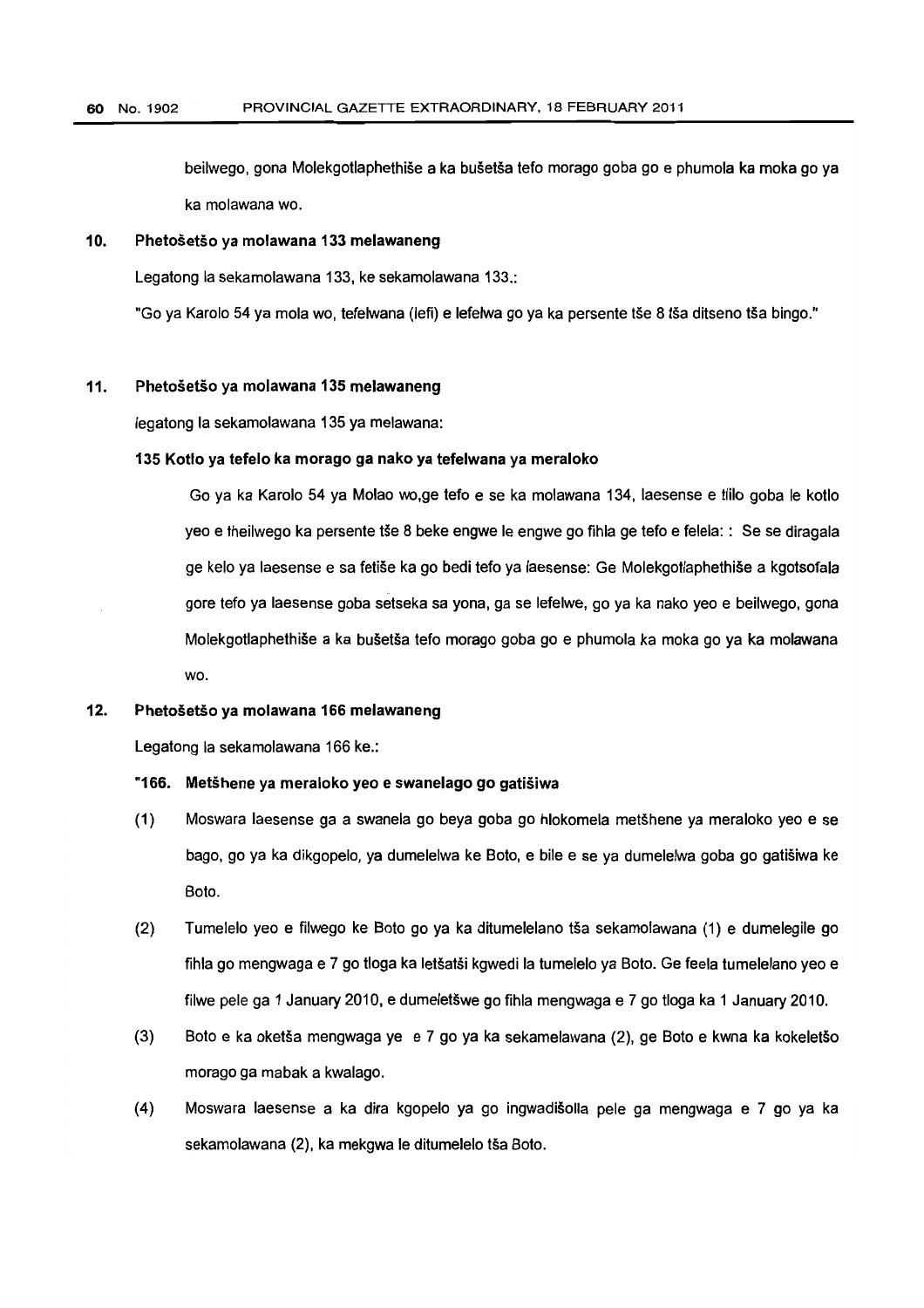beilwego, gona Molekgotlaphethiše a ka bušetša tefo morago goba go e phumola ka moka go ya ka molawana wo.

**10. Phetošetšo ya molawana 133 melawaneng**

Legatong la sekamolawana 133, ke sekamolawana 133.:

"Go ya Karolo 54 ya mola wo, tefelwana (lefi) e lefelwa go ya ka persente tše 8 tša ditseno tša bingo."

**11. Phetošetšo ya molawana 135 melawaneng**

legatong la sekamolawana 135 ya melawana:

**135 Kotlo ya tefelo ka morago ga nako ya tefelwana ya meraloko**

Go ya ka Karolo 54 ya Molao wo,ge tefo e se ka molawana 134, laesense e tšilo goba le kotlo yeo e theilwego ka persente tše 8 beke engwe le engwe go fihla ge tefo e felela: : Se se diragala ge kelo ya laesense e sa fetiše ka go bedi tefo ya laesense: Ge Molekgotlaphethiše a kgotsofala gore tefo ya laesense goba setseka sa yona, ga se lefelwe, go ya ka nako yeo e beilwego, gona Molekgotlaphethiše a ka bušetša tefo morago goba go e phumola ka moka go ya ka molawana wo.

**12. Phetošetšo ya molawana 166 melawaneng**

Legatong la sekamolawana 166 ke.:

**"166. Metšhene ya meraloko yeo e swanelago go gatišiwa**

(1) Moswara laesense ga a swanela go beya goba go hlokomela metšhene ya meraloko yeo e se bago, go ya ka dikgopelo, ya dumelelwa ke Boto, e bile e se ya dumelelwa goba go gatišiwa ke Boto.

(2) Tumelelo yeo e filwego ke Boto go ya ka ditumelelano tša sekamolawana (1) e dumelegile go fihla go mengwaga e 7 go tloga ka letšatši kgwedi la tumelelo ya Boto. Ge feela tumelelano yeo e filwe pele ga 1 January 2010, e dumeletšwe go fihla mengwaga e 7 go tloga ka 1 January 2010.

(3) Boto e ka oketša mengwaga ye e 7 go ya ka sekamelawana (2), ge Boto e kwna ka kokeletšo morago ga mabak a kwalago.

(4) Moswara laesense a ka dira kgopelo ya go ingwadišolla pele ga mengwaga e 7 go ya ka sekamolawana (2), ka mekgwa le ditumelelo tša Boto.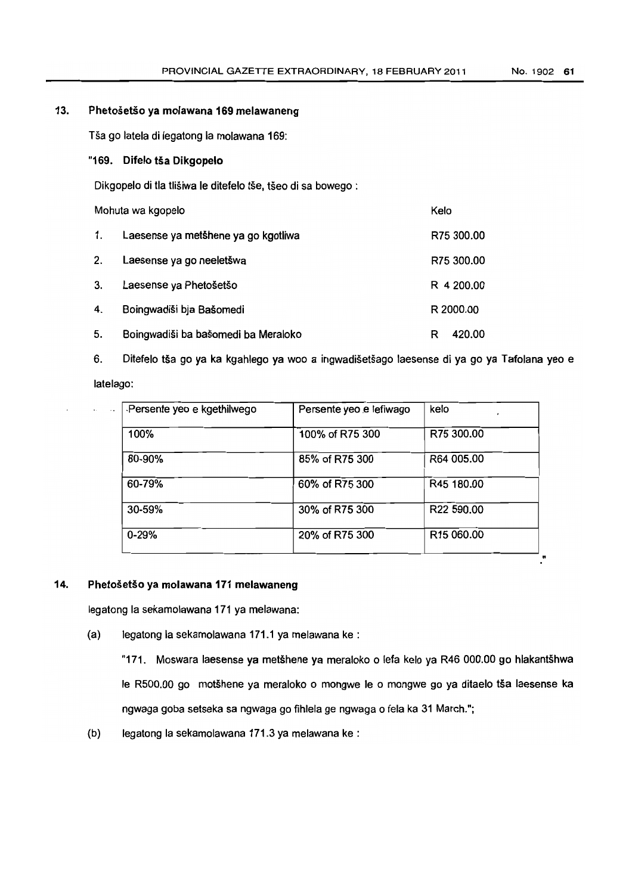### 13. Phetošetšo ya molawana 169 melawaneng

Tša go latela di legatong la molawana 169:

**"169. Difelo tša Dikgopelo**

Dikgopelo di tla tlišiwa le ditefelo tše, tšeo di sa bowego :

| | Mohuta wa kgopelo | Kelo |
|---|---|---|
| 1. | Laesense ya metšhene ya go kgotliwa | R75 300.00 |
| 2. | Laesense ya go neeletšwa | R75 300.00 |
| 3. | Laesense ya Phetošetšo | R 4 200.00 |
| 4. | Boingwadiši bja Bašomedi | R 2000.00 |
| 5. | Boingwadiši ba bašomedi ba Meraloko | R 420.00 |

6. Ditefelo tša go ya ka kgahlego ya woo a ingwadišetšago laesense di ya go ya Tafolana yeo e latelago:

| Persente yeo e kgethilwego | Persente yeo e lefiwago | kelo |
|---|---|---|
| 100% | 100% of R75 300 | R75 300.00 |
| 80-90% | 85% of R75 300 | R64 005.00 |
| 60-79% | 60% of R75 300 | R45 180.00 |
| 30-59% | 30% of R75 300 | R22 590.00 |
| 0-29% | 20% of R75 300 | R15 060.00 |

."

### 14. Phetošetšo ya molawana 171 melawaneng

legatong la sekamolawana 171 ya melawana:

(a) legatong la sekamolawana 171.1 ya melawana ke :

"171. Moswara laesense ya metšhene ya meraloko o lefa kelo ya R46 000.00 go hlakantšhwa le R500.00 go motšhene ya meraloko o mongwe le o mongwe go ya ditaelo tša laesense ka ngwaga goba setseka sa ngwaga go fihlela ge ngwaga o fela ka 31 March.";

(b) legatong la sekamolawana 171.3 ya melawana ke :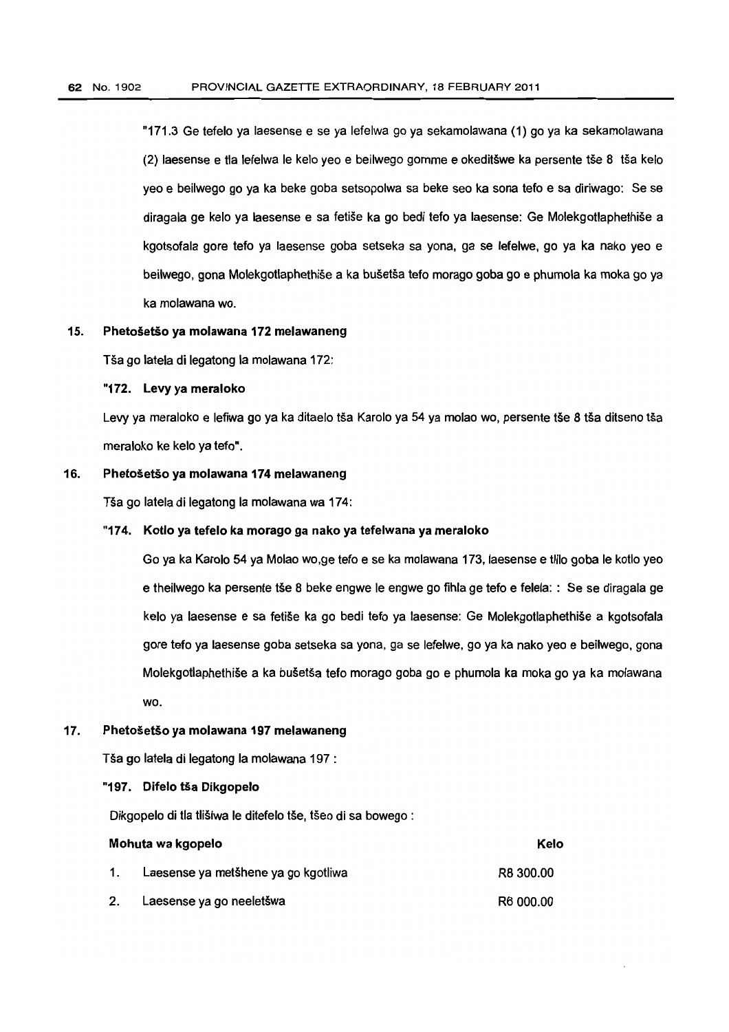"171.3 Ge tefelo ya laesense e se ya lefelwa go ya ka sekamolawana (1) go ya ka sekamolawana (2) laesense e tla lefelwa le kelo yeo e beilwego gomme e okeditšwe ka persente tše 8 tša kelo yeo e beilwego go ya ka beke goba setsopolwa sa beke seo ka sona tefo e sa diriwago: Se se diragala ge kelo ya laesense e sa fetiše ka go bedi tefo ya laesense: Ge Molekgotlaphethiše a kgotsofala gore tefo ya laesense goba setseka sa yona, ga se lefelwe, go ya ka nako yeo e beilwego, gona Molekgotlaphethiše a ka bušetša tefo morago goba go e phumola ka moka go ya ka molawana wo.

### 15. Phetošetšo ya molawana 172 melawaneng

Tša go latela di legatong la molawana 172:

**"172. Levy ya meraloko**

Levy ya meraloko e lefiwa go ya ka ditaelo tša Karolo ya 54 ya molao wo, persente tše 8 tša ditseno tša meraloko ke kelo ya tefo".

### 16. Phetošetšo ya molawana 174 melawaneng

Tša go latela di legatong la molawana wa 174:

**"174. Kotlo ya tefelo ka morago ga nako ya tefelwana ya meraloko**

Go ya ka Karolo 54 ya Molao wo,ge tefo e se ka molawana 173, laesense e tlilo goba le kotlo yeo e theilwego ka persente tše 8 beke engwe le engwe go fihla ge tefo e felela: : Se se diragala ge kelo ya laesense e sa fetiše ka go bedi tefo ya laesense: Ge Molekgotlaphethiše a kgotsofala gore tefo ya laesense goba setseka sa yona, ga se lefelwe, go ya ka nako yeo e beilwego, gona Molekgotlaphethiše a ka bušetša tefo morago goba go e phumola ka moka go ya ka molawana wo.

### 17. Phetošetšo ya molawana 197 melawaneng

Tša go latela di legatong la molawana 197 :

**"197. Difelo tša Dikgopelo**

Dikgopelo di tla tlišiwa le ditefelo tše, tšeo di sa bowego :

| Mohuta wa kgopelo | Kelo |
|---|---|
| 1. Laesense ya metšhene ya go kgotliwa | R8 300.00 |
| 2. Laesense ya go neeletšwa | R6 000.00 |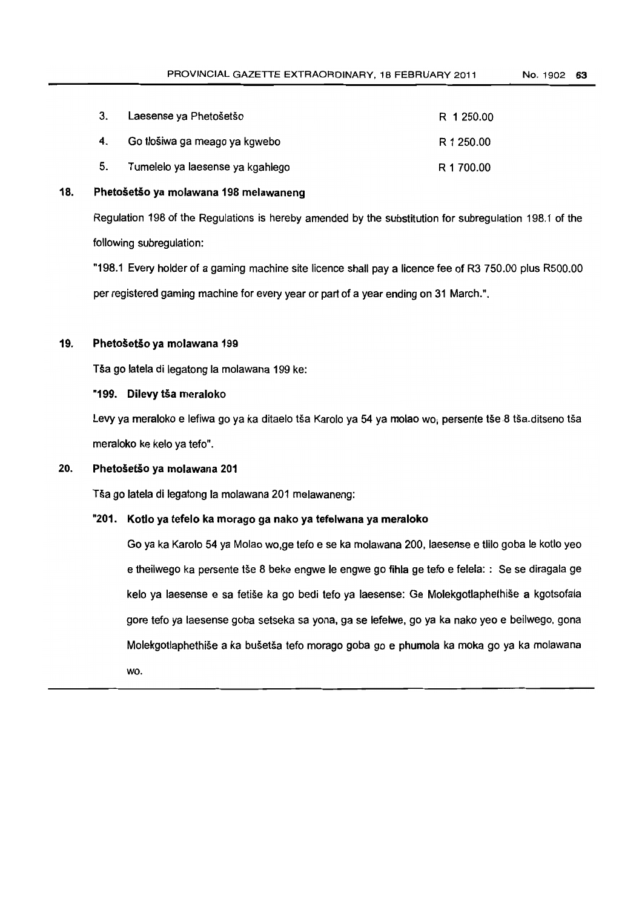| | | |
|---|---|---|
| 3. | Laesense ya Phetošetšo | R 1 250.00 |
| 4. | Go tlošiwa ga meago ya kgwebo | R 1 250.00 |
| 5. | Tumelelo ya laesense ya kgahlego | R 1 700.00 |

**18. Phetošetšo ya molawana 198 melawaneng**

Regulation 198 of the Regulations is hereby amended by the substitution for subregulation 198.1 of the following subregulation:

"198.1 Every holder of a gaming machine site licence shall pay a licence fee of R3 750.00 plus R500.00 per registered gaming machine for every year or part of a year ending on 31 March.".

**19. Phetošetšo ya molawana 199**

Tša go latela di legatong la molawana 199 ke:

**"199. Dilevy tša meraloko**

Levy ya meraloko e lefiwa go ya ka ditaelo tša Karolo ya 54 ya molao wo, persente tše 8 tša ditseno tša meraloko ke kelo ya tefo".

**20. Phetošetšo ya molawana 201**

Tša go latela di legatong la molawana 201 melawaneng:

**"201. Kotlo ya tefelo ka morago ga nako ya tefelwana ya meraloko**

Go ya ka Karolo 54 ya Molao wo,ge tefo e se ka molawana 200, laesense e tlilo goba le kotlo yeo e theilwego ka persente tše 8 beke engwe le engwe go fihla ge tefo e felela: : Se se diragala ge kelo ya laesense e sa fetiše ka go bedi tefo ya laesense: Ge Molekgotlaphethiše a kgotsofala gore tefo ya laesense goba setseka sa yona, ga se lefelwe, go ya ka nako yeo e beilwego, gona Molekgotlaphethiše a ka bušetša tefo morago goba go e phumola ka moka go ya ka molawana wo.